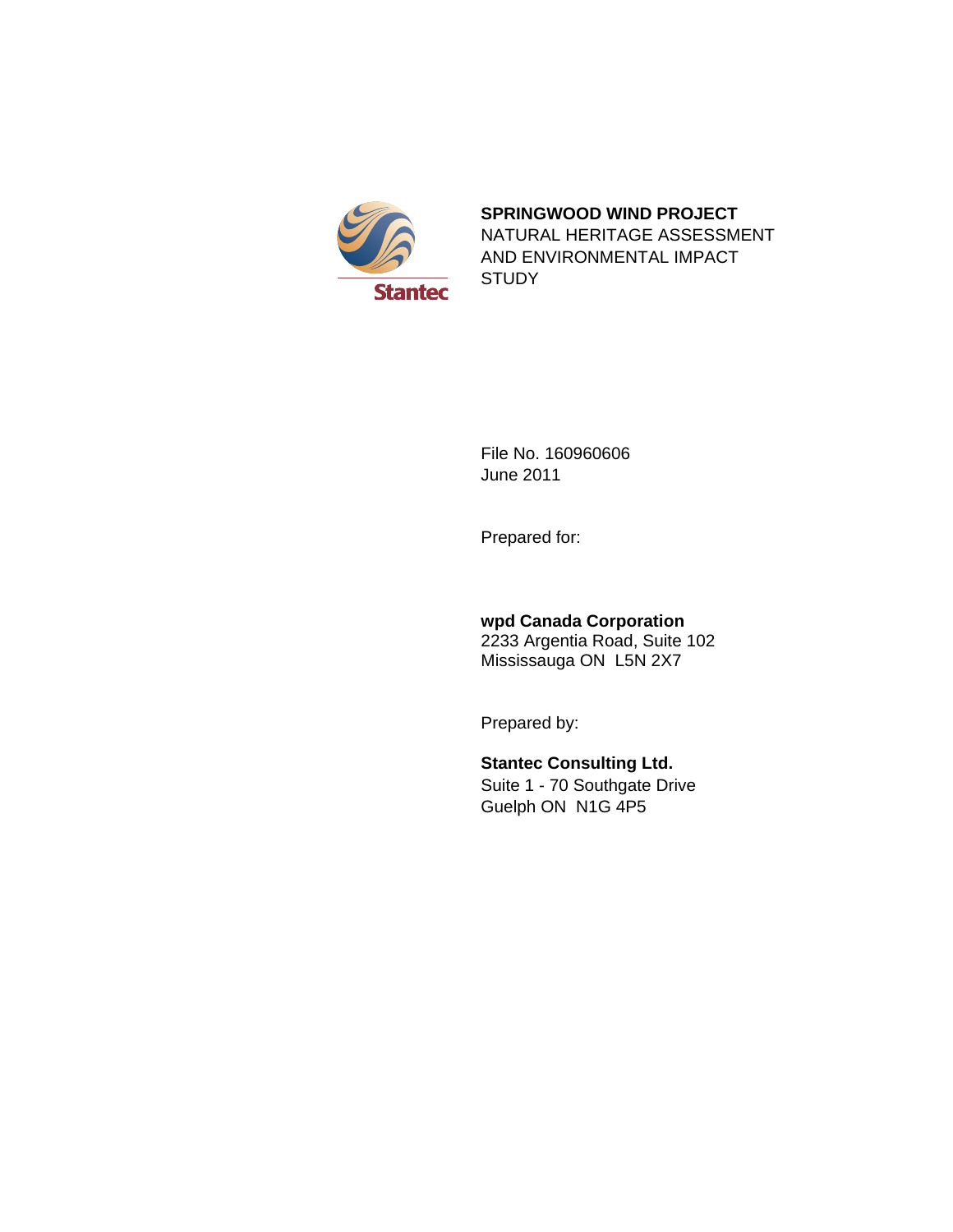Stantec

# SPRINGWOOD WIND PROJECT

NATURAL HERITAGE ASSESSMENT AND ENVIRONMENTAL IMPACT STUDY

File No. 160960606
June 2011

Prepared for:

**wpd Canada Corporation**
2233 Argentia Road, Suite 102
Mississauga ON L5N 2X7

Prepared by:

**Stantec Consulting Ltd.**
Suite 1 - 70 Southgate Drive
Guelph ON N1G 4P5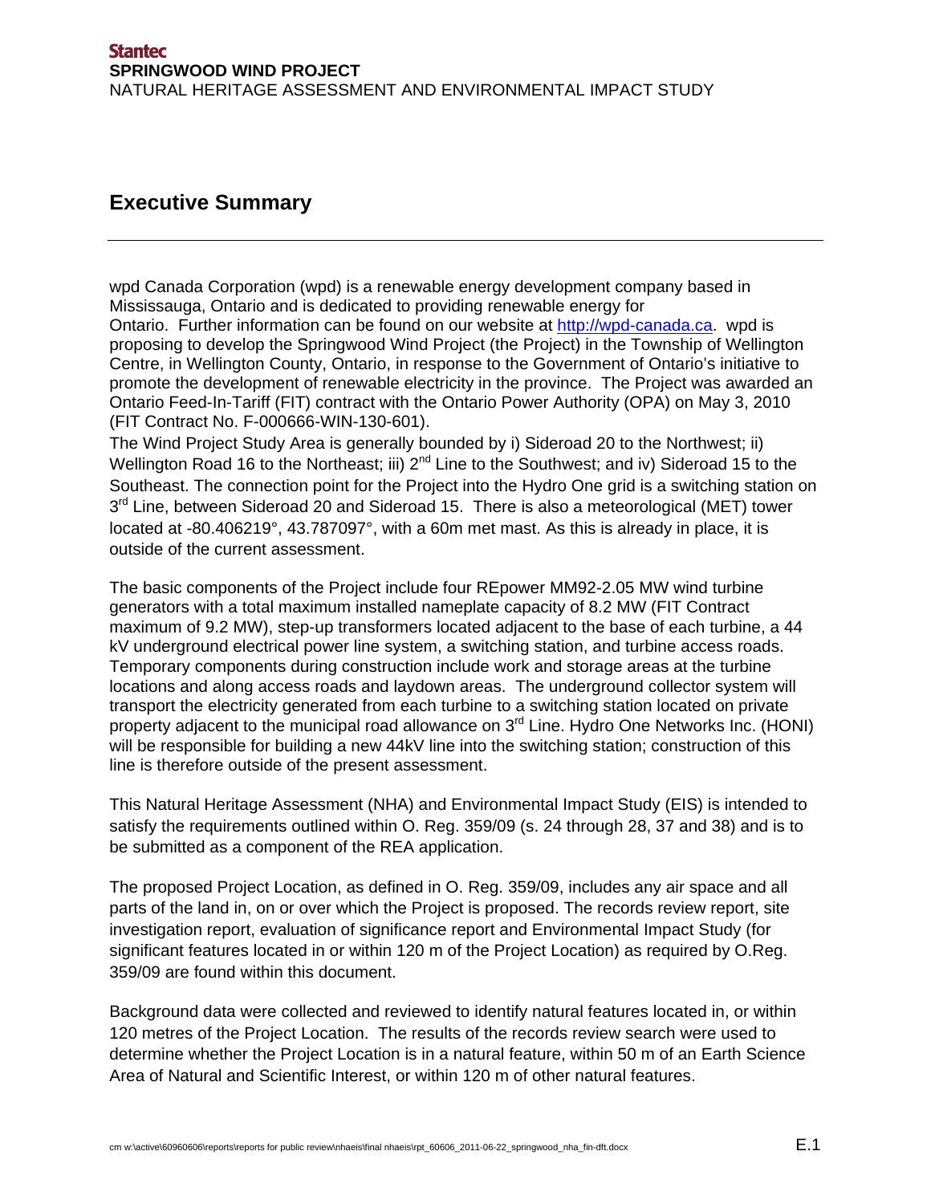## Executive Summary

wpd Canada Corporation (wpd) is a renewable energy development company based in Mississauga, Ontario and is dedicated to providing renewable energy for Ontario. Further information can be found on our website at http://wpd-canada.ca. wpd is proposing to develop the Springwood Wind Project (the Project) in the Township of Wellington Centre, in Wellington County, Ontario, in response to the Government of Ontario's initiative to promote the development of renewable electricity in the province. The Project was awarded an Ontario Feed-In-Tariff (FIT) contract with the Ontario Power Authority (OPA) on May 3, 2010 (FIT Contract No. F-000666-WIN-130-601).
The Wind Project Study Area is generally bounded by i) Sideroad 20 to the Northwest; ii) Wellington Road 16 to the Northeast; iii) 2nd Line to the Southwest; and iv) Sideroad 15 to the Southeast. The connection point for the Project into the Hydro One grid is a switching station on 3rd Line, between Sideroad 20 and Sideroad 15. There is also a meteorological (MET) tower located at -80.406219°, 43.787097°, with a 60m met mast. As this is already in place, it is outside of the current assessment.

The basic components of the Project include four REpower MM92-2.05 MW wind turbine generators with a total maximum installed nameplate capacity of 8.2 MW (FIT Contract maximum of 9.2 MW), step-up transformers located adjacent to the base of each turbine, a 44 kV underground electrical power line system, a switching station, and turbine access roads. Temporary components during construction include work and storage areas at the turbine locations and along access roads and laydown areas. The underground collector system will transport the electricity generated from each turbine to a switching station located on private property adjacent to the municipal road allowance on 3rd Line. Hydro One Networks Inc. (HONI) will be responsible for building a new 44kV line into the switching station; construction of this line is therefore outside of the present assessment.

This Natural Heritage Assessment (NHA) and Environmental Impact Study (EIS) is intended to satisfy the requirements outlined within O. Reg. 359/09 (s. 24 through 28, 37 and 38) and is to be submitted as a component of the REA application.

The proposed Project Location, as defined in O. Reg. 359/09, includes any air space and all parts of the land in, on or over which the Project is proposed. The records review report, site investigation report, evaluation of significance report and Environmental Impact Study (for significant features located in or within 120 m of the Project Location) as required by O.Reg. 359/09 are found within this document.

Background data were collected and reviewed to identify natural features located in, or within 120 metres of the Project Location. The results of the records review search were used to determine whether the Project Location is in a natural feature, within 50 m of an Earth Science Area of Natural and Scientific Interest, or within 120 m of other natural features.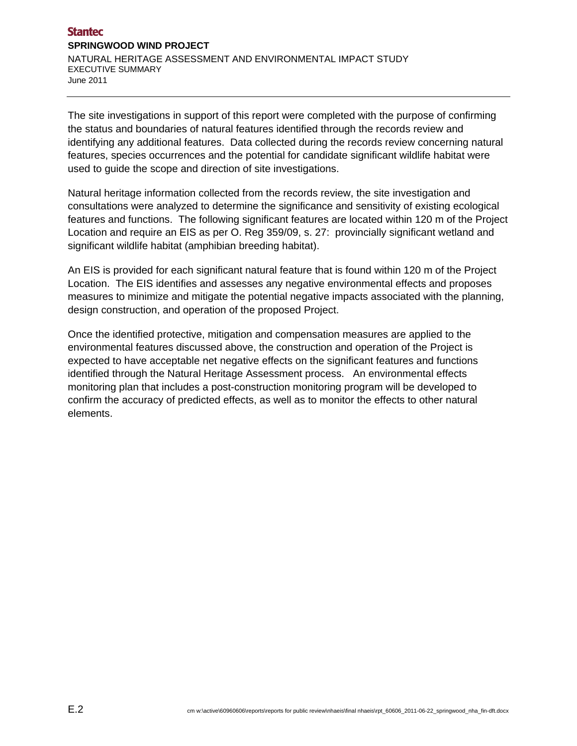The site investigations in support of this report were completed with the purpose of confirming the status and boundaries of natural features identified through the records review and identifying any additional features. Data collected during the records review concerning natural features, species occurrences and the potential for candidate significant wildlife habitat were used to guide the scope and direction of site investigations.

Natural heritage information collected from the records review, the site investigation and consultations were analyzed to determine the significance and sensitivity of existing ecological features and functions. The following significant features are located within 120 m of the Project Location and require an EIS as per O. Reg 359/09, s. 27: provincially significant wetland and significant wildlife habitat (amphibian breeding habitat).

An EIS is provided for each significant natural feature that is found within 120 m of the Project Location. The EIS identifies and assesses any negative environmental effects and proposes measures to minimize and mitigate the potential negative impacts associated with the planning, design construction, and operation of the proposed Project.

Once the identified protective, mitigation and compensation measures are applied to the environmental features discussed above, the construction and operation of the Project is expected to have acceptable net negative effects on the significant features and functions identified through the Natural Heritage Assessment process. An environmental effects monitoring plan that includes a post-construction monitoring program will be developed to confirm the accuracy of predicted effects, as well as to monitor the effects to other natural elements.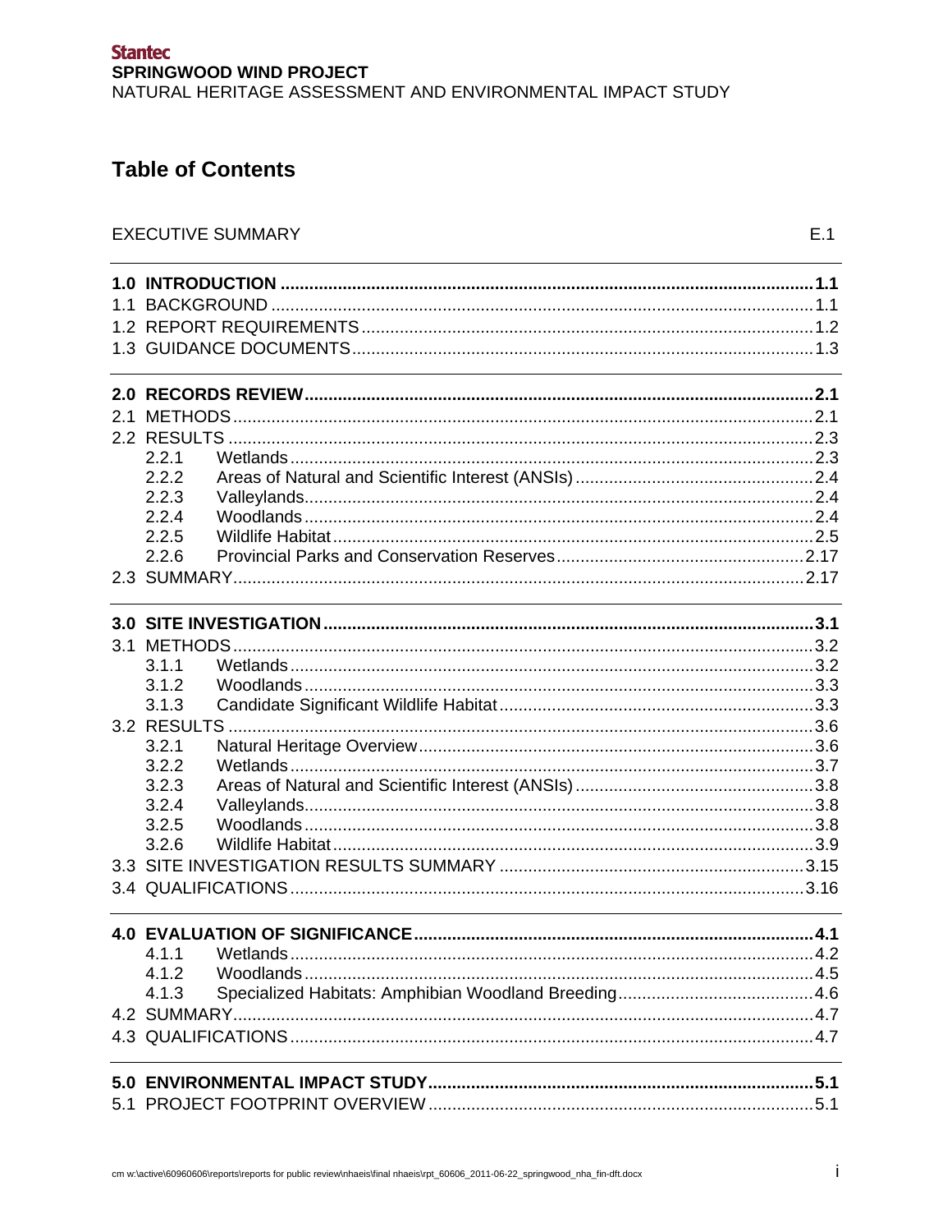# Table of Contents

EXECUTIVE SUMMARY E.1

**1.0 INTRODUCTION ... 1.1**
1.1 BACKGROUND ... 1.1
1.2 REPORT REQUIREMENTS ... 1.2
1.3 GUIDANCE DOCUMENTS ... 1.3

**2.0 RECORDS REVIEW ... 2.1**
2.1 METHODS ... 2.1
2.2 RESULTS ... 2.3
- 2.2.1 Wetlands ... 2.3
- 2.2.2 Areas of Natural and Scientific Interest (ANSIs) ... 2.4
- 2.2.3 Valleylands ... 2.4
- 2.2.4 Woodlands ... 2.4
- 2.2.5 Wildlife Habitat ... 2.5
- 2.2.6 Provincial Parks and Conservation Reserves ... 2.17

2.3 SUMMARY ... 2.17

**3.0 SITE INVESTIGATION ... 3.1**
3.1 METHODS ... 3.2
- 3.1.1 Wetlands ... 3.2
- 3.1.2 Woodlands ... 3.3
- 3.1.3 Candidate Significant Wildlife Habitat ... 3.3

3.2 RESULTS ... 3.6
- 3.2.1 Natural Heritage Overview ... 3.6
- 3.2.2 Wetlands ... 3.7
- 3.2.3 Areas of Natural and Scientific Interest (ANSIs) ... 3.8
- 3.2.4 Valleylands ... 3.8
- 3.2.5 Woodlands ... 3.8
- 3.2.6 Wildlife Habitat ... 3.9

3.3 SITE INVESTIGATION RESULTS SUMMARY ... 3.15
3.4 QUALIFICATIONS ... 3.16

**4.0 EVALUATION OF SIGNIFICANCE ... 4.1**
- 4.1.1 Wetlands ... 4.2
- 4.1.2 Woodlands ... 4.5
- 4.1.3 Specialized Habitats: Amphibian Woodland Breeding ... 4.6

4.2 SUMMARY ... 4.7
4.3 QUALIFICATIONS ... 4.7

**5.0 ENVIRONMENTAL IMPACT STUDY ... 5.1**
5.1 PROJECT FOOTPRINT OVERVIEW ... 5.1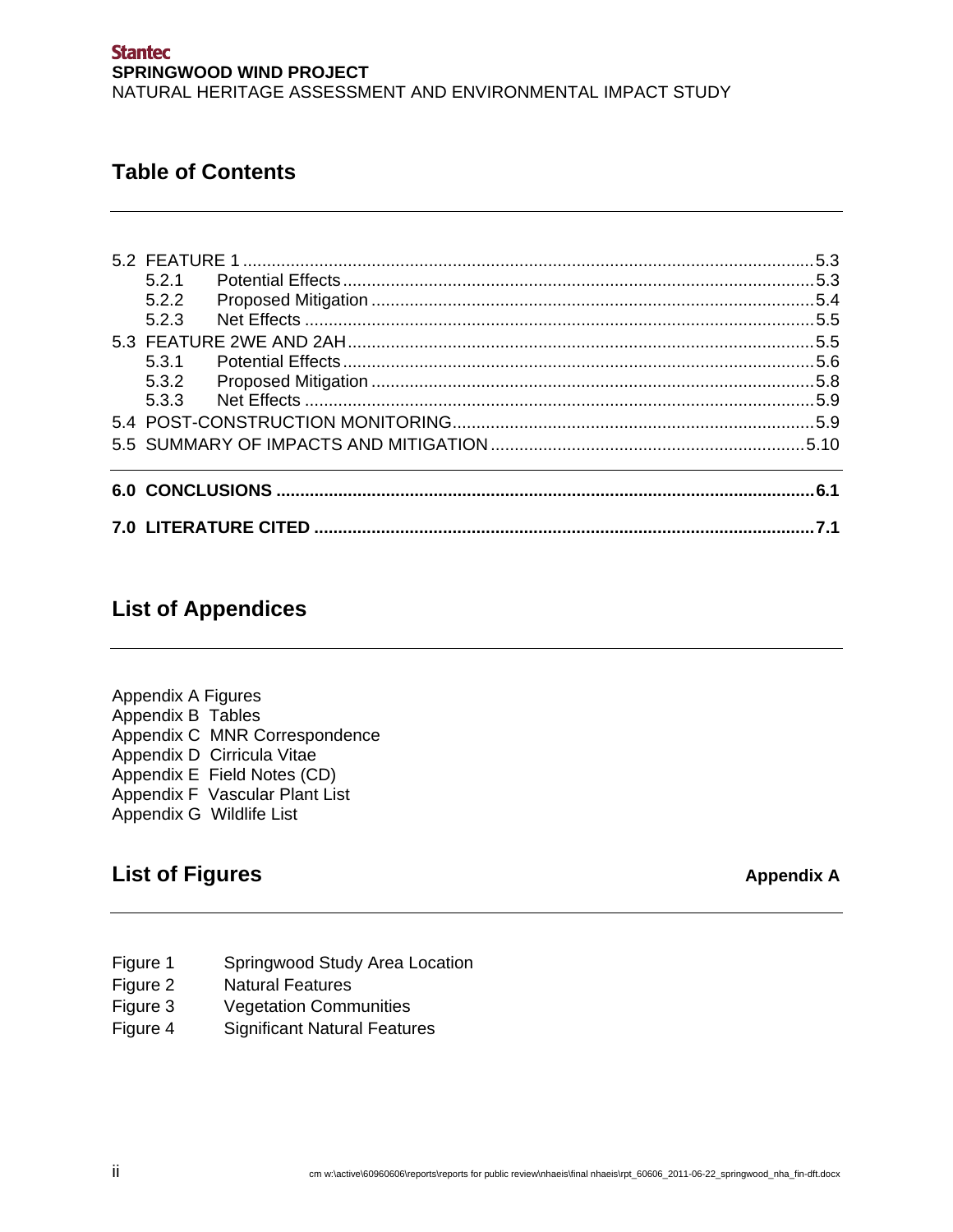## Table of Contents

5.2 FEATURE 1 ....... 5.3
  5.2.1 Potential Effects ....... 5.3
  5.2.2 Proposed Mitigation ....... 5.4
  5.2.3 Net Effects ....... 5.5
5.3 FEATURE 2WE AND 2AH ....... 5.5
  5.3.1 Potential Effects ....... 5.6
  5.3.2 Proposed Mitigation ....... 5.8
  5.3.3 Net Effects ....... 5.9
5.4 POST-CONSTRUCTION MONITORING ....... 5.9
5.5 SUMMARY OF IMPACTS AND MITIGATION ....... 5.10

**6.0 CONCLUSIONS ....... 6.1**

**7.0 LITERATURE CITED ....... 7.1**

## List of Appendices

Appendix A Figures
Appendix B Tables
Appendix C MNR Correspondence
Appendix D Cirricula Vitae
Appendix E Field Notes (CD)
Appendix F Vascular Plant List
Appendix G Wildlife List

## List of Figures

**Appendix A**

Figure 1 Springwood Study Area Location
Figure 2 Natural Features
Figure 3 Vegetation Communities
Figure 4 Significant Natural Features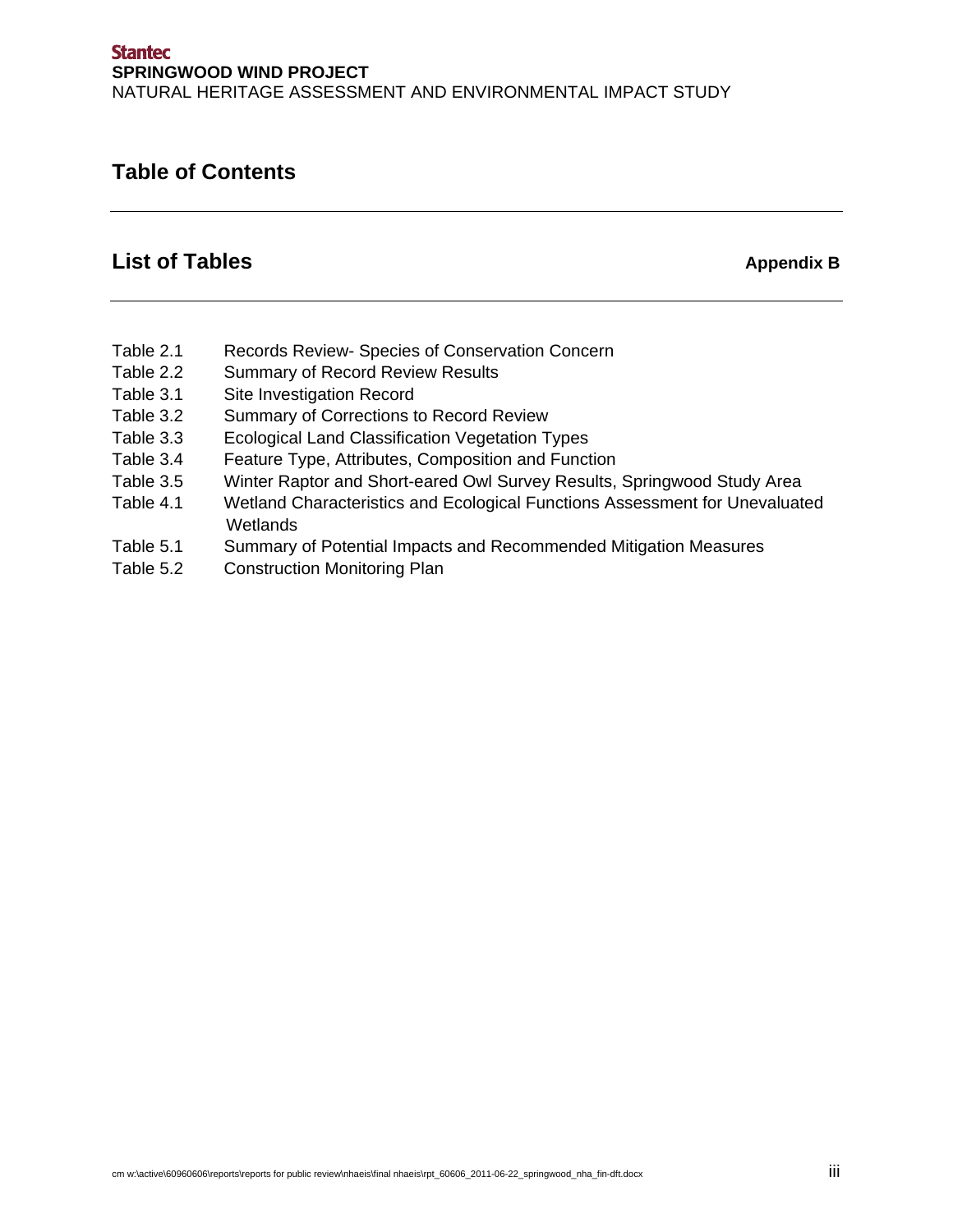## Table of Contents

### List of Tables **Appendix B**

| | |
|---|---|
| Table 2.1 | Records Review- Species of Conservation Concern |
| Table 2.2 | Summary of Record Review Results |
| Table 3.1 | Site Investigation Record |
| Table 3.2 | Summary of Corrections to Record Review |
| Table 3.3 | Ecological Land Classification Vegetation Types |
| Table 3.4 | Feature Type, Attributes, Composition and Function |
| Table 3.5 | Winter Raptor and Short-eared Owl Survey Results, Springwood Study Area |
| Table 4.1 | Wetland Characteristics and Ecological Functions Assessment for Unevaluated Wetlands |
| Table 5.1 | Summary of Potential Impacts and Recommended Mitigation Measures |
| Table 5.2 | Construction Monitoring Plan |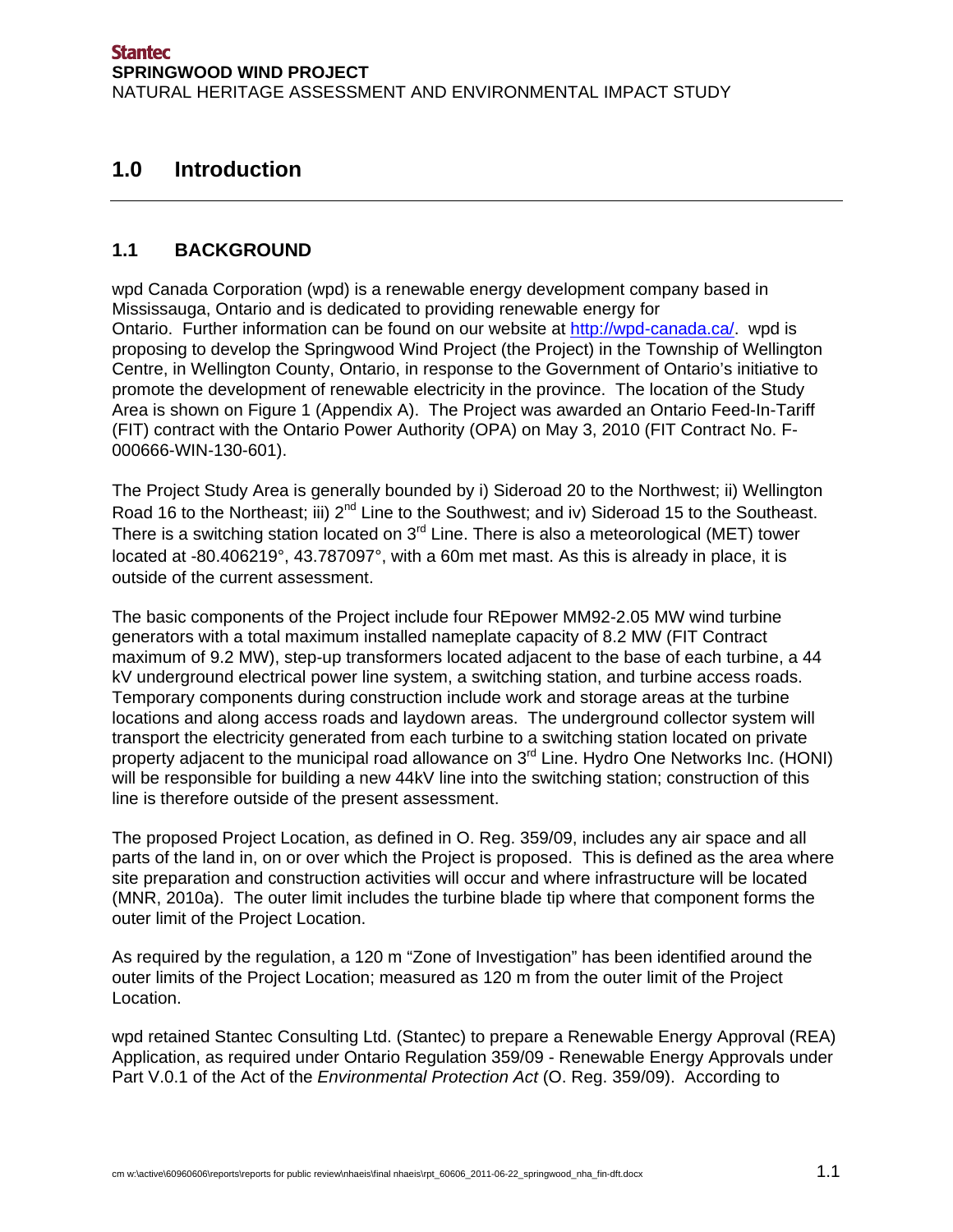# 1.0 Introduction

## 1.1 BACKGROUND

wpd Canada Corporation (wpd) is a renewable energy development company based in Mississauga, Ontario and is dedicated to providing renewable energy for Ontario. Further information can be found on our website at http://wpd-canada.ca/. wpd is proposing to develop the Springwood Wind Project (the Project) in the Township of Wellington Centre, in Wellington County, Ontario, in response to the Government of Ontario's initiative to promote the development of renewable electricity in the province. The location of the Study Area is shown on Figure 1 (Appendix A). The Project was awarded an Ontario Feed-In-Tariff (FIT) contract with the Ontario Power Authority (OPA) on May 3, 2010 (FIT Contract No. F-000666-WIN-130-601).

The Project Study Area is generally bounded by i) Sideroad 20 to the Northwest; ii) Wellington Road 16 to the Northeast; iii) 2nd Line to the Southwest; and iv) Sideroad 15 to the Southeast. There is a switching station located on 3rd Line. There is also a meteorological (MET) tower located at -80.406219°, 43.787097°, with a 60m met mast. As this is already in place, it is outside of the current assessment.

The basic components of the Project include four REpower MM92-2.05 MW wind turbine generators with a total maximum installed nameplate capacity of 8.2 MW (FIT Contract maximum of 9.2 MW), step-up transformers located adjacent to the base of each turbine, a 44 kV underground electrical power line system, a switching station, and turbine access roads. Temporary components during construction include work and storage areas at the turbine locations and along access roads and laydown areas. The underground collector system will transport the electricity generated from each turbine to a switching station located on private property adjacent to the municipal road allowance on 3rd Line. Hydro One Networks Inc. (HONI) will be responsible for building a new 44kV line into the switching station; construction of this line is therefore outside of the present assessment.

The proposed Project Location, as defined in O. Reg. 359/09, includes any air space and all parts of the land in, on or over which the Project is proposed. This is defined as the area where site preparation and construction activities will occur and where infrastructure will be located (MNR, 2010a). The outer limit includes the turbine blade tip where that component forms the outer limit of the Project Location.

As required by the regulation, a 120 m "Zone of Investigation" has been identified around the outer limits of the Project Location; measured as 120 m from the outer limit of the Project Location.

wpd retained Stantec Consulting Ltd. (Stantec) to prepare a Renewable Energy Approval (REA) Application, as required under Ontario Regulation 359/09 - Renewable Energy Approvals under Part V.0.1 of the Act of the *Environmental Protection Act* (O. Reg. 359/09). According to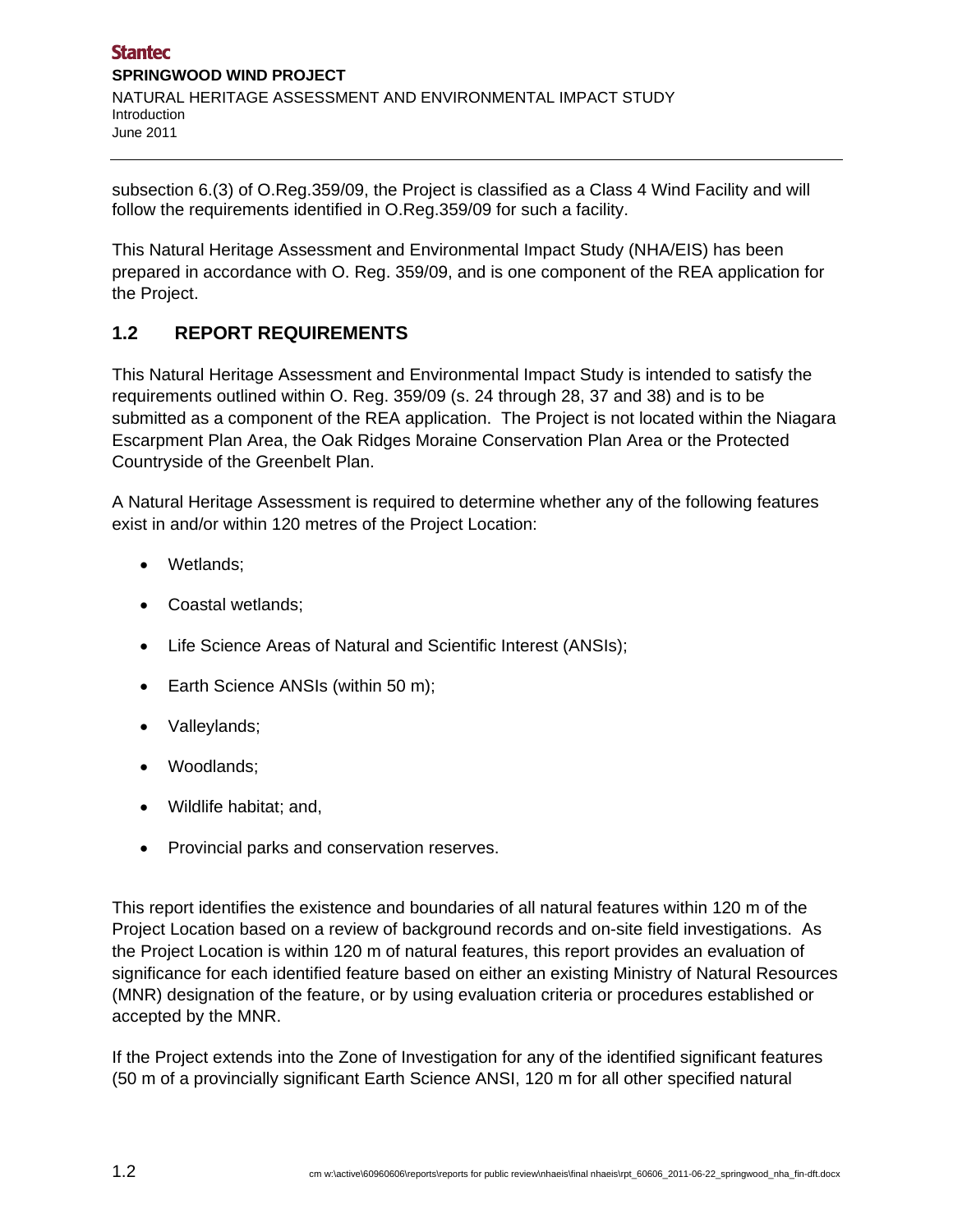subsection 6.(3) of O.Reg.359/09, the Project is classified as a Class 4 Wind Facility and will follow the requirements identified in O.Reg.359/09 for such a facility.

This Natural Heritage Assessment and Environmental Impact Study (NHA/EIS) has been prepared in accordance with O. Reg. 359/09, and is one component of the REA application for the Project.

## 1.2 REPORT REQUIREMENTS

This Natural Heritage Assessment and Environmental Impact Study is intended to satisfy the requirements outlined within O. Reg. 359/09 (s. 24 through 28, 37 and 38) and is to be submitted as a component of the REA application. The Project is not located within the Niagara Escarpment Plan Area, the Oak Ridges Moraine Conservation Plan Area or the Protected Countryside of the Greenbelt Plan.

A Natural Heritage Assessment is required to determine whether any of the following features exist in and/or within 120 metres of the Project Location:

- Wetlands;
- Coastal wetlands;
- Life Science Areas of Natural and Scientific Interest (ANSIs);
- Earth Science ANSIs (within 50 m);
- Valleylands;
- Woodlands;
- Wildlife habitat; and,
- Provincial parks and conservation reserves.

This report identifies the existence and boundaries of all natural features within 120 m of the Project Location based on a review of background records and on-site field investigations. As the Project Location is within 120 m of natural features, this report provides an evaluation of significance for each identified feature based on either an existing Ministry of Natural Resources (MNR) designation of the feature, or by using evaluation criteria or procedures established or accepted by the MNR.

If the Project extends into the Zone of Investigation for any of the identified significant features (50 m of a provincially significant Earth Science ANSI, 120 m for all other specified natural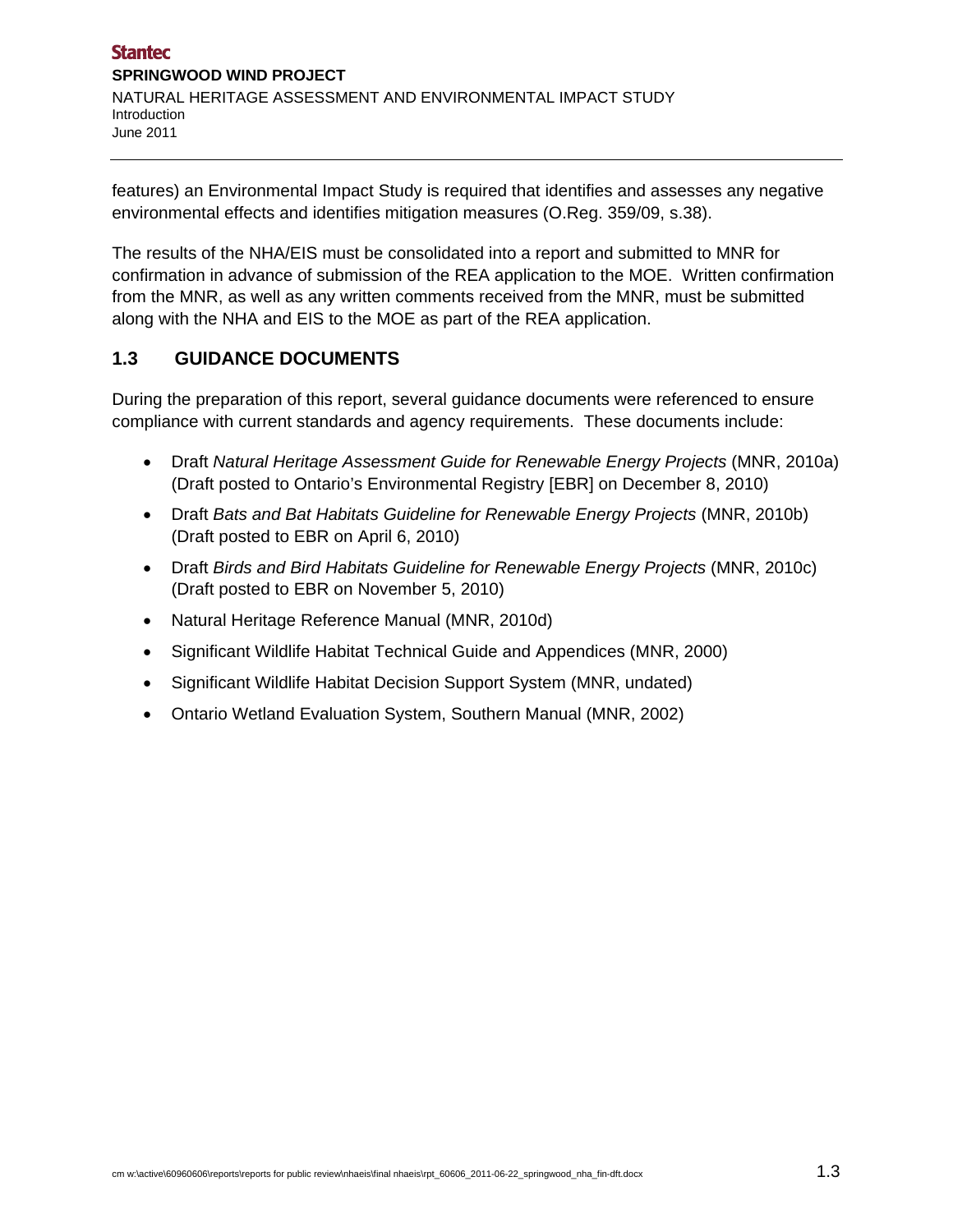features) an Environmental Impact Study is required that identifies and assesses any negative environmental effects and identifies mitigation measures (O.Reg. 359/09, s.38).

The results of the NHA/EIS must be consolidated into a report and submitted to MNR for confirmation in advance of submission of the REA application to the MOE. Written confirmation from the MNR, as well as any written comments received from the MNR, must be submitted along with the NHA and EIS to the MOE as part of the REA application.

## 1.3 GUIDANCE DOCUMENTS

During the preparation of this report, several guidance documents were referenced to ensure compliance with current standards and agency requirements. These documents include:

- Draft *Natural Heritage Assessment Guide for Renewable Energy Projects* (MNR, 2010a) (Draft posted to Ontario's Environmental Registry [EBR] on December 8, 2010)
- Draft *Bats and Bat Habitats Guideline for Renewable Energy Projects* (MNR, 2010b) (Draft posted to EBR on April 6, 2010)
- Draft *Birds and Bird Habitats Guideline for Renewable Energy Projects* (MNR, 2010c) (Draft posted to EBR on November 5, 2010)
- Natural Heritage Reference Manual (MNR, 2010d)
- Significant Wildlife Habitat Technical Guide and Appendices (MNR, 2000)
- Significant Wildlife Habitat Decision Support System (MNR, undated)
- Ontario Wetland Evaluation System, Southern Manual (MNR, 2002)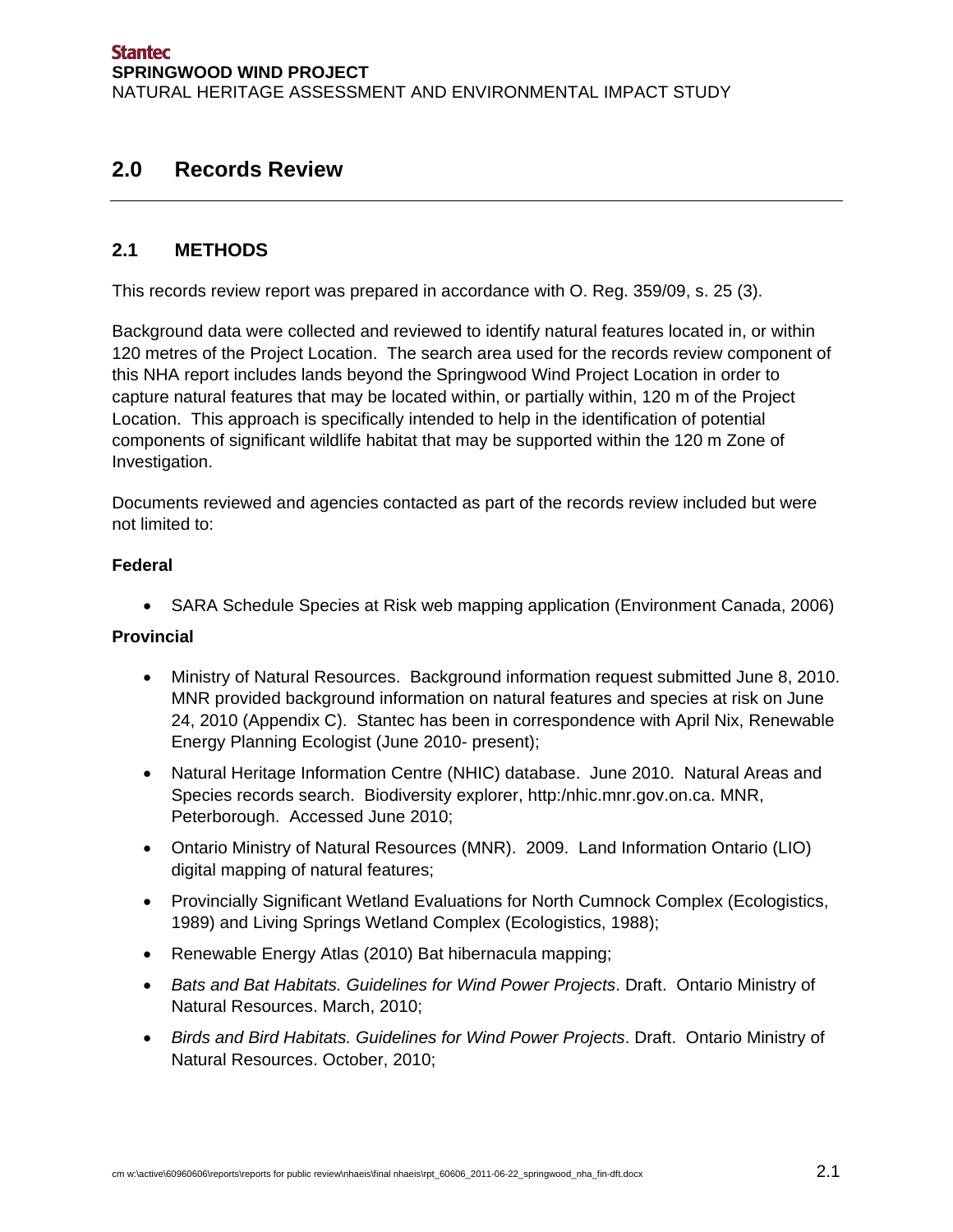## 2.0 Records Review

### 2.1 METHODS

This records review report was prepared in accordance with O. Reg. 359/09, s. 25 (3).

Background data were collected and reviewed to identify natural features located in, or within 120 metres of the Project Location. The search area used for the records review component of this NHA report includes lands beyond the Springwood Wind Project Location in order to capture natural features that may be located within, or partially within, 120 m of the Project Location. This approach is specifically intended to help in the identification of potential components of significant wildlife habitat that may be supported within the 120 m Zone of Investigation.

Documents reviewed and agencies contacted as part of the records review included but were not limited to:

**Federal**

- SARA Schedule Species at Risk web mapping application (Environment Canada, 2006)

**Provincial**

- Ministry of Natural Resources. Background information request submitted June 8, 2010. MNR provided background information on natural features and species at risk on June 24, 2010 (Appendix C). Stantec has been in correspondence with April Nix, Renewable Energy Planning Ecologist (June 2010- present);
- Natural Heritage Information Centre (NHIC) database. June 2010. Natural Areas and Species records search. Biodiversity explorer, http:/nhic.mnr.gov.on.ca. MNR, Peterborough. Accessed June 2010;
- Ontario Ministry of Natural Resources (MNR). 2009. Land Information Ontario (LIO) digital mapping of natural features;
- Provincially Significant Wetland Evaluations for North Cumnock Complex (Ecologistics, 1989) and Living Springs Wetland Complex (Ecologistics, 1988);
- Renewable Energy Atlas (2010) Bat hibernacula mapping;
- *Bats and Bat Habitats. Guidelines for Wind Power Projects*. Draft. Ontario Ministry of Natural Resources. March, 2010;
- *Birds and Bird Habitats. Guidelines for Wind Power Projects*. Draft. Ontario Ministry of Natural Resources. October, 2010;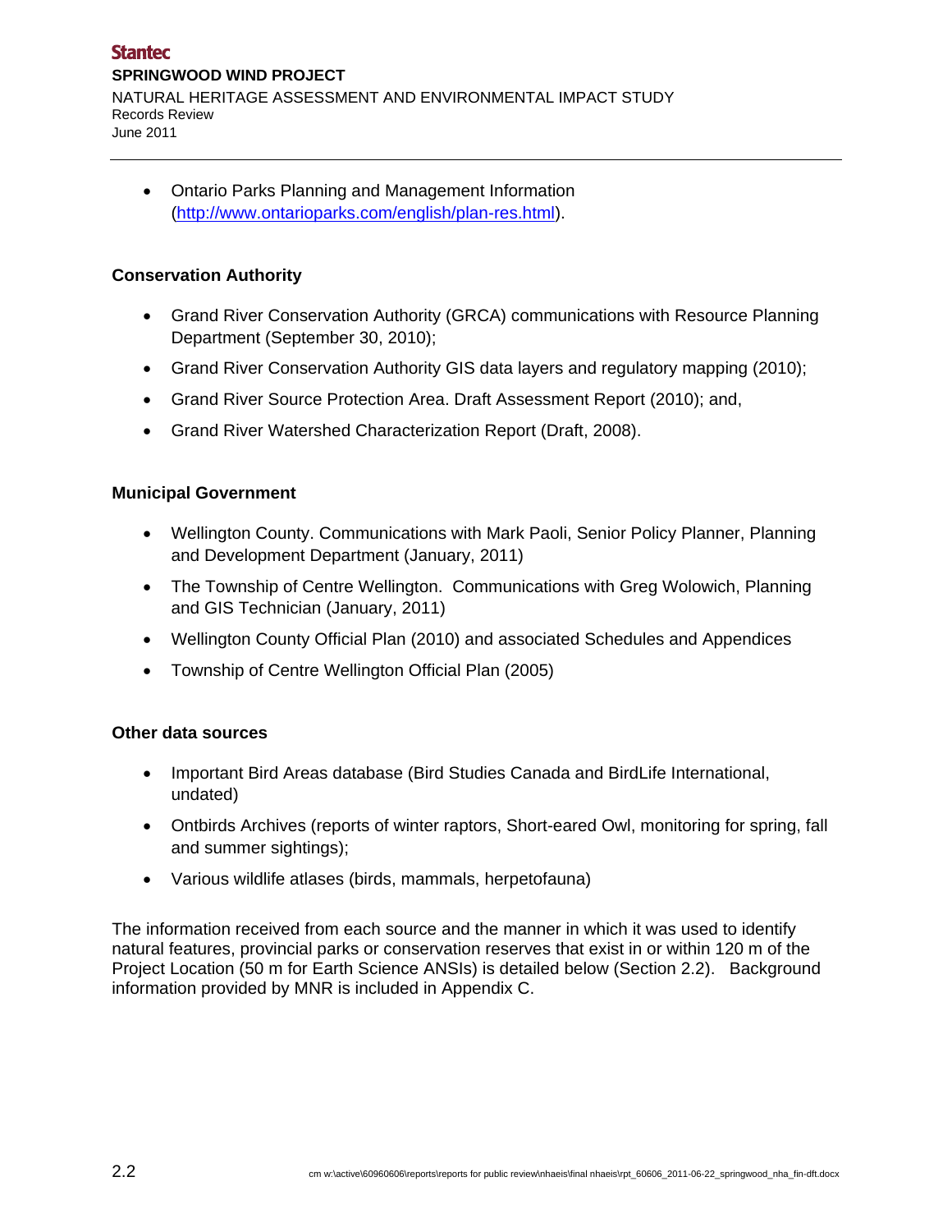- Ontario Parks Planning and Management Information (http://www.ontarioparks.com/english/plan-res.html).

**Conservation Authority**

- Grand River Conservation Authority (GRCA) communications with Resource Planning Department (September 30, 2010);
- Grand River Conservation Authority GIS data layers and regulatory mapping (2010);
- Grand River Source Protection Area. Draft Assessment Report (2010); and,
- Grand River Watershed Characterization Report (Draft, 2008).

**Municipal Government**

- Wellington County. Communications with Mark Paoli, Senior Policy Planner, Planning and Development Department (January, 2011)
- The Township of Centre Wellington. Communications with Greg Wolowich, Planning and GIS Technician (January, 2011)
- Wellington County Official Plan (2010) and associated Schedules and Appendices
- Township of Centre Wellington Official Plan (2005)

**Other data sources**

- Important Bird Areas database (Bird Studies Canada and BirdLife International, undated)
- Ontbirds Archives (reports of winter raptors, Short-eared Owl, monitoring for spring, fall and summer sightings);
- Various wildlife atlases (birds, mammals, herpetofauna)

The information received from each source and the manner in which it was used to identify natural features, provincial parks or conservation reserves that exist in or within 120 m of the Project Location (50 m for Earth Science ANSIs) is detailed below (Section 2.2). Background information provided by MNR is included in Appendix C.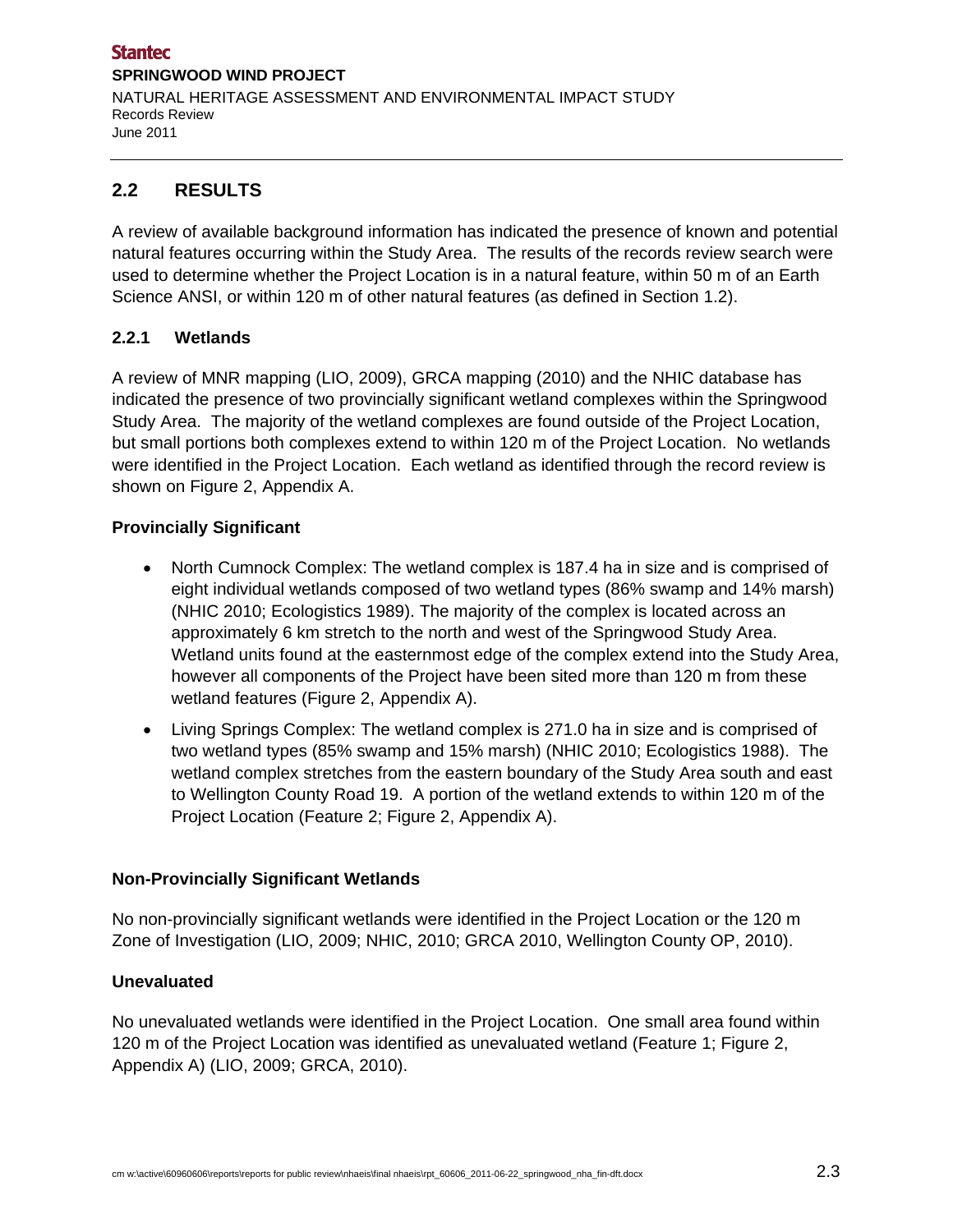## 2.2 RESULTS

A review of available background information has indicated the presence of known and potential natural features occurring within the Study Area. The results of the records review search were used to determine whether the Project Location is in a natural feature, within 50 m of an Earth Science ANSI, or within 120 m of other natural features (as defined in Section 1.2).

### 2.2.1 Wetlands

A review of MNR mapping (LIO, 2009), GRCA mapping (2010) and the NHIC database has indicated the presence of two provincially significant wetland complexes within the Springwood Study Area. The majority of the wetland complexes are found outside of the Project Location, but small portions both complexes extend to within 120 m of the Project Location. No wetlands were identified in the Project Location. Each wetland as identified through the record review is shown on Figure 2, Appendix A.

**Provincially Significant**

- North Cumnock Complex: The wetland complex is 187.4 ha in size and is comprised of eight individual wetlands composed of two wetland types (86% swamp and 14% marsh) (NHIC 2010; Ecologistics 1989). The majority of the complex is located across an approximately 6 km stretch to the north and west of the Springwood Study Area. Wetland units found at the easternmost edge of the complex extend into the Study Area, however all components of the Project have been sited more than 120 m from these wetland features (Figure 2, Appendix A).
- Living Springs Complex: The wetland complex is 271.0 ha in size and is comprised of two wetland types (85% swamp and 15% marsh) (NHIC 2010; Ecologistics 1988). The wetland complex stretches from the eastern boundary of the Study Area south and east to Wellington County Road 19. A portion of the wetland extends to within 120 m of the Project Location (Feature 2; Figure 2, Appendix A).

**Non-Provincially Significant Wetlands**

No non-provincially significant wetlands were identified in the Project Location or the 120 m Zone of Investigation (LIO, 2009; NHIC, 2010; GRCA 2010, Wellington County OP, 2010).

**Unevaluated**

No unevaluated wetlands were identified in the Project Location. One small area found within 120 m of the Project Location was identified as unevaluated wetland (Feature 1; Figure 2, Appendix A) (LIO, 2009; GRCA, 2010).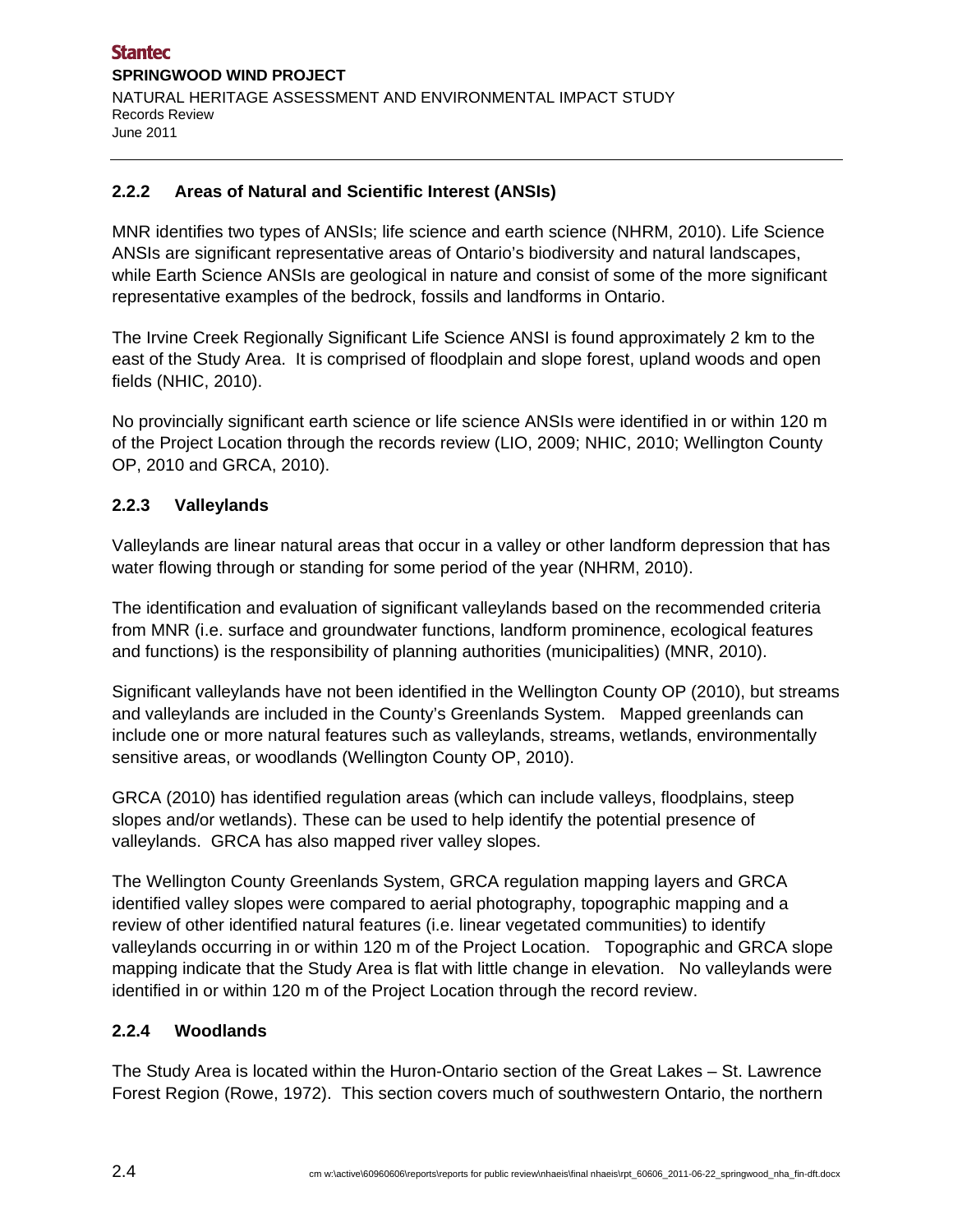### 2.2.2 Areas of Natural and Scientific Interest (ANSIs)

MNR identifies two types of ANSIs; life science and earth science (NHRM, 2010). Life Science ANSIs are significant representative areas of Ontario's biodiversity and natural landscapes, while Earth Science ANSIs are geological in nature and consist of some of the more significant representative examples of the bedrock, fossils and landforms in Ontario.

The Irvine Creek Regionally Significant Life Science ANSI is found approximately 2 km to the east of the Study Area. It is comprised of floodplain and slope forest, upland woods and open fields (NHIC, 2010).

No provincially significant earth science or life science ANSIs were identified in or within 120 m of the Project Location through the records review (LIO, 2009; NHIC, 2010; Wellington County OP, 2010 and GRCA, 2010).

### 2.2.3 Valleylands

Valleylands are linear natural areas that occur in a valley or other landform depression that has water flowing through or standing for some period of the year (NHRM, 2010).

The identification and evaluation of significant valleylands based on the recommended criteria from MNR (i.e. surface and groundwater functions, landform prominence, ecological features and functions) is the responsibility of planning authorities (municipalities) (MNR, 2010).

Significant valleylands have not been identified in the Wellington County OP (2010), but streams and valleylands are included in the County's Greenlands System. Mapped greenlands can include one or more natural features such as valleylands, streams, wetlands, environmentally sensitive areas, or woodlands (Wellington County OP, 2010).

GRCA (2010) has identified regulation areas (which can include valleys, floodplains, steep slopes and/or wetlands). These can be used to help identify the potential presence of valleylands. GRCA has also mapped river valley slopes.

The Wellington County Greenlands System, GRCA regulation mapping layers and GRCA identified valley slopes were compared to aerial photography, topographic mapping and a review of other identified natural features (i.e. linear vegetated communities) to identify valleylands occurring in or within 120 m of the Project Location. Topographic and GRCA slope mapping indicate that the Study Area is flat with little change in elevation. No valleylands were identified in or within 120 m of the Project Location through the record review.

### 2.2.4 Woodlands

The Study Area is located within the Huron-Ontario section of the Great Lakes – St. Lawrence Forest Region (Rowe, 1972). This section covers much of southwestern Ontario, the northern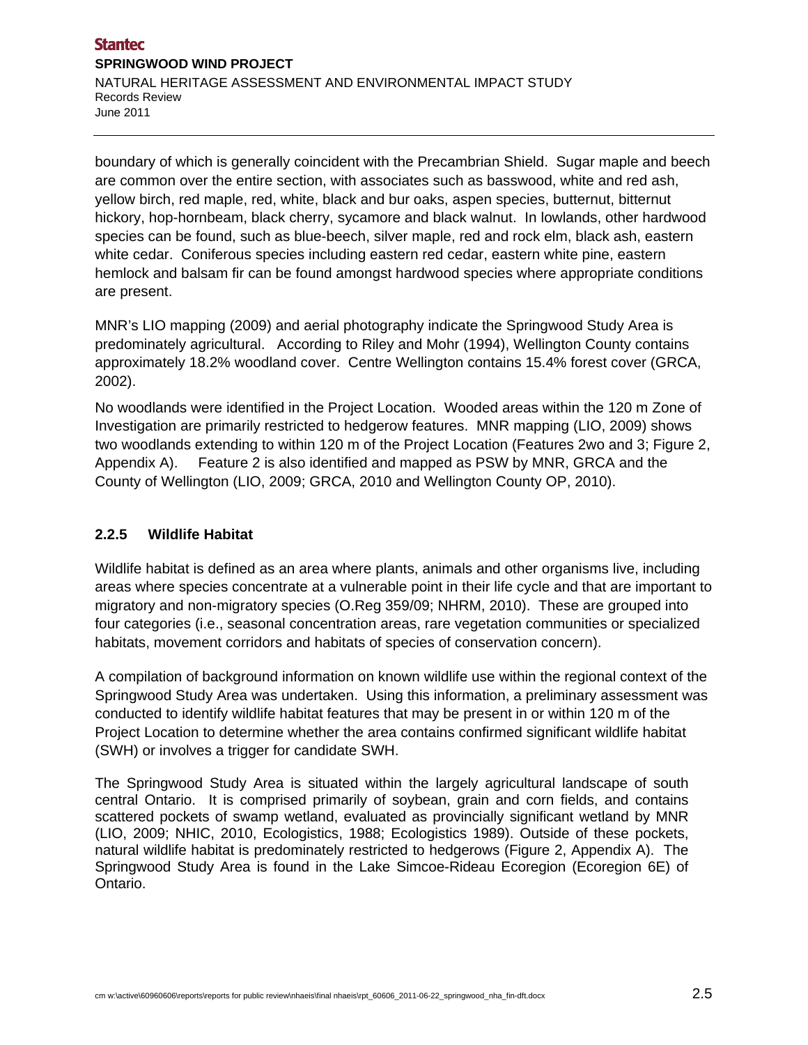boundary of which is generally coincident with the Precambrian Shield. Sugar maple and beech are common over the entire section, with associates such as basswood, white and red ash, yellow birch, red maple, red, white, black and bur oaks, aspen species, butternut, bitternut hickory, hop-hornbeam, black cherry, sycamore and black walnut. In lowlands, other hardwood species can be found, such as blue-beech, silver maple, red and rock elm, black ash, eastern white cedar. Coniferous species including eastern red cedar, eastern white pine, eastern hemlock and balsam fir can be found amongst hardwood species where appropriate conditions are present.

MNR's LIO mapping (2009) and aerial photography indicate the Springwood Study Area is predominately agricultural. According to Riley and Mohr (1994), Wellington County contains approximately 18.2% woodland cover. Centre Wellington contains 15.4% forest cover (GRCA, 2002).

No woodlands were identified in the Project Location. Wooded areas within the 120 m Zone of Investigation are primarily restricted to hedgerow features. MNR mapping (LIO, 2009) shows two woodlands extending to within 120 m of the Project Location (Features 2wo and 3; Figure 2, Appendix A). Feature 2 is also identified and mapped as PSW by MNR, GRCA and the County of Wellington (LIO, 2009; GRCA, 2010 and Wellington County OP, 2010).

### 2.2.5 Wildlife Habitat

Wildlife habitat is defined as an area where plants, animals and other organisms live, including areas where species concentrate at a vulnerable point in their life cycle and that are important to migratory and non-migratory species (O.Reg 359/09; NHRM, 2010). These are grouped into four categories (i.e., seasonal concentration areas, rare vegetation communities or specialized habitats, movement corridors and habitats of species of conservation concern).

A compilation of background information on known wildlife use within the regional context of the Springwood Study Area was undertaken. Using this information, a preliminary assessment was conducted to identify wildlife habitat features that may be present in or within 120 m of the Project Location to determine whether the area contains confirmed significant wildlife habitat (SWH) or involves a trigger for candidate SWH.

The Springwood Study Area is situated within the largely agricultural landscape of south central Ontario. It is comprised primarily of soybean, grain and corn fields, and contains scattered pockets of swamp wetland, evaluated as provincially significant wetland by MNR (LIO, 2009; NHIC, 2010, Ecologistics, 1988; Ecologistics 1989). Outside of these pockets, natural wildlife habitat is predominately restricted to hedgerows (Figure 2, Appendix A). The Springwood Study Area is found in the Lake Simcoe-Rideau Ecoregion (Ecoregion 6E) of Ontario.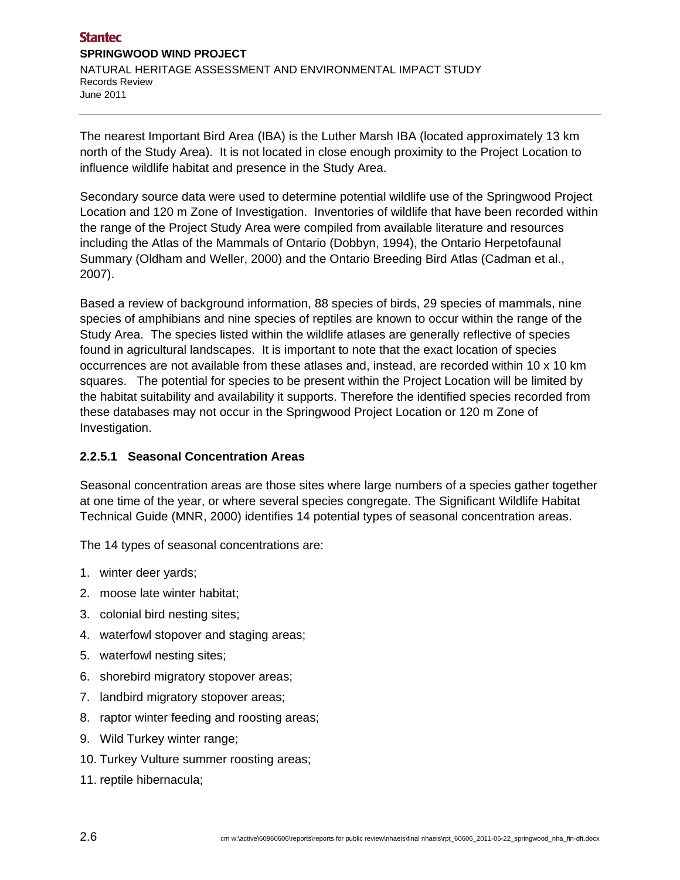The nearest Important Bird Area (IBA) is the Luther Marsh IBA (located approximately 13 km north of the Study Area). It is not located in close enough proximity to the Project Location to influence wildlife habitat and presence in the Study Area.

Secondary source data were used to determine potential wildlife use of the Springwood Project Location and 120 m Zone of Investigation. Inventories of wildlife that have been recorded within the range of the Project Study Area were compiled from available literature and resources including the Atlas of the Mammals of Ontario (Dobbyn, 1994), the Ontario Herpetofaunal Summary (Oldham and Weller, 2000) and the Ontario Breeding Bird Atlas (Cadman et al., 2007).

Based a review of background information, 88 species of birds, 29 species of mammals, nine species of amphibians and nine species of reptiles are known to occur within the range of the Study Area. The species listed within the wildlife atlases are generally reflective of species found in agricultural landscapes. It is important to note that the exact location of species occurrences are not available from these atlases and, instead, are recorded within 10 x 10 km squares. The potential for species to be present within the Project Location will be limited by the habitat suitability and availability it supports. Therefore the identified species recorded from these databases may not occur in the Springwood Project Location or 120 m Zone of Investigation.

#### 2.2.5.1 Seasonal Concentration Areas

Seasonal concentration areas are those sites where large numbers of a species gather together at one time of the year, or where several species congregate. The Significant Wildlife Habitat Technical Guide (MNR, 2000) identifies 14 potential types of seasonal concentration areas.

The 14 types of seasonal concentrations are:

1. winter deer yards;
2. moose late winter habitat;
3. colonial bird nesting sites;
4. waterfowl stopover and staging areas;
5. waterfowl nesting sites;
6. shorebird migratory stopover areas;
7. landbird migratory stopover areas;
8. raptor winter feeding and roosting areas;
9. Wild Turkey winter range;
10. Turkey Vulture summer roosting areas;
11. reptile hibernacula;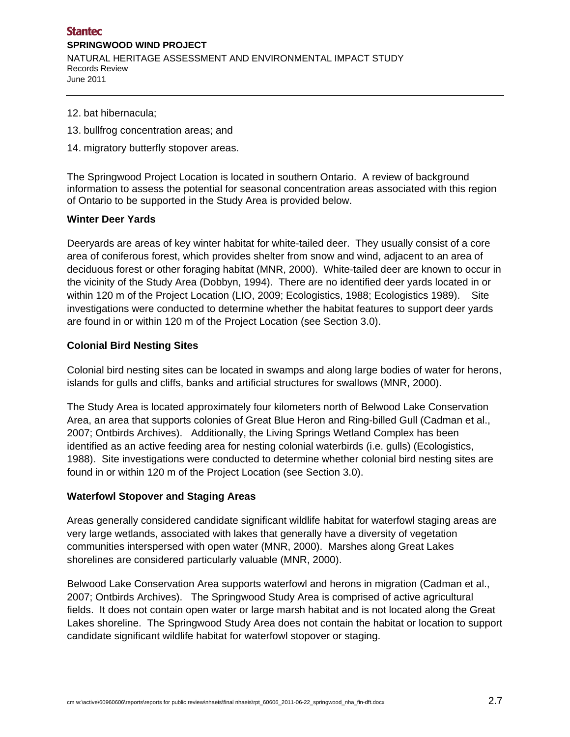12. bat hibernacula;
13. bullfrog concentration areas; and
14. migratory butterfly stopover areas.

The Springwood Project Location is located in southern Ontario. A review of background information to assess the potential for seasonal concentration areas associated with this region of Ontario to be supported in the Study Area is provided below.

**Winter Deer Yards**

Deeryards are areas of key winter habitat for white-tailed deer. They usually consist of a core area of coniferous forest, which provides shelter from snow and wind, adjacent to an area of deciduous forest or other foraging habitat (MNR, 2000). White-tailed deer are known to occur in the vicinity of the Study Area (Dobbyn, 1994). There are no identified deer yards located in or within 120 m of the Project Location (LIO, 2009; Ecologistics, 1988; Ecologistics 1989). Site investigations were conducted to determine whether the habitat features to support deer yards are found in or within 120 m of the Project Location (see Section 3.0).

**Colonial Bird Nesting Sites**

Colonial bird nesting sites can be located in swamps and along large bodies of water for herons, islands for gulls and cliffs, banks and artificial structures for swallows (MNR, 2000).

The Study Area is located approximately four kilometers north of Belwood Lake Conservation Area, an area that supports colonies of Great Blue Heron and Ring-billed Gull (Cadman et al., 2007; Ontbirds Archives). Additionally, the Living Springs Wetland Complex has been identified as an active feeding area for nesting colonial waterbirds (i.e. gulls) (Ecologistics, 1988). Site investigations were conducted to determine whether colonial bird nesting sites are found in or within 120 m of the Project Location (see Section 3.0).

**Waterfowl Stopover and Staging Areas**

Areas generally considered candidate significant wildlife habitat for waterfowl staging areas are very large wetlands, associated with lakes that generally have a diversity of vegetation communities interspersed with open water (MNR, 2000). Marshes along Great Lakes shorelines are considered particularly valuable (MNR, 2000).

Belwood Lake Conservation Area supports waterfowl and herons in migration (Cadman et al., 2007; Ontbirds Archives). The Springwood Study Area is comprised of active agricultural fields. It does not contain open water or large marsh habitat and is not located along the Great Lakes shoreline. The Springwood Study Area does not contain the habitat or location to support candidate significant wildlife habitat for waterfowl stopover or staging.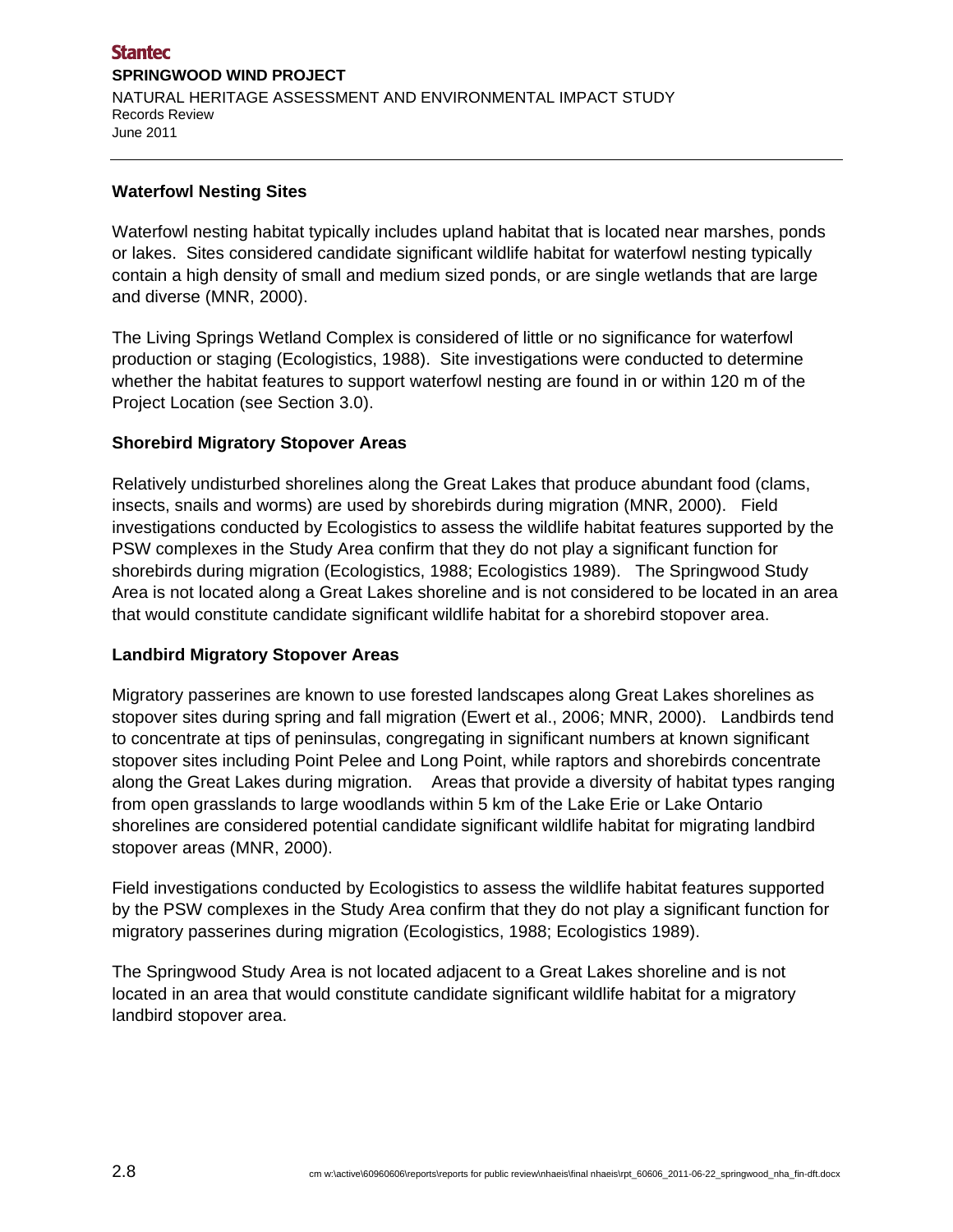### Waterfowl Nesting Sites

Waterfowl nesting habitat typically includes upland habitat that is located near marshes, ponds or lakes. Sites considered candidate significant wildlife habitat for waterfowl nesting typically contain a high density of small and medium sized ponds, or are single wetlands that are large and diverse (MNR, 2000).

The Living Springs Wetland Complex is considered of little or no significance for waterfowl production or staging (Ecologistics, 1988). Site investigations were conducted to determine whether the habitat features to support waterfowl nesting are found in or within 120 m of the Project Location (see Section 3.0).

### Shorebird Migratory Stopover Areas

Relatively undisturbed shorelines along the Great Lakes that produce abundant food (clams, insects, snails and worms) are used by shorebirds during migration (MNR, 2000). Field investigations conducted by Ecologistics to assess the wildlife habitat features supported by the PSW complexes in the Study Area confirm that they do not play a significant function for shorebirds during migration (Ecologistics, 1988; Ecologistics 1989). The Springwood Study Area is not located along a Great Lakes shoreline and is not considered to be located in an area that would constitute candidate significant wildlife habitat for a shorebird stopover area.

### Landbird Migratory Stopover Areas

Migratory passerines are known to use forested landscapes along Great Lakes shorelines as stopover sites during spring and fall migration (Ewert et al., 2006; MNR, 2000). Landbirds tend to concentrate at tips of peninsulas, congregating in significant numbers at known significant stopover sites including Point Pelee and Long Point, while raptors and shorebirds concentrate along the Great Lakes during migration. Areas that provide a diversity of habitat types ranging from open grasslands to large woodlands within 5 km of the Lake Erie or Lake Ontario shorelines are considered potential candidate significant wildlife habitat for migrating landbird stopover areas (MNR, 2000).

Field investigations conducted by Ecologistics to assess the wildlife habitat features supported by the PSW complexes in the Study Area confirm that they do not play a significant function for migratory passerines during migration (Ecologistics, 1988; Ecologistics 1989).

The Springwood Study Area is not located adjacent to a Great Lakes shoreline and is not located in an area that would constitute candidate significant wildlife habitat for a migratory landbird stopover area.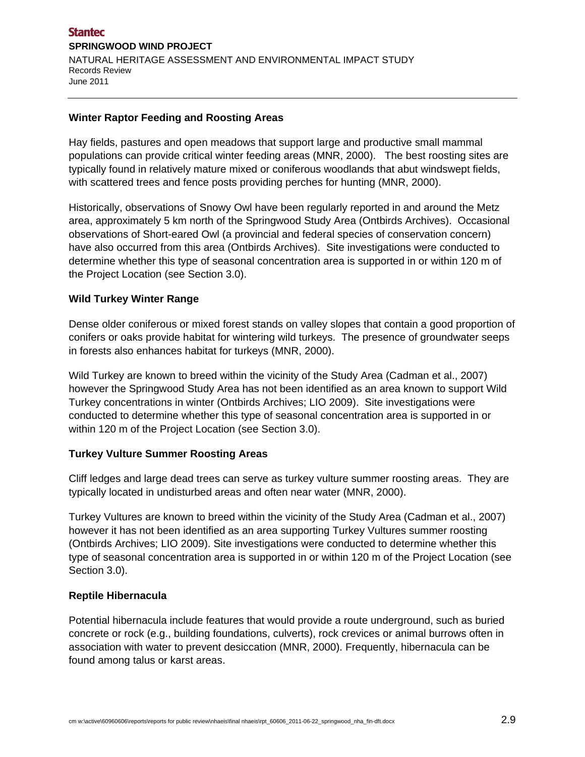#### Winter Raptor Feeding and Roosting Areas

Hay fields, pastures and open meadows that support large and productive small mammal populations can provide critical winter feeding areas (MNR, 2000). The best roosting sites are typically found in relatively mature mixed or coniferous woodlands that abut windswept fields, with scattered trees and fence posts providing perches for hunting (MNR, 2000).

Historically, observations of Snowy Owl have been regularly reported in and around the Metz area, approximately 5 km north of the Springwood Study Area (Ontbirds Archives). Occasional observations of Short-eared Owl (a provincial and federal species of conservation concern) have also occurred from this area (Ontbirds Archives). Site investigations were conducted to determine whether this type of seasonal concentration area is supported in or within 120 m of the Project Location (see Section 3.0).

#### Wild Turkey Winter Range

Dense older coniferous or mixed forest stands on valley slopes that contain a good proportion of conifers or oaks provide habitat for wintering wild turkeys. The presence of groundwater seeps in forests also enhances habitat for turkeys (MNR, 2000).

Wild Turkey are known to breed within the vicinity of the Study Area (Cadman et al., 2007) however the Springwood Study Area has not been identified as an area known to support Wild Turkey concentrations in winter (Ontbirds Archives; LIO 2009). Site investigations were conducted to determine whether this type of seasonal concentration area is supported in or within 120 m of the Project Location (see Section 3.0).

#### Turkey Vulture Summer Roosting Areas

Cliff ledges and large dead trees can serve as turkey vulture summer roosting areas. They are typically located in undisturbed areas and often near water (MNR, 2000).

Turkey Vultures are known to breed within the vicinity of the Study Area (Cadman et al., 2007) however it has not been identified as an area supporting Turkey Vultures summer roosting (Ontbirds Archives; LIO 2009). Site investigations were conducted to determine whether this type of seasonal concentration area is supported in or within 120 m of the Project Location (see Section 3.0).

#### Reptile Hibernacula

Potential hibernacula include features that would provide a route underground, such as buried concrete or rock (e.g., building foundations, culverts), rock crevices or animal burrows often in association with water to prevent desiccation (MNR, 2000). Frequently, hibernacula can be found among talus or karst areas.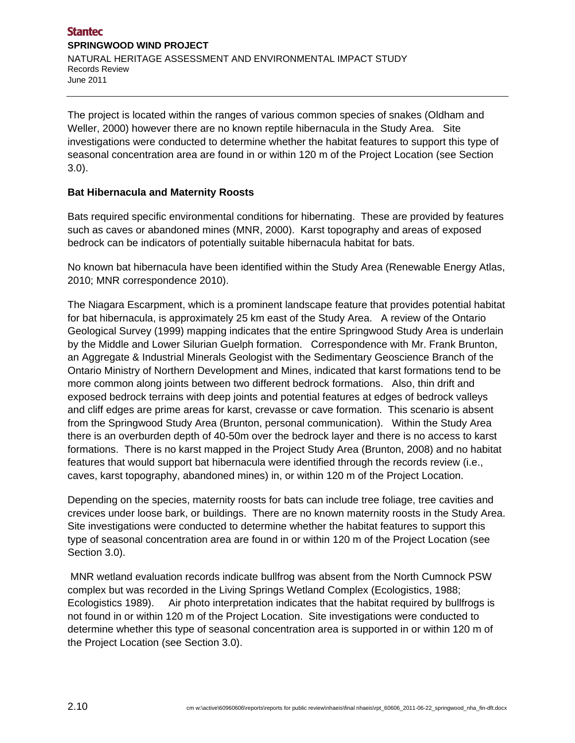The project is located within the ranges of various common species of snakes (Oldham and Weller, 2000) however there are no known reptile hibernacula in the Study Area. Site investigations were conducted to determine whether the habitat features to support this type of seasonal concentration area are found in or within 120 m of the Project Location (see Section 3.0).

**Bat Hibernacula and Maternity Roosts**

Bats required specific environmental conditions for hibernating. These are provided by features such as caves or abandoned mines (MNR, 2000). Karst topography and areas of exposed bedrock can be indicators of potentially suitable hibernacula habitat for bats.

No known bat hibernacula have been identified within the Study Area (Renewable Energy Atlas, 2010; MNR correspondence 2010).

The Niagara Escarpment, which is a prominent landscape feature that provides potential habitat for bat hibernacula, is approximately 25 km east of the Study Area. A review of the Ontario Geological Survey (1999) mapping indicates that the entire Springwood Study Area is underlain by the Middle and Lower Silurian Guelph formation. Correspondence with Mr. Frank Brunton, an Aggregate & Industrial Minerals Geologist with the Sedimentary Geoscience Branch of the Ontario Ministry of Northern Development and Mines, indicated that karst formations tend to be more common along joints between two different bedrock formations. Also, thin drift and exposed bedrock terrains with deep joints and potential features at edges of bedrock valleys and cliff edges are prime areas for karst, crevasse or cave formation. This scenario is absent from the Springwood Study Area (Brunton, personal communication). Within the Study Area there is an overburden depth of 40-50m over the bedrock layer and there is no access to karst formations. There is no karst mapped in the Project Study Area (Brunton, 2008) and no habitat features that would support bat hibernacula were identified through the records review (i.e., caves, karst topography, abandoned mines) in, or within 120 m of the Project Location.

Depending on the species, maternity roosts for bats can include tree foliage, tree cavities and crevices under loose bark, or buildings. There are no known maternity roosts in the Study Area. Site investigations were conducted to determine whether the habitat features to support this type of seasonal concentration area are found in or within 120 m of the Project Location (see Section 3.0).

MNR wetland evaluation records indicate bullfrog was absent from the North Cumnock PSW complex but was recorded in the Living Springs Wetland Complex (Ecologistics, 1988; Ecologistics 1989). Air photo interpretation indicates that the habitat required by bullfrogs is not found in or within 120 m of the Project Location. Site investigations were conducted to determine whether this type of seasonal concentration area is supported in or within 120 m of the Project Location (see Section 3.0).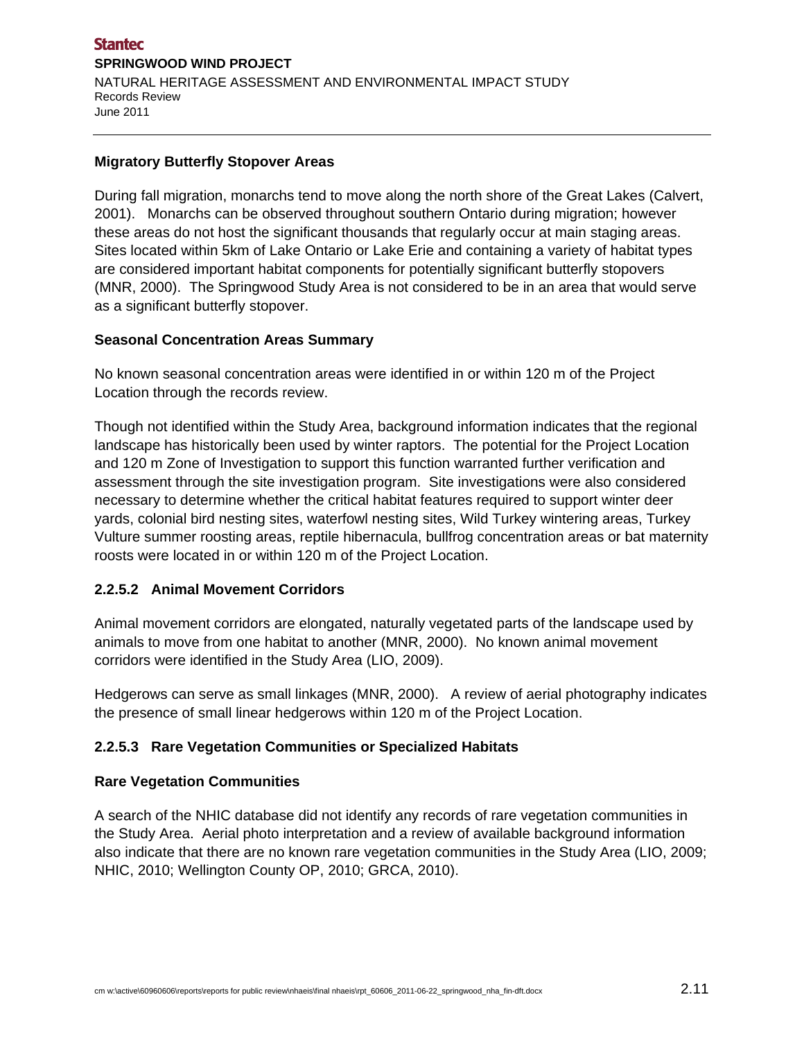**Migratory Butterfly Stopover Areas**

During fall migration, monarchs tend to move along the north shore of the Great Lakes (Calvert, 2001). Monarchs can be observed throughout southern Ontario during migration; however these areas do not host the significant thousands that regularly occur at main staging areas. Sites located within 5km of Lake Ontario or Lake Erie and containing a variety of habitat types are considered important habitat components for potentially significant butterfly stopovers (MNR, 2000). The Springwood Study Area is not considered to be in an area that would serve as a significant butterfly stopover.

**Seasonal Concentration Areas Summary**

No known seasonal concentration areas were identified in or within 120 m of the Project Location through the records review.

Though not identified within the Study Area, background information indicates that the regional landscape has historically been used by winter raptors. The potential for the Project Location and 120 m Zone of Investigation to support this function warranted further verification and assessment through the site investigation program. Site investigations were also considered necessary to determine whether the critical habitat features required to support winter deer yards, colonial bird nesting sites, waterfowl nesting sites, Wild Turkey wintering areas, Turkey Vulture summer roosting areas, reptile hibernacula, bullfrog concentration areas or bat maternity roosts were located in or within 120 m of the Project Location.

### 2.2.5.2 Animal Movement Corridors

Animal movement corridors are elongated, naturally vegetated parts of the landscape used by animals to move from one habitat to another (MNR, 2000). No known animal movement corridors were identified in the Study Area (LIO, 2009).

Hedgerows can serve as small linkages (MNR, 2000). A review of aerial photography indicates the presence of small linear hedgerows within 120 m of the Project Location.

### 2.2.5.3 Rare Vegetation Communities or Specialized Habitats

**Rare Vegetation Communities**

A search of the NHIC database did not identify any records of rare vegetation communities in the Study Area. Aerial photo interpretation and a review of available background information also indicate that there are no known rare vegetation communities in the Study Area (LIO, 2009; NHIC, 2010; Wellington County OP, 2010; GRCA, 2010).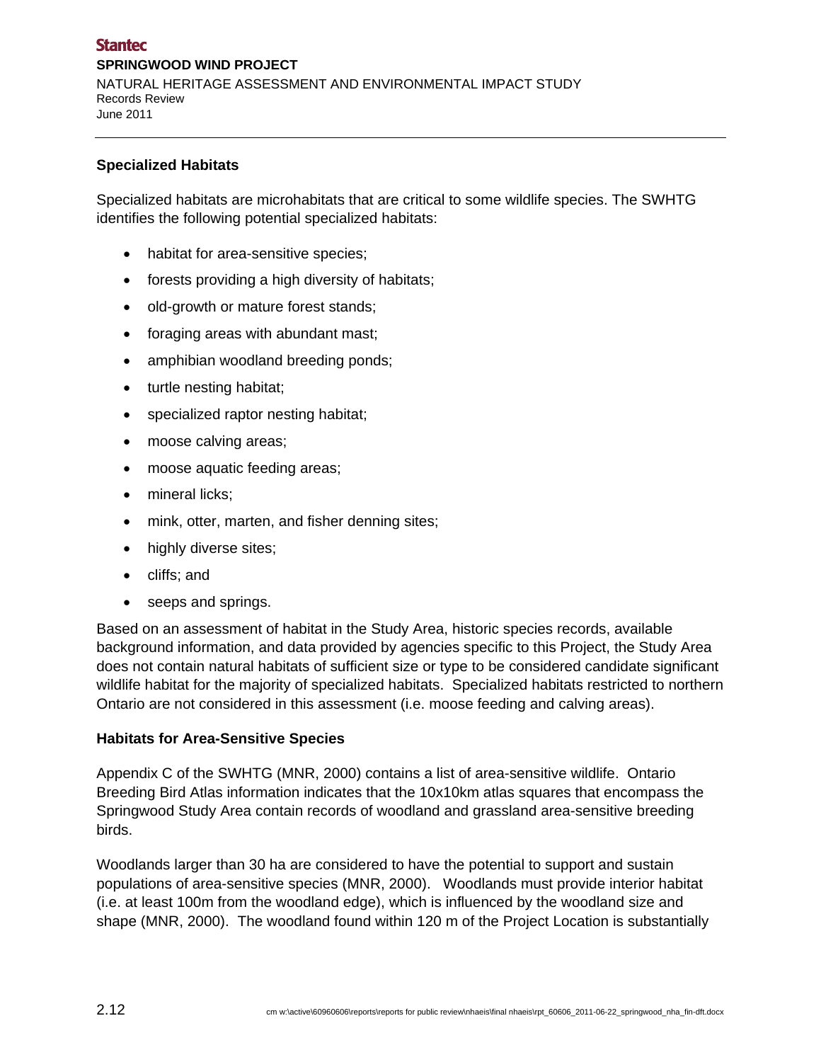### Specialized Habitats

Specialized habitats are microhabitats that are critical to some wildlife species. The SWHTG identifies the following potential specialized habitats:

- habitat for area-sensitive species;
- forests providing a high diversity of habitats;
- old-growth or mature forest stands;
- foraging areas with abundant mast;
- amphibian woodland breeding ponds;
- turtle nesting habitat;
- specialized raptor nesting habitat;
- moose calving areas;
- moose aquatic feeding areas;
- mineral licks;
- mink, otter, marten, and fisher denning sites;
- highly diverse sites;
- cliffs; and
- seeps and springs.

Based on an assessment of habitat in the Study Area, historic species records, available background information, and data provided by agencies specific to this Project, the Study Area does not contain natural habitats of sufficient size or type to be considered candidate significant wildlife habitat for the majority of specialized habitats. Specialized habitats restricted to northern Ontario are not considered in this assessment (i.e. moose feeding and calving areas).

### Habitats for Area-Sensitive Species

Appendix C of the SWHTG (MNR, 2000) contains a list of area-sensitive wildlife. Ontario Breeding Bird Atlas information indicates that the 10x10km atlas squares that encompass the Springwood Study Area contain records of woodland and grassland area-sensitive breeding birds.

Woodlands larger than 30 ha are considered to have the potential to support and sustain populations of area-sensitive species (MNR, 2000). Woodlands must provide interior habitat (i.e. at least 100m from the woodland edge), which is influenced by the woodland size and shape (MNR, 2000). The woodland found within 120 m of the Project Location is substantially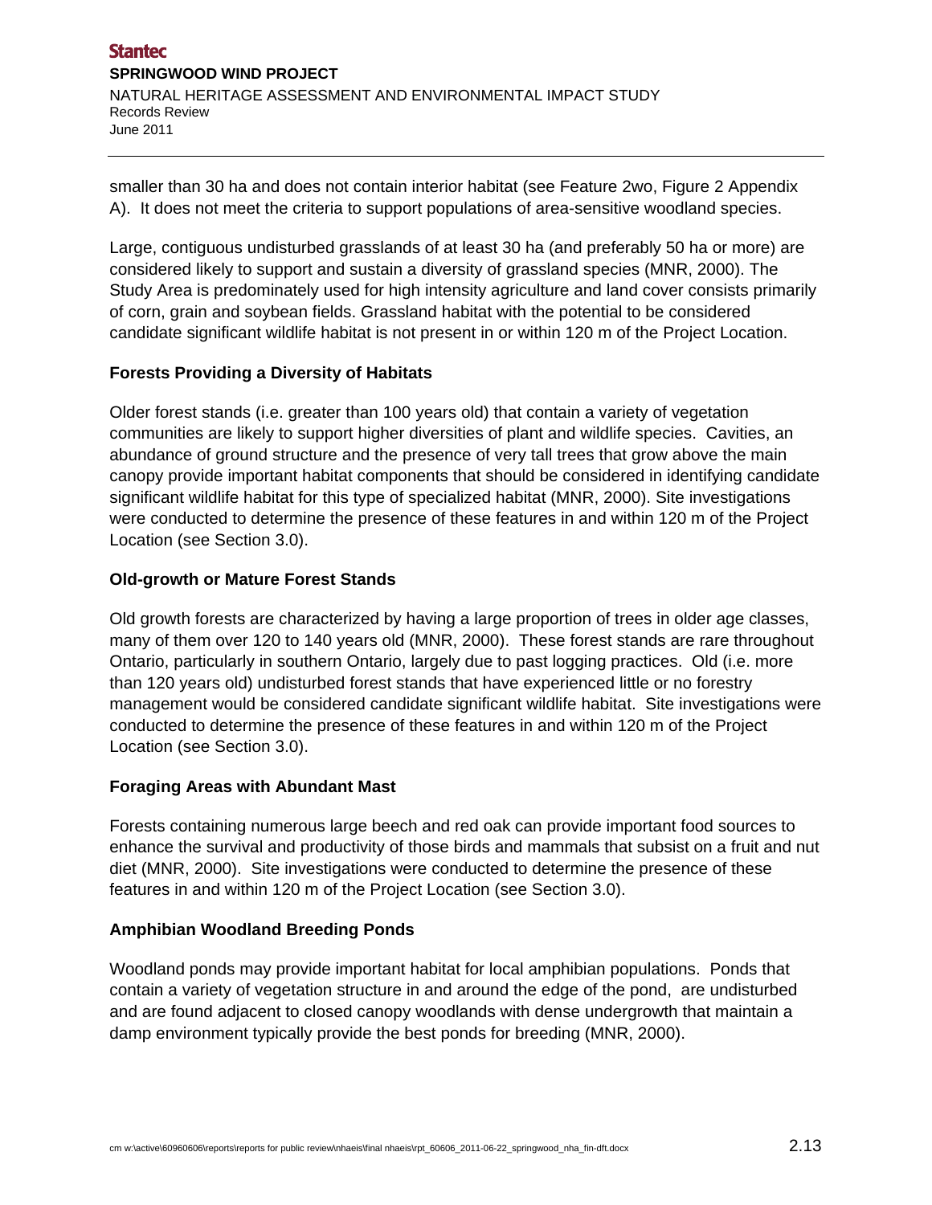smaller than 30 ha and does not contain interior habitat (see Feature 2wo, Figure 2 Appendix A). It does not meet the criteria to support populations of area-sensitive woodland species.

Large, contiguous undisturbed grasslands of at least 30 ha (and preferably 50 ha or more) are considered likely to support and sustain a diversity of grassland species (MNR, 2000). The Study Area is predominately used for high intensity agriculture and land cover consists primarily of corn, grain and soybean fields. Grassland habitat with the potential to be considered candidate significant wildlife habitat is not present in or within 120 m of the Project Location.

**Forests Providing a Diversity of Habitats**

Older forest stands (i.e. greater than 100 years old) that contain a variety of vegetation communities are likely to support higher diversities of plant and wildlife species. Cavities, an abundance of ground structure and the presence of very tall trees that grow above the main canopy provide important habitat components that should be considered in identifying candidate significant wildlife habitat for this type of specialized habitat (MNR, 2000). Site investigations were conducted to determine the presence of these features in and within 120 m of the Project Location (see Section 3.0).

**Old-growth or Mature Forest Stands**

Old growth forests are characterized by having a large proportion of trees in older age classes, many of them over 120 to 140 years old (MNR, 2000). These forest stands are rare throughout Ontario, particularly in southern Ontario, largely due to past logging practices. Old (i.e. more than 120 years old) undisturbed forest stands that have experienced little or no forestry management would be considered candidate significant wildlife habitat. Site investigations were conducted to determine the presence of these features in and within 120 m of the Project Location (see Section 3.0).

**Foraging Areas with Abundant Mast**

Forests containing numerous large beech and red oak can provide important food sources to enhance the survival and productivity of those birds and mammals that subsist on a fruit and nut diet (MNR, 2000). Site investigations were conducted to determine the presence of these features in and within 120 m of the Project Location (see Section 3.0).

**Amphibian Woodland Breeding Ponds**

Woodland ponds may provide important habitat for local amphibian populations. Ponds that contain a variety of vegetation structure in and around the edge of the pond, are undisturbed and are found adjacent to closed canopy woodlands with dense undergrowth that maintain a damp environment typically provide the best ponds for breeding (MNR, 2000).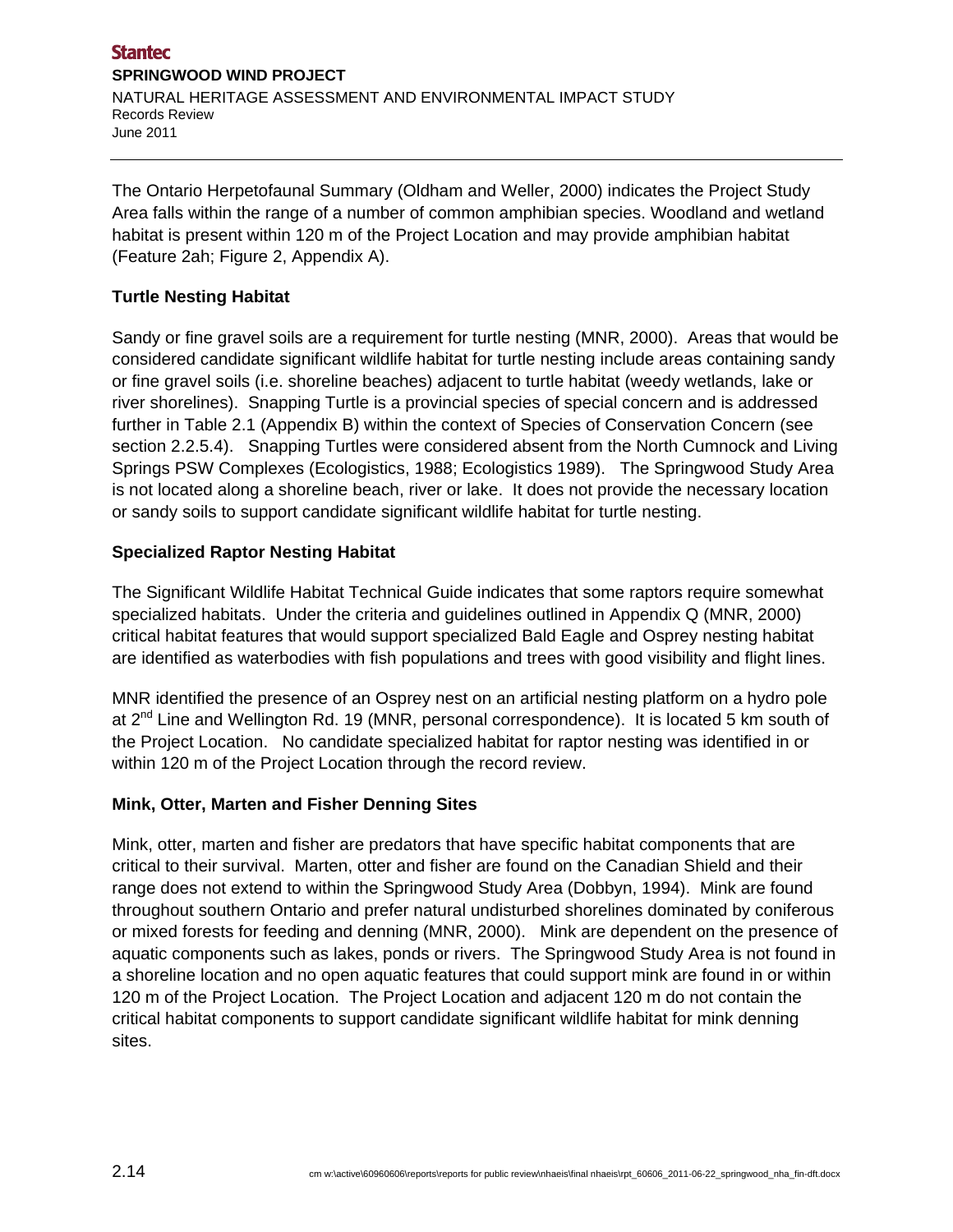The Ontario Herpetofaunal Summary (Oldham and Weller, 2000) indicates the Project Study Area falls within the range of a number of common amphibian species. Woodland and wetland habitat is present within 120 m of the Project Location and may provide amphibian habitat (Feature 2ah; Figure 2, Appendix A).

### Turtle Nesting Habitat

Sandy or fine gravel soils are a requirement for turtle nesting (MNR, 2000). Areas that would be considered candidate significant wildlife habitat for turtle nesting include areas containing sandy or fine gravel soils (i.e. shoreline beaches) adjacent to turtle habitat (weedy wetlands, lake or river shorelines). Snapping Turtle is a provincial species of special concern and is addressed further in Table 2.1 (Appendix B) within the context of Species of Conservation Concern (see section 2.2.5.4). Snapping Turtles were considered absent from the North Cumnock and Living Springs PSW Complexes (Ecologistics, 1988; Ecologistics 1989). The Springwood Study Area is not located along a shoreline beach, river or lake. It does not provide the necessary location or sandy soils to support candidate significant wildlife habitat for turtle nesting.

### Specialized Raptor Nesting Habitat

The Significant Wildlife Habitat Technical Guide indicates that some raptors require somewhat specialized habitats. Under the criteria and guidelines outlined in Appendix Q (MNR, 2000) critical habitat features that would support specialized Bald Eagle and Osprey nesting habitat are identified as waterbodies with fish populations and trees with good visibility and flight lines.

MNR identified the presence of an Osprey nest on an artificial nesting platform on a hydro pole at 2nd Line and Wellington Rd. 19 (MNR, personal correspondence). It is located 5 km south of the Project Location. No candidate specialized habitat for raptor nesting was identified in or within 120 m of the Project Location through the record review.

### Mink, Otter, Marten and Fisher Denning Sites

Mink, otter, marten and fisher are predators that have specific habitat components that are critical to their survival. Marten, otter and fisher are found on the Canadian Shield and their range does not extend to within the Springwood Study Area (Dobbyn, 1994). Mink are found throughout southern Ontario and prefer natural undisturbed shorelines dominated by coniferous or mixed forests for feeding and denning (MNR, 2000). Mink are dependent on the presence of aquatic components such as lakes, ponds or rivers. The Springwood Study Area is not found in a shoreline location and no open aquatic features that could support mink are found in or within 120 m of the Project Location. The Project Location and adjacent 120 m do not contain the critical habitat components to support candidate significant wildlife habitat for mink denning sites.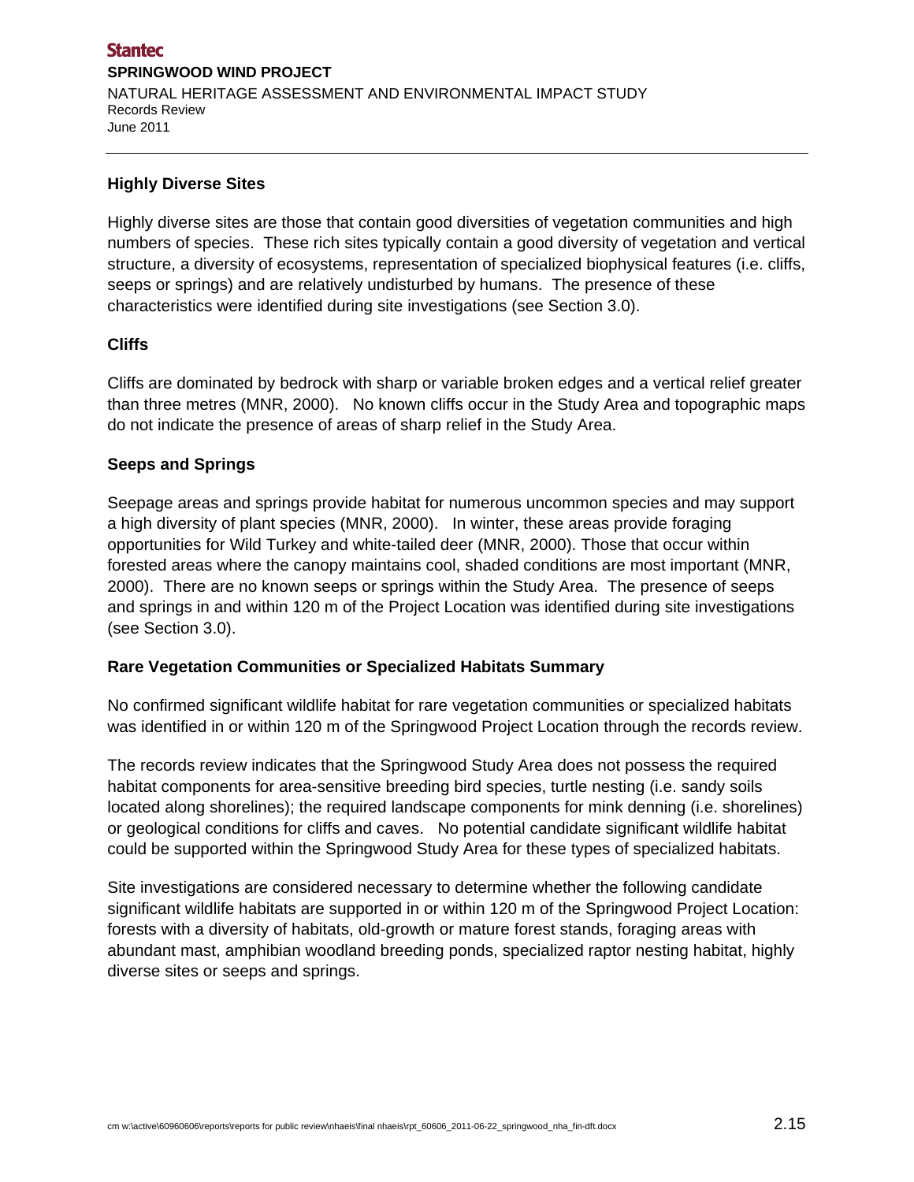### Highly Diverse Sites

Highly diverse sites are those that contain good diversities of vegetation communities and high numbers of species. These rich sites typically contain a good diversity of vegetation and vertical structure, a diversity of ecosystems, representation of specialized biophysical features (i.e. cliffs, seeps or springs) and are relatively undisturbed by humans. The presence of these characteristics were identified during site investigations (see Section 3.0).

### Cliffs

Cliffs are dominated by bedrock with sharp or variable broken edges and a vertical relief greater than three metres (MNR, 2000). No known cliffs occur in the Study Area and topographic maps do not indicate the presence of areas of sharp relief in the Study Area.

### Seeps and Springs

Seepage areas and springs provide habitat for numerous uncommon species and may support a high diversity of plant species (MNR, 2000). In winter, these areas provide foraging opportunities for Wild Turkey and white-tailed deer (MNR, 2000). Those that occur within forested areas where the canopy maintains cool, shaded conditions are most important (MNR, 2000). There are no known seeps or springs within the Study Area. The presence of seeps and springs in and within 120 m of the Project Location was identified during site investigations (see Section 3.0).

### Rare Vegetation Communities or Specialized Habitats Summary

No confirmed significant wildlife habitat for rare vegetation communities or specialized habitats was identified in or within 120 m of the Springwood Project Location through the records review.

The records review indicates that the Springwood Study Area does not possess the required habitat components for area-sensitive breeding bird species, turtle nesting (i.e. sandy soils located along shorelines); the required landscape components for mink denning (i.e. shorelines) or geological conditions for cliffs and caves. No potential candidate significant wildlife habitat could be supported within the Springwood Study Area for these types of specialized habitats.

Site investigations are considered necessary to determine whether the following candidate significant wildlife habitats are supported in or within 120 m of the Springwood Project Location: forests with a diversity of habitats, old-growth or mature forest stands, foraging areas with abundant mast, amphibian woodland breeding ponds, specialized raptor nesting habitat, highly diverse sites or seeps and springs.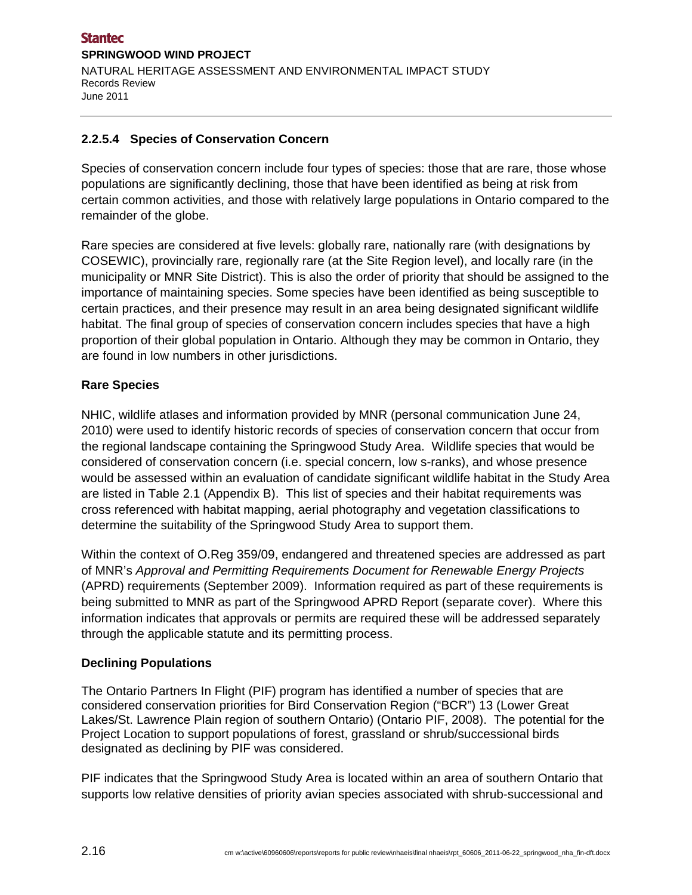#### 2.2.5.4 Species of Conservation Concern

Species of conservation concern include four types of species: those that are rare, those whose populations are significantly declining, those that have been identified as being at risk from certain common activities, and those with relatively large populations in Ontario compared to the remainder of the globe.

Rare species are considered at five levels: globally rare, nationally rare (with designations by COSEWIC), provincially rare, regionally rare (at the Site Region level), and locally rare (in the municipality or MNR Site District). This is also the order of priority that should be assigned to the importance of maintaining species. Some species have been identified as being susceptible to certain practices, and their presence may result in an area being designated significant wildlife habitat. The final group of species of conservation concern includes species that have a high proportion of their global population in Ontario. Although they may be common in Ontario, they are found in low numbers in other jurisdictions.

**Rare Species**

NHIC, wildlife atlases and information provided by MNR (personal communication June 24, 2010) were used to identify historic records of species of conservation concern that occur from the regional landscape containing the Springwood Study Area. Wildlife species that would be considered of conservation concern (i.e. special concern, low s-ranks), and whose presence would be assessed within an evaluation of candidate significant wildlife habitat in the Study Area are listed in Table 2.1 (Appendix B). This list of species and their habitat requirements was cross referenced with habitat mapping, aerial photography and vegetation classifications to determine the suitability of the Springwood Study Area to support them.

Within the context of O.Reg 359/09, endangered and threatened species are addressed as part of MNR's *Approval and Permitting Requirements Document for Renewable Energy Projects* (APRD) requirements (September 2009). Information required as part of these requirements is being submitted to MNR as part of the Springwood APRD Report (separate cover). Where this information indicates that approvals or permits are required these will be addressed separately through the applicable statute and its permitting process.

**Declining Populations**

The Ontario Partners In Flight (PIF) program has identified a number of species that are considered conservation priorities for Bird Conservation Region ("BCR") 13 (Lower Great Lakes/St. Lawrence Plain region of southern Ontario) (Ontario PIF, 2008). The potential for the Project Location to support populations of forest, grassland or shrub/successional birds designated as declining by PIF was considered.

PIF indicates that the Springwood Study Area is located within an area of southern Ontario that supports low relative densities of priority avian species associated with shrub-successional and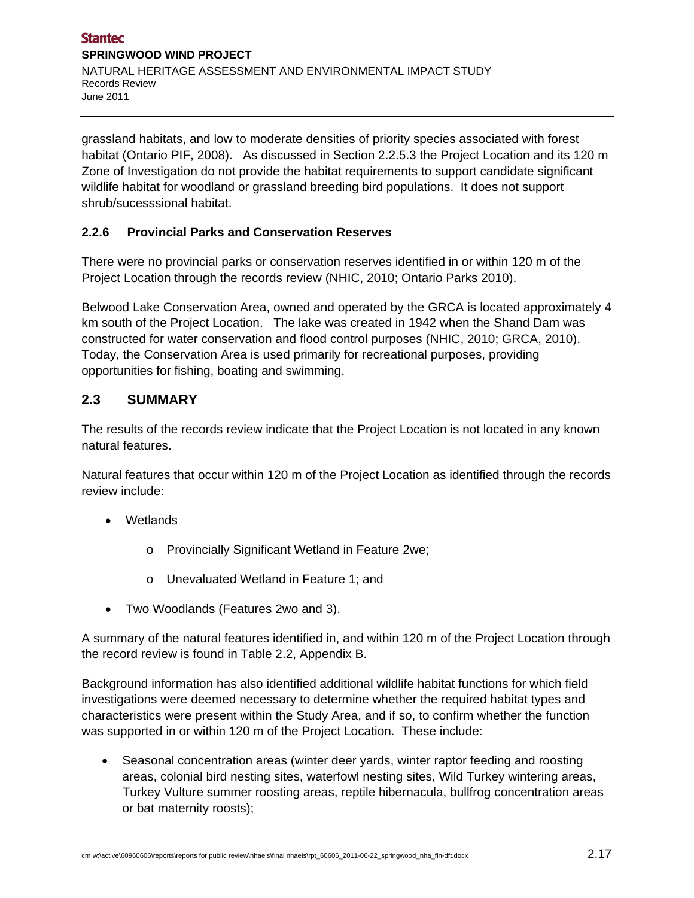grassland habitats, and low to moderate densities of priority species associated with forest habitat (Ontario PIF, 2008). As discussed in Section 2.2.5.3 the Project Location and its 120 m Zone of Investigation do not provide the habitat requirements to support candidate significant wildlife habitat for woodland or grassland breeding bird populations. It does not support shrub/sucesssional habitat.

### 2.2.6 Provincial Parks and Conservation Reserves

There were no provincial parks or conservation reserves identified in or within 120 m of the Project Location through the records review (NHIC, 2010; Ontario Parks 2010).

Belwood Lake Conservation Area, owned and operated by the GRCA is located approximately 4 km south of the Project Location. The lake was created in 1942 when the Shand Dam was constructed for water conservation and flood control purposes (NHIC, 2010; GRCA, 2010). Today, the Conservation Area is used primarily for recreational purposes, providing opportunities for fishing, boating and swimming.

## 2.3 SUMMARY

The results of the records review indicate that the Project Location is not located in any known natural features.

Natural features that occur within 120 m of the Project Location as identified through the records review include:

- Wetlands
  - Provincially Significant Wetland in Feature 2we;
  - Unevaluated Wetland in Feature 1; and
- Two Woodlands (Features 2wo and 3).

A summary of the natural features identified in, and within 120 m of the Project Location through the record review is found in Table 2.2, Appendix B.

Background information has also identified additional wildlife habitat functions for which field investigations were deemed necessary to determine whether the required habitat types and characteristics were present within the Study Area, and if so, to confirm whether the function was supported in or within 120 m of the Project Location. These include:

- Seasonal concentration areas (winter deer yards, winter raptor feeding and roosting areas, colonial bird nesting sites, waterfowl nesting sites, Wild Turkey wintering areas, Turkey Vulture summer roosting areas, reptile hibernacula, bullfrog concentration areas or bat maternity roosts);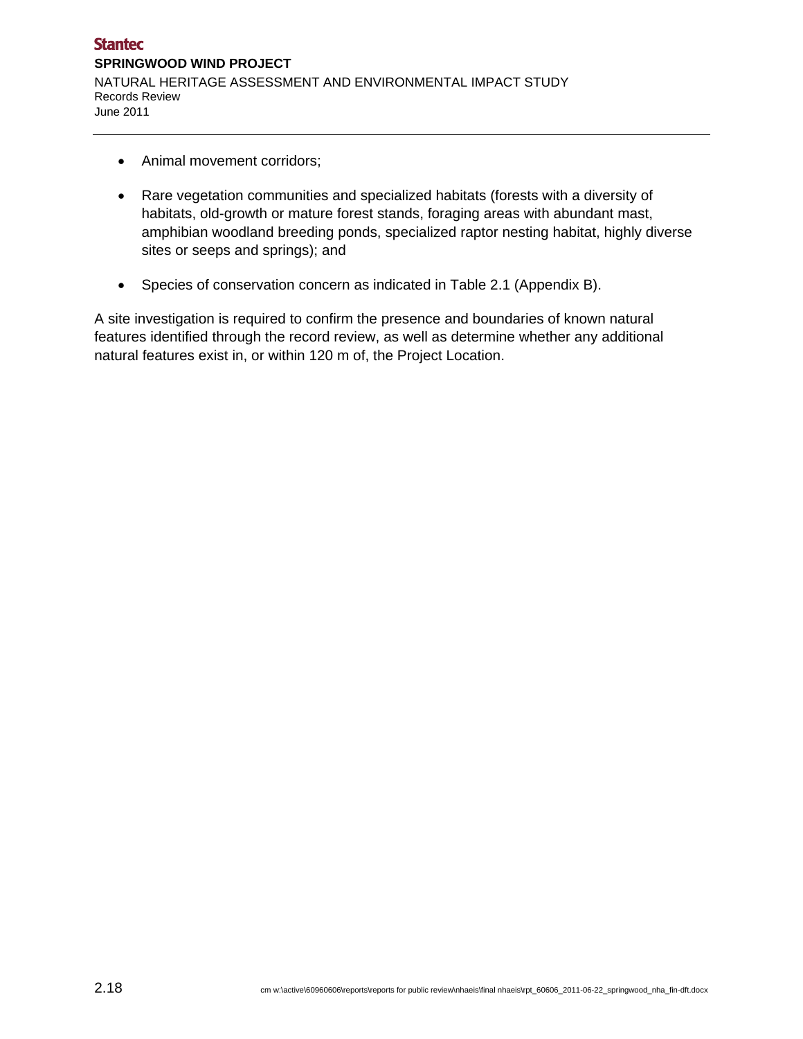- Animal movement corridors;
- Rare vegetation communities and specialized habitats (forests with a diversity of habitats, old-growth or mature forest stands, foraging areas with abundant mast, amphibian woodland breeding ponds, specialized raptor nesting habitat, highly diverse sites or seeps and springs); and
- Species of conservation concern as indicated in Table 2.1 (Appendix B).

A site investigation is required to confirm the presence and boundaries of known natural features identified through the record review, as well as determine whether any additional natural features exist in, or within 120 m of, the Project Location.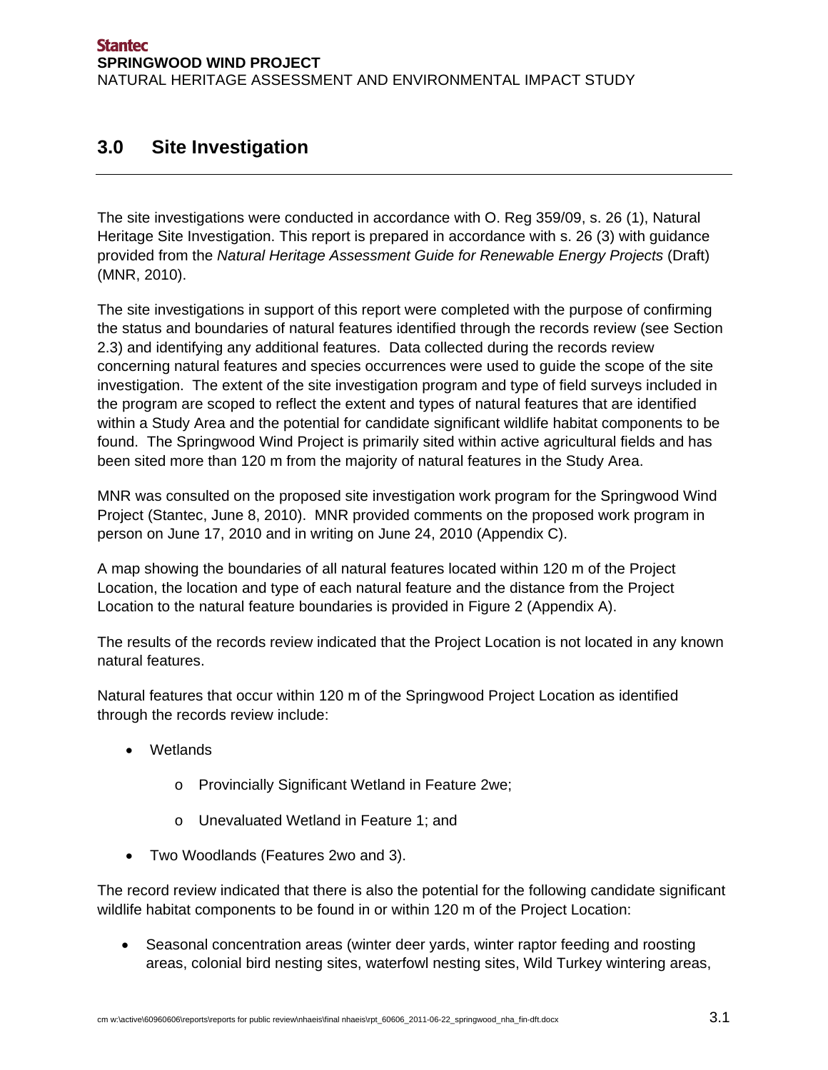## 3.0 Site Investigation

The site investigations were conducted in accordance with O. Reg 359/09, s. 26 (1), Natural Heritage Site Investigation. This report is prepared in accordance with s. 26 (3) with guidance provided from the *Natural Heritage Assessment Guide for Renewable Energy Projects* (Draft) (MNR, 2010).

The site investigations in support of this report were completed with the purpose of confirming the status and boundaries of natural features identified through the records review (see Section 2.3) and identifying any additional features. Data collected during the records review concerning natural features and species occurrences were used to guide the scope of the site investigation. The extent of the site investigation program and type of field surveys included in the program are scoped to reflect the extent and types of natural features that are identified within a Study Area and the potential for candidate significant wildlife habitat components to be found. The Springwood Wind Project is primarily sited within active agricultural fields and has been sited more than 120 m from the majority of natural features in the Study Area.

MNR was consulted on the proposed site investigation work program for the Springwood Wind Project (Stantec, June 8, 2010). MNR provided comments on the proposed work program in person on June 17, 2010 and in writing on June 24, 2010 (Appendix C).

A map showing the boundaries of all natural features located within 120 m of the Project Location, the location and type of each natural feature and the distance from the Project Location to the natural feature boundaries is provided in Figure 2 (Appendix A).

The results of the records review indicated that the Project Location is not located in any known natural features.

Natural features that occur within 120 m of the Springwood Project Location as identified through the records review include:

- Wetlands
  - Provincially Significant Wetland in Feature 2we;
  - Unevaluated Wetland in Feature 1; and
- Two Woodlands (Features 2wo and 3).

The record review indicated that there is also the potential for the following candidate significant wildlife habitat components to be found in or within 120 m of the Project Location:

- Seasonal concentration areas (winter deer yards, winter raptor feeding and roosting areas, colonial bird nesting sites, waterfowl nesting sites, Wild Turkey wintering areas,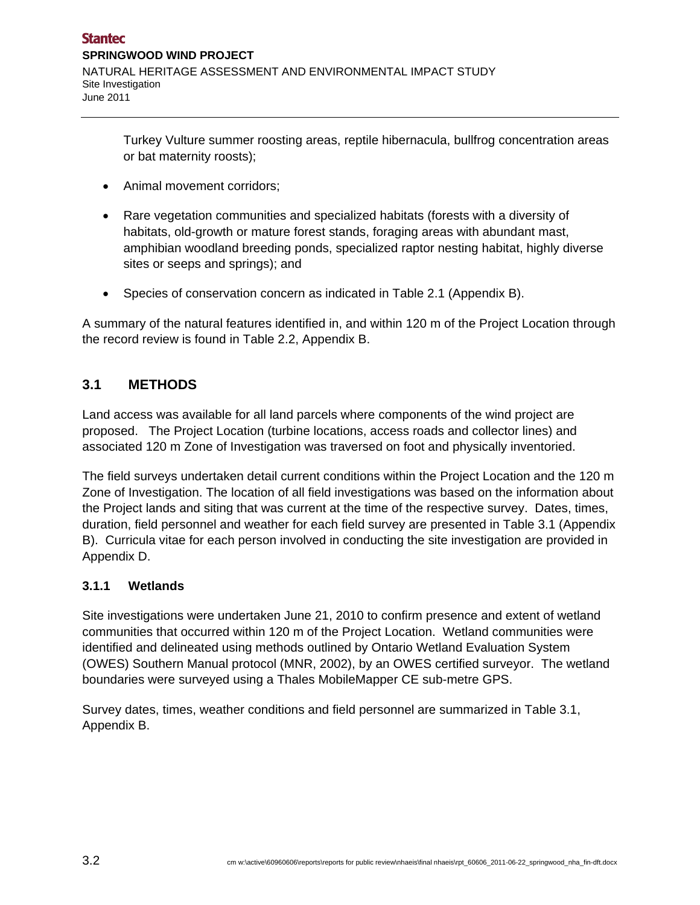Turkey Vulture summer roosting areas, reptile hibernacula, bullfrog concentration areas or bat maternity roosts);

- Animal movement corridors;
- Rare vegetation communities and specialized habitats (forests with a diversity of habitats, old-growth or mature forest stands, foraging areas with abundant mast, amphibian woodland breeding ponds, specialized raptor nesting habitat, highly diverse sites or seeps and springs); and
- Species of conservation concern as indicated in Table 2.1 (Appendix B).

A summary of the natural features identified in, and within 120 m of the Project Location through the record review is found in Table 2.2, Appendix B.

## 3.1 METHODS

Land access was available for all land parcels where components of the wind project are proposed. The Project Location (turbine locations, access roads and collector lines) and associated 120 m Zone of Investigation was traversed on foot and physically inventoried.

The field surveys undertaken detail current conditions within the Project Location and the 120 m Zone of Investigation. The location of all field investigations was based on the information about the Project lands and siting that was current at the time of the respective survey. Dates, times, duration, field personnel and weather for each field survey are presented in Table 3.1 (Appendix B). Curricula vitae for each person involved in conducting the site investigation are provided in Appendix D.

### 3.1.1 Wetlands

Site investigations were undertaken June 21, 2010 to confirm presence and extent of wetland communities that occurred within 120 m of the Project Location. Wetland communities were identified and delineated using methods outlined by Ontario Wetland Evaluation System (OWES) Southern Manual protocol (MNR, 2002), by an OWES certified surveyor. The wetland boundaries were surveyed using a Thales MobileMapper CE sub-metre GPS.

Survey dates, times, weather conditions and field personnel are summarized in Table 3.1, Appendix B.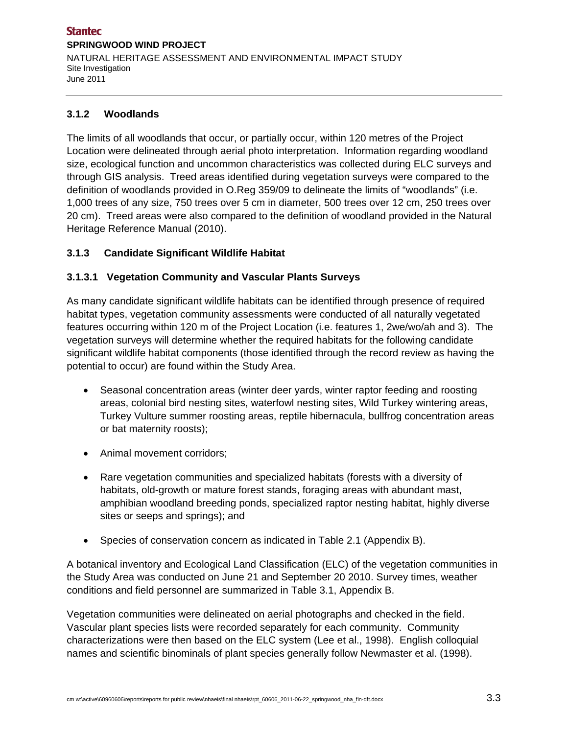### 3.1.2 Woodlands

The limits of all woodlands that occur, or partially occur, within 120 metres of the Project Location were delineated through aerial photo interpretation. Information regarding woodland size, ecological function and uncommon characteristics was collected during ELC surveys and through GIS analysis. Treed areas identified during vegetation surveys were compared to the definition of woodlands provided in O.Reg 359/09 to delineate the limits of "woodlands" (i.e. 1,000 trees of any size, 750 trees over 5 cm in diameter, 500 trees over 12 cm, 250 trees over 20 cm). Treed areas were also compared to the definition of woodland provided in the Natural Heritage Reference Manual (2010).

### 3.1.3 Candidate Significant Wildlife Habitat

#### 3.1.3.1 Vegetation Community and Vascular Plants Surveys

As many candidate significant wildlife habitats can be identified through presence of required habitat types, vegetation community assessments were conducted of all naturally vegetated features occurring within 120 m of the Project Location (i.e. features 1, 2we/wo/ah and 3). The vegetation surveys will determine whether the required habitats for the following candidate significant wildlife habitat components (those identified through the record review as having the potential to occur) are found within the Study Area.

- Seasonal concentration areas (winter deer yards, winter raptor feeding and roosting areas, colonial bird nesting sites, waterfowl nesting sites, Wild Turkey wintering areas, Turkey Vulture summer roosting areas, reptile hibernacula, bullfrog concentration areas or bat maternity roosts);
- Animal movement corridors;
- Rare vegetation communities and specialized habitats (forests with a diversity of habitats, old-growth or mature forest stands, foraging areas with abundant mast, amphibian woodland breeding ponds, specialized raptor nesting habitat, highly diverse sites or seeps and springs); and
- Species of conservation concern as indicated in Table 2.1 (Appendix B).

A botanical inventory and Ecological Land Classification (ELC) of the vegetation communities in the Study Area was conducted on June 21 and September 20 2010. Survey times, weather conditions and field personnel are summarized in Table 3.1, Appendix B.

Vegetation communities were delineated on aerial photographs and checked in the field. Vascular plant species lists were recorded separately for each community. Community characterizations were then based on the ELC system (Lee et al., 1998). English colloquial names and scientific binominals of plant species generally follow Newmaster et al. (1998).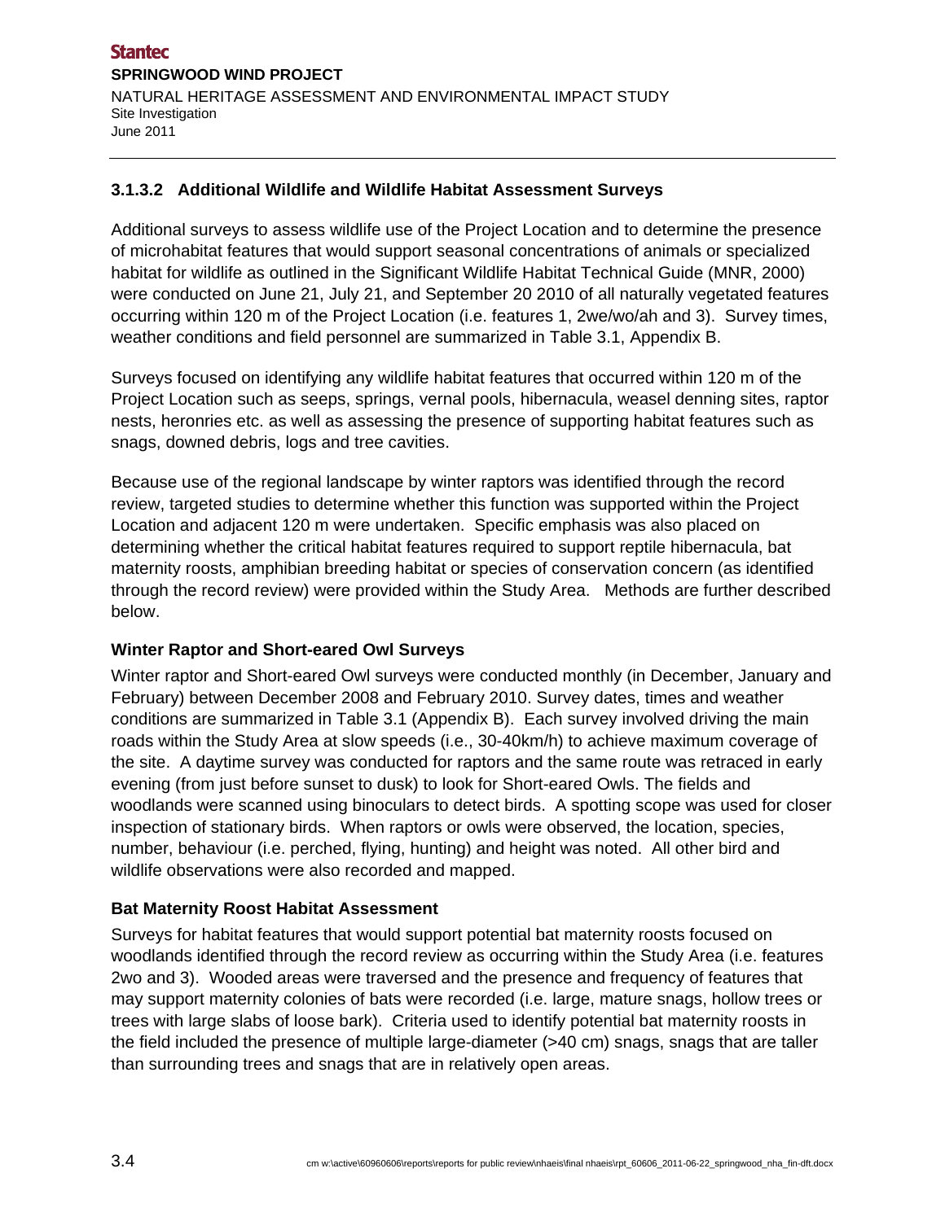### 3.1.3.2 Additional Wildlife and Wildlife Habitat Assessment Surveys

Additional surveys to assess wildlife use of the Project Location and to determine the presence of microhabitat features that would support seasonal concentrations of animals or specialized habitat for wildlife as outlined in the Significant Wildlife Habitat Technical Guide (MNR, 2000) were conducted on June 21, July 21, and September 20 2010 of all naturally vegetated features occurring within 120 m of the Project Location (i.e. features 1, 2we/wo/ah and 3). Survey times, weather conditions and field personnel are summarized in Table 3.1, Appendix B.

Surveys focused on identifying any wildlife habitat features that occurred within 120 m of the Project Location such as seeps, springs, vernal pools, hibernacula, weasel denning sites, raptor nests, heronries etc. as well as assessing the presence of supporting habitat features such as snags, downed debris, logs and tree cavities.

Because use of the regional landscape by winter raptors was identified through the record review, targeted studies to determine whether this function was supported within the Project Location and adjacent 120 m were undertaken. Specific emphasis was also placed on determining whether the critical habitat features required to support reptile hibernacula, bat maternity roosts, amphibian breeding habitat or species of conservation concern (as identified through the record review) were provided within the Study Area. Methods are further described below.

**Winter Raptor and Short-eared Owl Surveys**

Winter raptor and Short-eared Owl surveys were conducted monthly (in December, January and February) between December 2008 and February 2010. Survey dates, times and weather conditions are summarized in Table 3.1 (Appendix B). Each survey involved driving the main roads within the Study Area at slow speeds (i.e., 30-40km/h) to achieve maximum coverage of the site. A daytime survey was conducted for raptors and the same route was retraced in early evening (from just before sunset to dusk) to look for Short-eared Owls. The fields and woodlands were scanned using binoculars to detect birds. A spotting scope was used for closer inspection of stationary birds. When raptors or owls were observed, the location, species, number, behaviour (i.e. perched, flying, hunting) and height was noted. All other bird and wildlife observations were also recorded and mapped.

**Bat Maternity Roost Habitat Assessment**

Surveys for habitat features that would support potential bat maternity roosts focused on woodlands identified through the record review as occurring within the Study Area (i.e. features 2wo and 3). Wooded areas were traversed and the presence and frequency of features that may support maternity colonies of bats were recorded (i.e. large, mature snags, hollow trees or trees with large slabs of loose bark). Criteria used to identify potential bat maternity roosts in the field included the presence of multiple large-diameter (>40 cm) snags, snags that are taller than surrounding trees and snags that are in relatively open areas.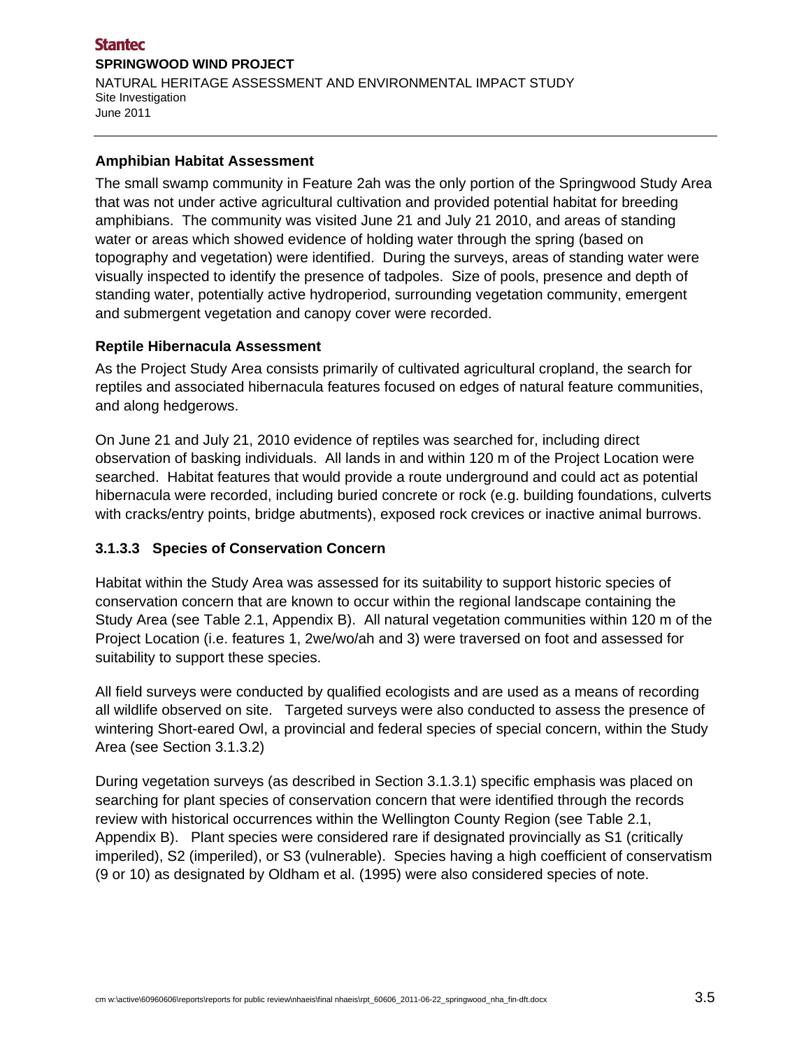**Amphibian Habitat Assessment**

The small swamp community in Feature 2ah was the only portion of the Springwood Study Area that was not under active agricultural cultivation and provided potential habitat for breeding amphibians. The community was visited June 21 and July 21 2010, and areas of standing water or areas which showed evidence of holding water through the spring (based on topography and vegetation) were identified. During the surveys, areas of standing water were visually inspected to identify the presence of tadpoles. Size of pools, presence and depth of standing water, potentially active hydroperiod, surrounding vegetation community, emergent and submergent vegetation and canopy cover were recorded.

**Reptile Hibernacula Assessment**

As the Project Study Area consists primarily of cultivated agricultural cropland, the search for reptiles and associated hibernacula features focused on edges of natural feature communities, and along hedgerows.

On June 21 and July 21, 2010 evidence of reptiles was searched for, including direct observation of basking individuals. All lands in and within 120 m of the Project Location were searched. Habitat features that would provide a route underground and could act as potential hibernacula were recorded, including buried concrete or rock (e.g. building foundations, culverts with cracks/entry points, bridge abutments), exposed rock crevices or inactive animal burrows.

### 3.1.3.3 Species of Conservation Concern

Habitat within the Study Area was assessed for its suitability to support historic species of conservation concern that are known to occur within the regional landscape containing the Study Area (see Table 2.1, Appendix B). All natural vegetation communities within 120 m of the Project Location (i.e. features 1, 2we/wo/ah and 3) were traversed on foot and assessed for suitability to support these species.

All field surveys were conducted by qualified ecologists and are used as a means of recording all wildlife observed on site. Targeted surveys were also conducted to assess the presence of wintering Short-eared Owl, a provincial and federal species of special concern, within the Study Area (see Section 3.1.3.2)

During vegetation surveys (as described in Section 3.1.3.1) specific emphasis was placed on searching for plant species of conservation concern that were identified through the records review with historical occurrences within the Wellington County Region (see Table 2.1, Appendix B). Plant species were considered rare if designated provincially as S1 (critically imperiled), S2 (imperiled), or S3 (vulnerable). Species having a high coefficient of conservatism (9 or 10) as designated by Oldham et al. (1995) were also considered species of note.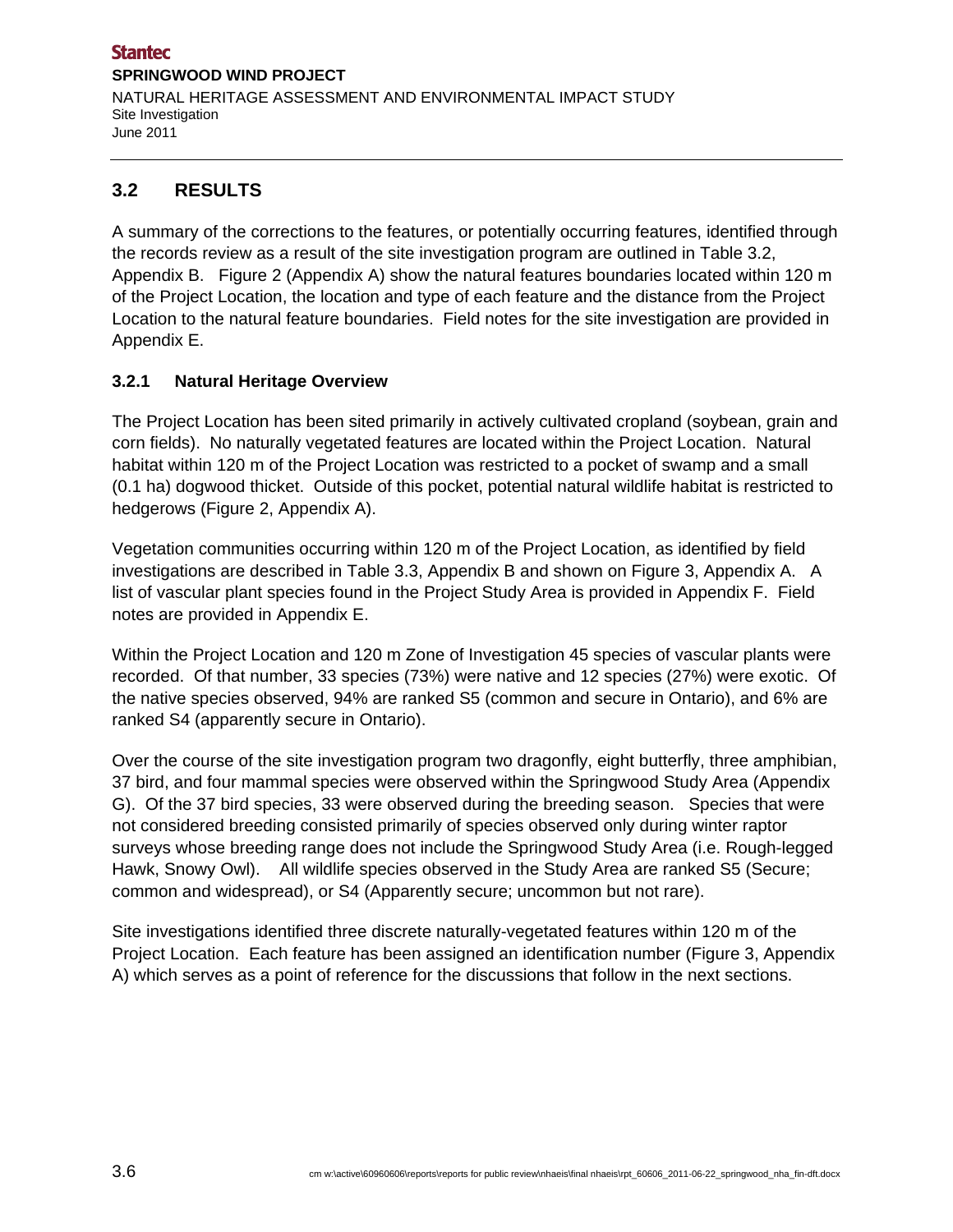## 3.2 RESULTS

A summary of the corrections to the features, or potentially occurring features, identified through the records review as a result of the site investigation program are outlined in Table 3.2, Appendix B. Figure 2 (Appendix A) show the natural features boundaries located within 120 m of the Project Location, the location and type of each feature and the distance from the Project Location to the natural feature boundaries. Field notes for the site investigation are provided in Appendix E.

### 3.2.1 Natural Heritage Overview

The Project Location has been sited primarily in actively cultivated cropland (soybean, grain and corn fields). No naturally vegetated features are located within the Project Location. Natural habitat within 120 m of the Project Location was restricted to a pocket of swamp and a small (0.1 ha) dogwood thicket. Outside of this pocket, potential natural wildlife habitat is restricted to hedgerows (Figure 2, Appendix A).

Vegetation communities occurring within 120 m of the Project Location, as identified by field investigations are described in Table 3.3, Appendix B and shown on Figure 3, Appendix A. A list of vascular plant species found in the Project Study Area is provided in Appendix F. Field notes are provided in Appendix E.

Within the Project Location and 120 m Zone of Investigation 45 species of vascular plants were recorded. Of that number, 33 species (73%) were native and 12 species (27%) were exotic. Of the native species observed, 94% are ranked S5 (common and secure in Ontario), and 6% are ranked S4 (apparently secure in Ontario).

Over the course of the site investigation program two dragonfly, eight butterfly, three amphibian, 37 bird, and four mammal species were observed within the Springwood Study Area (Appendix G). Of the 37 bird species, 33 were observed during the breeding season. Species that were not considered breeding consisted primarily of species observed only during winter raptor surveys whose breeding range does not include the Springwood Study Area (i.e. Rough-legged Hawk, Snowy Owl). All wildlife species observed in the Study Area are ranked S5 (Secure; common and widespread), or S4 (Apparently secure; uncommon but not rare).

Site investigations identified three discrete naturally-vegetated features within 120 m of the Project Location. Each feature has been assigned an identification number (Figure 3, Appendix A) which serves as a point of reference for the discussions that follow in the next sections.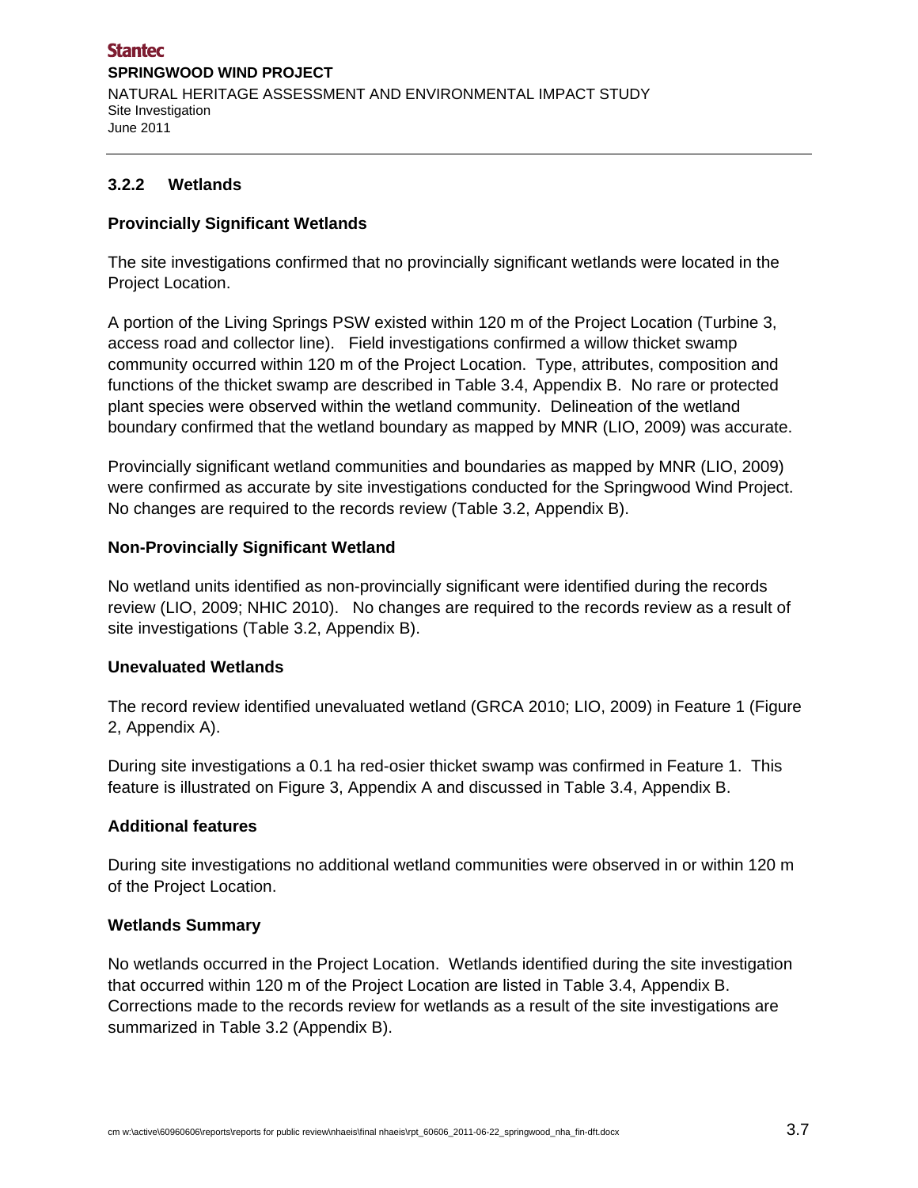### 3.2.2 Wetlands

**Provincially Significant Wetlands**

The site investigations confirmed that no provincially significant wetlands were located in the Project Location.

A portion of the Living Springs PSW existed within 120 m of the Project Location (Turbine 3, access road and collector line). Field investigations confirmed a willow thicket swamp community occurred within 120 m of the Project Location. Type, attributes, composition and functions of the thicket swamp are described in Table 3.4, Appendix B. No rare or protected plant species were observed within the wetland community. Delineation of the wetland boundary confirmed that the wetland boundary as mapped by MNR (LIO, 2009) was accurate.

Provincially significant wetland communities and boundaries as mapped by MNR (LIO, 2009) were confirmed as accurate by site investigations conducted for the Springwood Wind Project. No changes are required to the records review (Table 3.2, Appendix B).

**Non-Provincially Significant Wetland**

No wetland units identified as non-provincially significant were identified during the records review (LIO, 2009; NHIC 2010). No changes are required to the records review as a result of site investigations (Table 3.2, Appendix B).

**Unevaluated Wetlands**

The record review identified unevaluated wetland (GRCA 2010; LIO, 2009) in Feature 1 (Figure 2, Appendix A).

During site investigations a 0.1 ha red-osier thicket swamp was confirmed in Feature 1. This feature is illustrated on Figure 3, Appendix A and discussed in Table 3.4, Appendix B.

**Additional features**

During site investigations no additional wetland communities were observed in or within 120 m of the Project Location.

**Wetlands Summary**

No wetlands occurred in the Project Location. Wetlands identified during the site investigation that occurred within 120 m of the Project Location are listed in Table 3.4, Appendix B. Corrections made to the records review for wetlands as a result of the site investigations are summarized in Table 3.2 (Appendix B).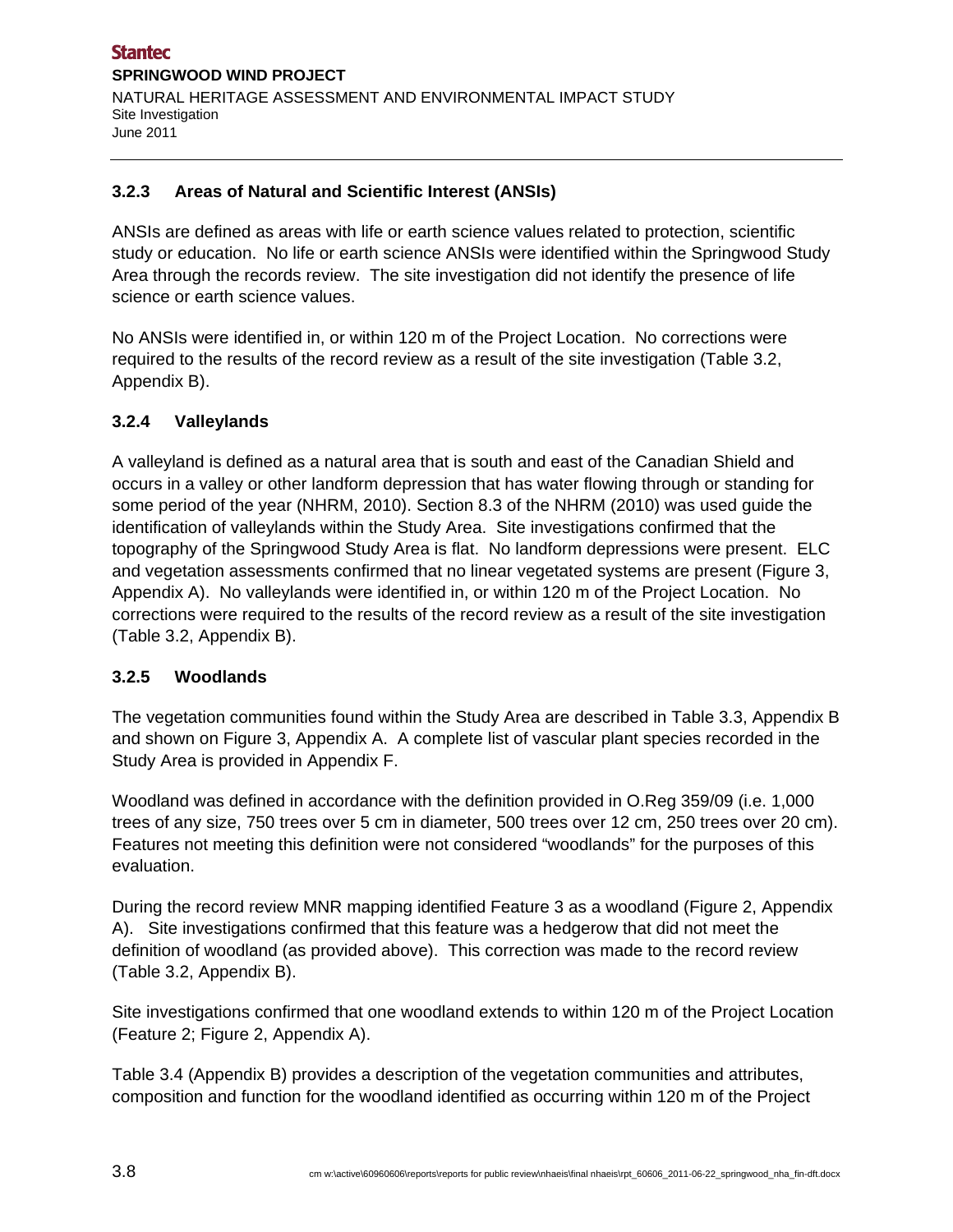### 3.2.3 Areas of Natural and Scientific Interest (ANSIs)

ANSIs are defined as areas with life or earth science values related to protection, scientific study or education. No life or earth science ANSIs were identified within the Springwood Study Area through the records review. The site investigation did not identify the presence of life science or earth science values.

No ANSIs were identified in, or within 120 m of the Project Location. No corrections were required to the results of the record review as a result of the site investigation (Table 3.2, Appendix B).

### 3.2.4 Valleylands

A valleyland is defined as a natural area that is south and east of the Canadian Shield and occurs in a valley or other landform depression that has water flowing through or standing for some period of the year (NHRM, 2010). Section 8.3 of the NHRM (2010) was used guide the identification of valleylands within the Study Area. Site investigations confirmed that the topography of the Springwood Study Area is flat. No landform depressions were present. ELC and vegetation assessments confirmed that no linear vegetated systems are present (Figure 3, Appendix A). No valleylands were identified in, or within 120 m of the Project Location. No corrections were required to the results of the record review as a result of the site investigation (Table 3.2, Appendix B).

### 3.2.5 Woodlands

The vegetation communities found within the Study Area are described in Table 3.3, Appendix B and shown on Figure 3, Appendix A. A complete list of vascular plant species recorded in the Study Area is provided in Appendix F.

Woodland was defined in accordance with the definition provided in O.Reg 359/09 (i.e. 1,000 trees of any size, 750 trees over 5 cm in diameter, 500 trees over 12 cm, 250 trees over 20 cm). Features not meeting this definition were not considered "woodlands" for the purposes of this evaluation.

During the record review MNR mapping identified Feature 3 as a woodland (Figure 2, Appendix A). Site investigations confirmed that this feature was a hedgerow that did not meet the definition of woodland (as provided above). This correction was made to the record review (Table 3.2, Appendix B).

Site investigations confirmed that one woodland extends to within 120 m of the Project Location (Feature 2; Figure 2, Appendix A).

Table 3.4 (Appendix B) provides a description of the vegetation communities and attributes, composition and function for the woodland identified as occurring within 120 m of the Project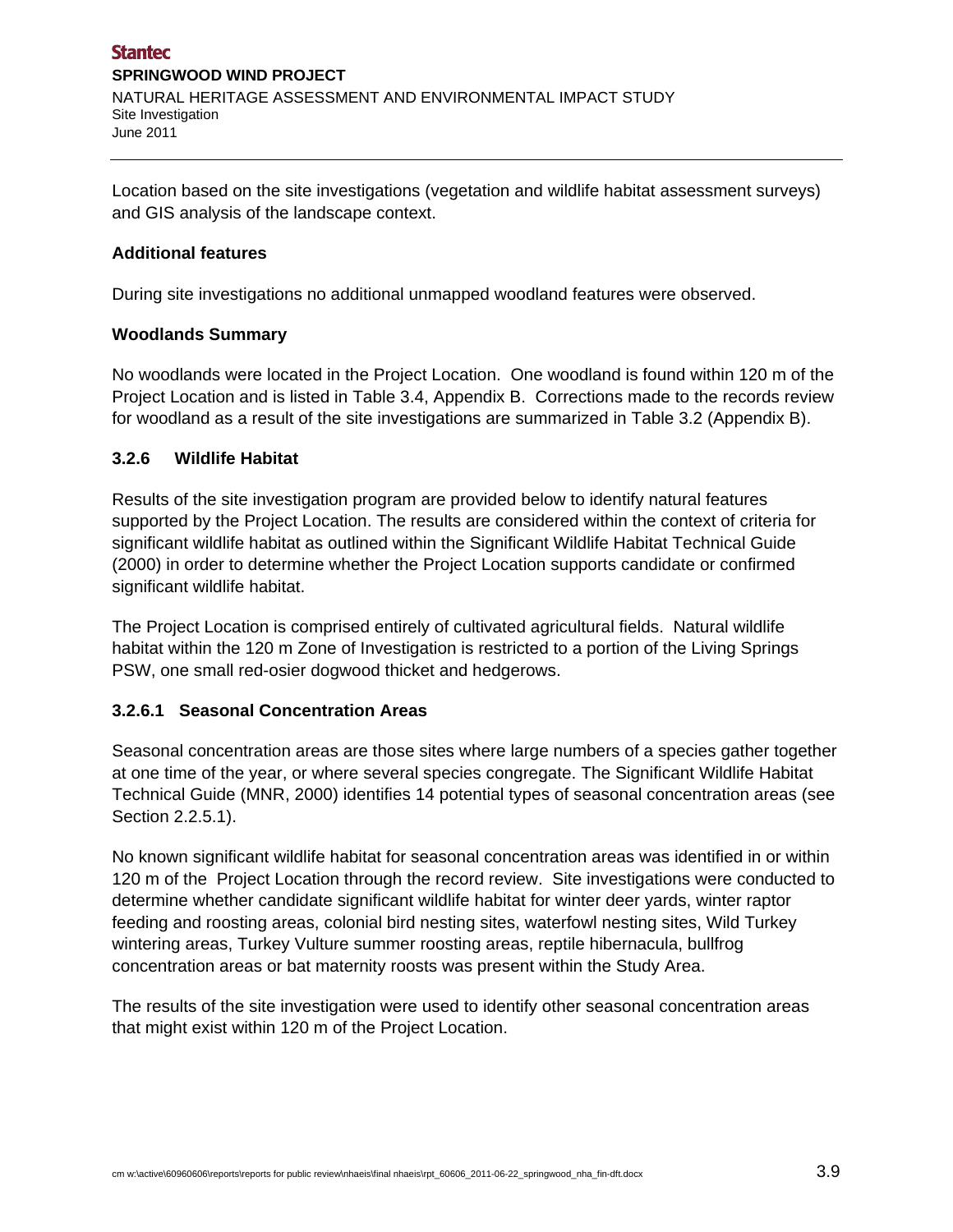Location based on the site investigations (vegetation and wildlife habitat assessment surveys) and GIS analysis of the landscape context.

**Additional features**

During site investigations no additional unmapped woodland features were observed.

**Woodlands Summary**

No woodlands were located in the Project Location. One woodland is found within 120 m of the Project Location and is listed in Table 3.4, Appendix B. Corrections made to the records review for woodland as a result of the site investigations are summarized in Table 3.2 (Appendix B).

### 3.2.6 Wildlife Habitat

Results of the site investigation program are provided below to identify natural features supported by the Project Location. The results are considered within the context of criteria for significant wildlife habitat as outlined within the Significant Wildlife Habitat Technical Guide (2000) in order to determine whether the Project Location supports candidate or confirmed significant wildlife habitat.

The Project Location is comprised entirely of cultivated agricultural fields. Natural wildlife habitat within the 120 m Zone of Investigation is restricted to a portion of the Living Springs PSW, one small red-osier dogwood thicket and hedgerows.

#### 3.2.6.1 Seasonal Concentration Areas

Seasonal concentration areas are those sites where large numbers of a species gather together at one time of the year, or where several species congregate. The Significant Wildlife Habitat Technical Guide (MNR, 2000) identifies 14 potential types of seasonal concentration areas (see Section 2.2.5.1).

No known significant wildlife habitat for seasonal concentration areas was identified in or within 120 m of the Project Location through the record review. Site investigations were conducted to determine whether candidate significant wildlife habitat for winter deer yards, winter raptor feeding and roosting areas, colonial bird nesting sites, waterfowl nesting sites, Wild Turkey wintering areas, Turkey Vulture summer roosting areas, reptile hibernacula, bullfrog concentration areas or bat maternity roosts was present within the Study Area.

The results of the site investigation were used to identify other seasonal concentration areas that might exist within 120 m of the Project Location.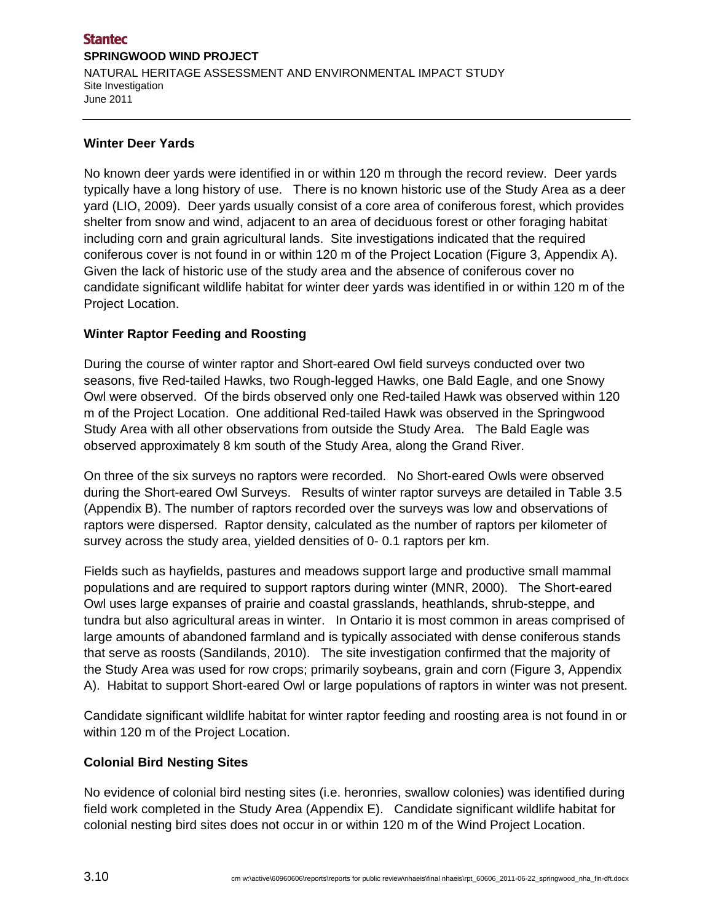### Winter Deer Yards

No known deer yards were identified in or within 120 m through the record review. Deer yards typically have a long history of use. There is no known historic use of the Study Area as a deer yard (LIO, 2009). Deer yards usually consist of a core area of coniferous forest, which provides shelter from snow and wind, adjacent to an area of deciduous forest or other foraging habitat including corn and grain agricultural lands. Site investigations indicated that the required coniferous cover is not found in or within 120 m of the Project Location (Figure 3, Appendix A). Given the lack of historic use of the study area and the absence of coniferous cover no candidate significant wildlife habitat for winter deer yards was identified in or within 120 m of the Project Location.

### Winter Raptor Feeding and Roosting

During the course of winter raptor and Short-eared Owl field surveys conducted over two seasons, five Red-tailed Hawks, two Rough-legged Hawks, one Bald Eagle, and one Snowy Owl were observed. Of the birds observed only one Red-tailed Hawk was observed within 120 m of the Project Location. One additional Red-tailed Hawk was observed in the Springwood Study Area with all other observations from outside the Study Area. The Bald Eagle was observed approximately 8 km south of the Study Area, along the Grand River.

On three of the six surveys no raptors were recorded. No Short-eared Owls were observed during the Short-eared Owl Surveys. Results of winter raptor surveys are detailed in Table 3.5 (Appendix B). The number of raptors recorded over the surveys was low and observations of raptors were dispersed. Raptor density, calculated as the number of raptors per kilometer of survey across the study area, yielded densities of 0- 0.1 raptors per km.

Fields such as hayfields, pastures and meadows support large and productive small mammal populations and are required to support raptors during winter (MNR, 2000). The Short-eared Owl uses large expanses of prairie and coastal grasslands, heathlands, shrub-steppe, and tundra but also agricultural areas in winter. In Ontario it is most common in areas comprised of large amounts of abandoned farmland and is typically associated with dense coniferous stands that serve as roosts (Sandilands, 2010). The site investigation confirmed that the majority of the Study Area was used for row crops; primarily soybeans, grain and corn (Figure 3, Appendix A). Habitat to support Short-eared Owl or large populations of raptors in winter was not present.

Candidate significant wildlife habitat for winter raptor feeding and roosting area is not found in or within 120 m of the Project Location.

### Colonial Bird Nesting Sites

No evidence of colonial bird nesting sites (i.e. heronries, swallow colonies) was identified during field work completed in the Study Area (Appendix E). Candidate significant wildlife habitat for colonial nesting bird sites does not occur in or within 120 m of the Wind Project Location.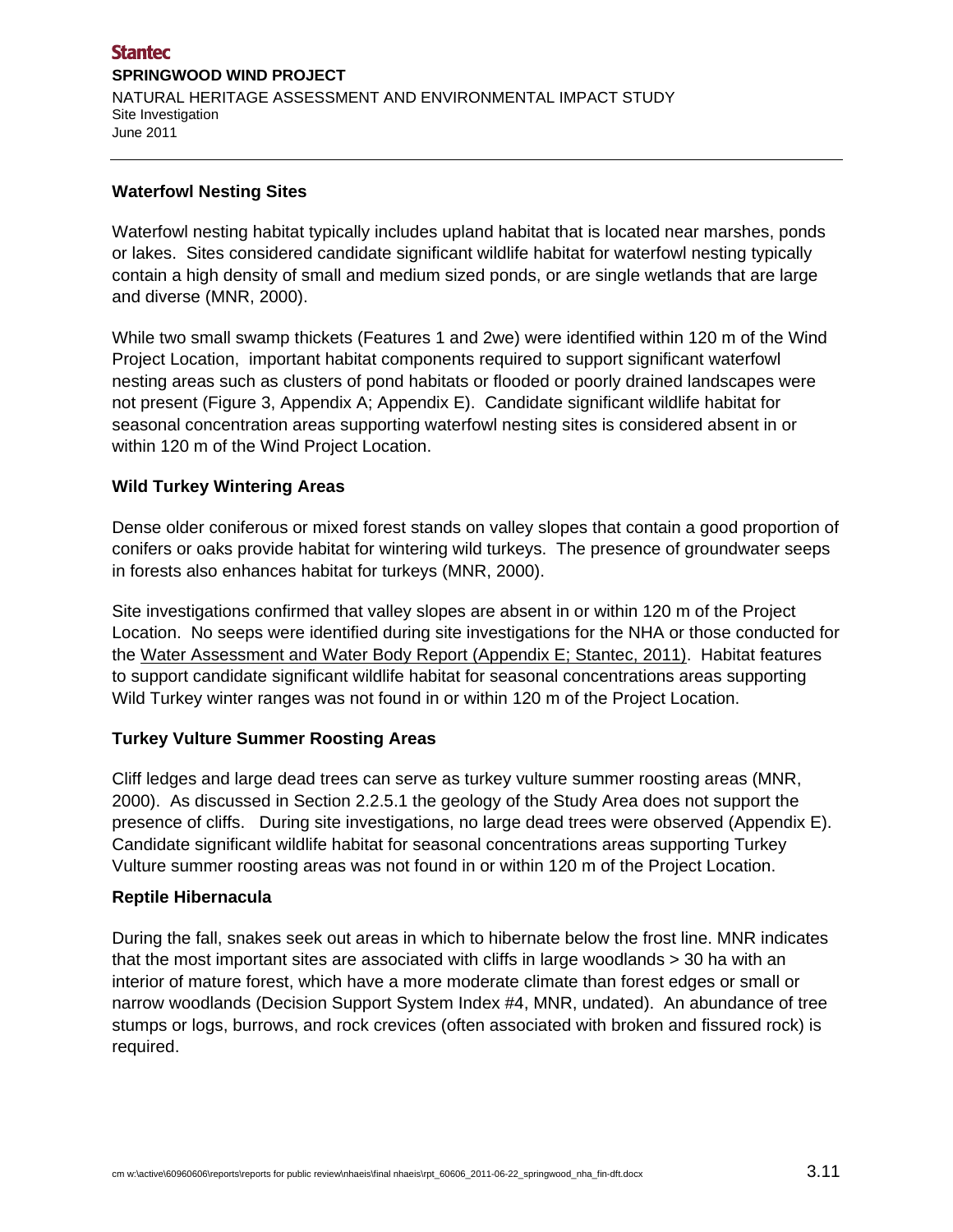### Waterfowl Nesting Sites

Waterfowl nesting habitat typically includes upland habitat that is located near marshes, ponds or lakes. Sites considered candidate significant wildlife habitat for waterfowl nesting typically contain a high density of small and medium sized ponds, or are single wetlands that are large and diverse (MNR, 2000).

While two small swamp thickets (Features 1 and 2we) were identified within 120 m of the Wind Project Location, important habitat components required to support significant waterfowl nesting areas such as clusters of pond habitats or flooded or poorly drained landscapes were not present (Figure 3, Appendix A; Appendix E). Candidate significant wildlife habitat for seasonal concentration areas supporting waterfowl nesting sites is considered absent in or within 120 m of the Wind Project Location.

### Wild Turkey Wintering Areas

Dense older coniferous or mixed forest stands on valley slopes that contain a good proportion of conifers or oaks provide habitat for wintering wild turkeys. The presence of groundwater seeps in forests also enhances habitat for turkeys (MNR, 2000).

Site investigations confirmed that valley slopes are absent in or within 120 m of the Project Location. No seeps were identified during site investigations for the NHA or those conducted for the Water Assessment and Water Body Report (Appendix E; Stantec, 2011). Habitat features to support candidate significant wildlife habitat for seasonal concentrations areas supporting Wild Turkey winter ranges was not found in or within 120 m of the Project Location.

### Turkey Vulture Summer Roosting Areas

Cliff ledges and large dead trees can serve as turkey vulture summer roosting areas (MNR, 2000). As discussed in Section 2.2.5.1 the geology of the Study Area does not support the presence of cliffs. During site investigations, no large dead trees were observed (Appendix E). Candidate significant wildlife habitat for seasonal concentrations areas supporting Turkey Vulture summer roosting areas was not found in or within 120 m of the Project Location.

### Reptile Hibernacula

During the fall, snakes seek out areas in which to hibernate below the frost line. MNR indicates that the most important sites are associated with cliffs in large woodlands > 30 ha with an interior of mature forest, which have a more moderate climate than forest edges or small or narrow woodlands (Decision Support System Index #4, MNR, undated). An abundance of tree stumps or logs, burrows, and rock crevices (often associated with broken and fissured rock) is required.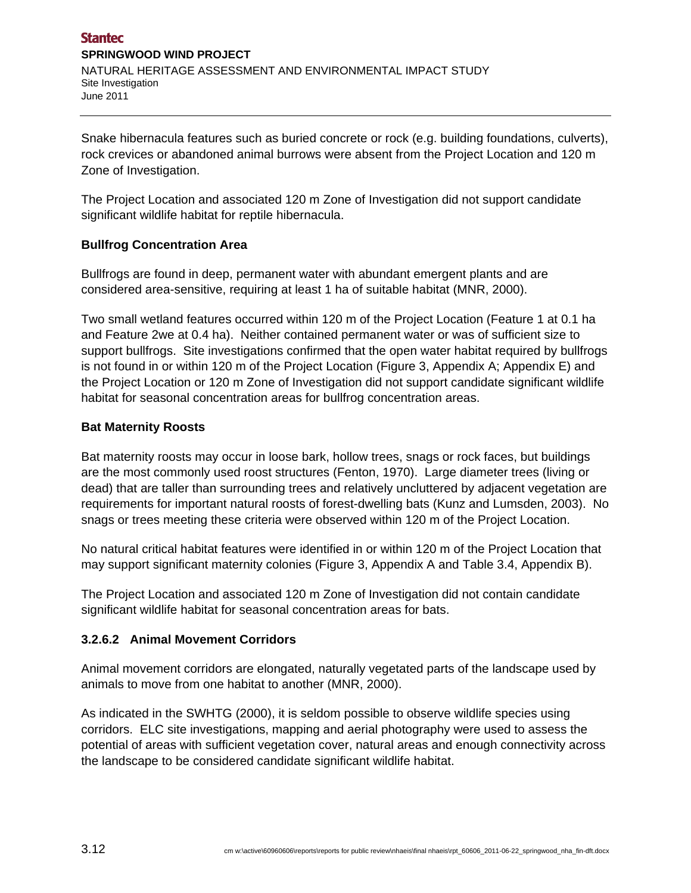Snake hibernacula features such as buried concrete or rock (e.g. building foundations, culverts), rock crevices or abandoned animal burrows were absent from the Project Location and 120 m Zone of Investigation.

The Project Location and associated 120 m Zone of Investigation did not support candidate significant wildlife habitat for reptile hibernacula.

**Bullfrog Concentration Area**

Bullfrogs are found in deep, permanent water with abundant emergent plants and are considered area-sensitive, requiring at least 1 ha of suitable habitat (MNR, 2000).

Two small wetland features occurred within 120 m of the Project Location (Feature 1 at 0.1 ha and Feature 2we at 0.4 ha). Neither contained permanent water or was of sufficient size to support bullfrogs. Site investigations confirmed that the open water habitat required by bullfrogs is not found in or within 120 m of the Project Location (Figure 3, Appendix A; Appendix E) and the Project Location or 120 m Zone of Investigation did not support candidate significant wildlife habitat for seasonal concentration areas for bullfrog concentration areas.

**Bat Maternity Roosts**

Bat maternity roosts may occur in loose bark, hollow trees, snags or rock faces, but buildings are the most commonly used roost structures (Fenton, 1970). Large diameter trees (living or dead) that are taller than surrounding trees and relatively uncluttered by adjacent vegetation are requirements for important natural roosts of forest-dwelling bats (Kunz and Lumsden, 2003). No snags or trees meeting these criteria were observed within 120 m of the Project Location.

No natural critical habitat features were identified in or within 120 m of the Project Location that may support significant maternity colonies (Figure 3, Appendix A and Table 3.4, Appendix B).

The Project Location and associated 120 m Zone of Investigation did not contain candidate significant wildlife habitat for seasonal concentration areas for bats.

### 3.2.6.2 Animal Movement Corridors

Animal movement corridors are elongated, naturally vegetated parts of the landscape used by animals to move from one habitat to another (MNR, 2000).

As indicated in the SWHTG (2000), it is seldom possible to observe wildlife species using corridors. ELC site investigations, mapping and aerial photography were used to assess the potential of areas with sufficient vegetation cover, natural areas and enough connectivity across the landscape to be considered candidate significant wildlife habitat.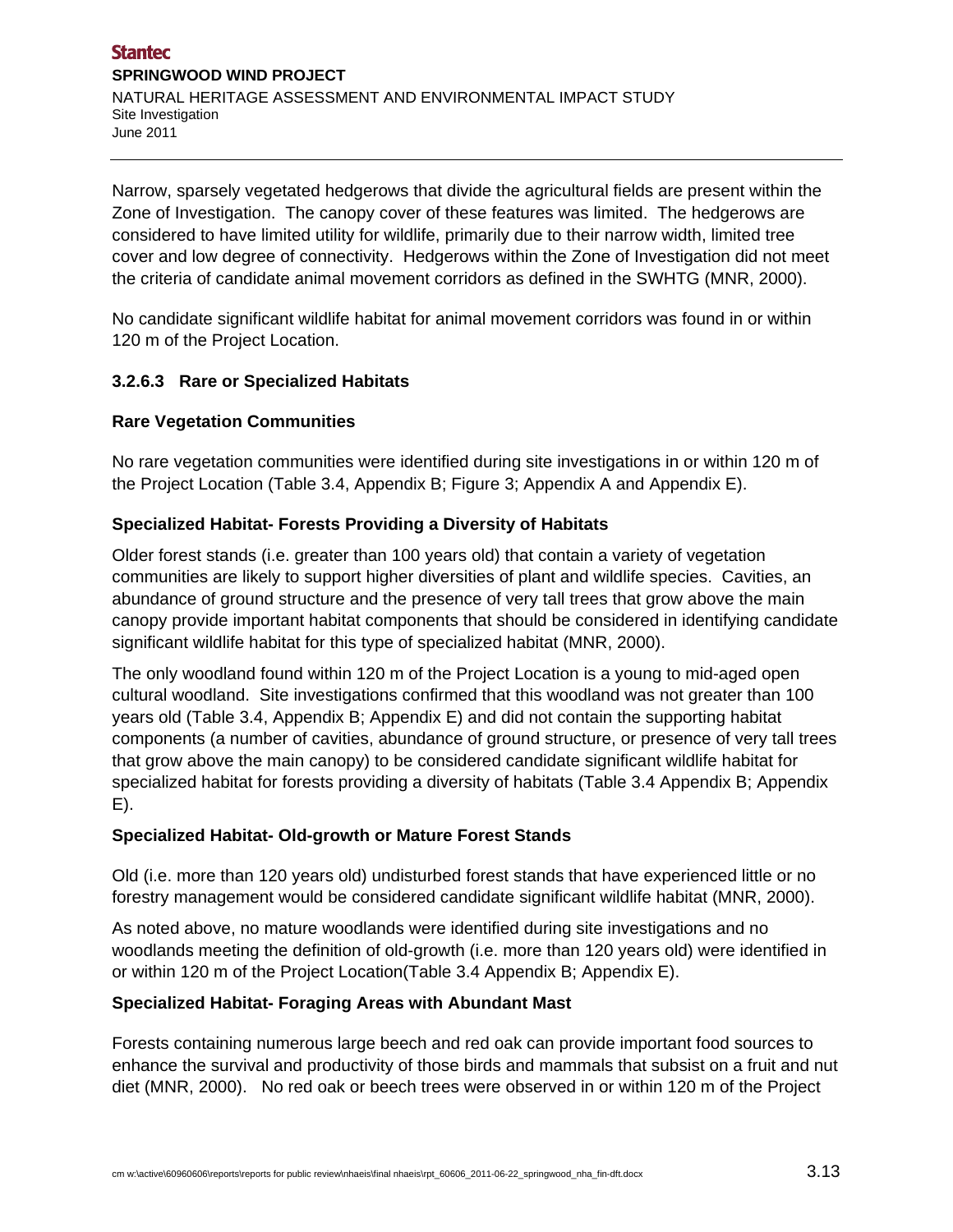Narrow, sparsely vegetated hedgerows that divide the agricultural fields are present within the Zone of Investigation. The canopy cover of these features was limited. The hedgerows are considered to have limited utility for wildlife, primarily due to their narrow width, limited tree cover and low degree of connectivity. Hedgerows within the Zone of Investigation did not meet the criteria of candidate animal movement corridors as defined in the SWHTG (MNR, 2000).

No candidate significant wildlife habitat for animal movement corridors was found in or within 120 m of the Project Location.

#### 3.2.6.3 Rare or Specialized Habitats

**Rare Vegetation Communities**

No rare vegetation communities were identified during site investigations in or within 120 m of the Project Location (Table 3.4, Appendix B; Figure 3; Appendix A and Appendix E).

**Specialized Habitat- Forests Providing a Diversity of Habitats**

Older forest stands (i.e. greater than 100 years old) that contain a variety of vegetation communities are likely to support higher diversities of plant and wildlife species. Cavities, an abundance of ground structure and the presence of very tall trees that grow above the main canopy provide important habitat components that should be considered in identifying candidate significant wildlife habitat for this type of specialized habitat (MNR, 2000).

The only woodland found within 120 m of the Project Location is a young to mid-aged open cultural woodland. Site investigations confirmed that this woodland was not greater than 100 years old (Table 3.4, Appendix B; Appendix E) and did not contain the supporting habitat components (a number of cavities, abundance of ground structure, or presence of very tall trees that grow above the main canopy) to be considered candidate significant wildlife habitat for specialized habitat for forests providing a diversity of habitats (Table 3.4 Appendix B; Appendix E).

**Specialized Habitat- Old-growth or Mature Forest Stands**

Old (i.e. more than 120 years old) undisturbed forest stands that have experienced little or no forestry management would be considered candidate significant wildlife habitat (MNR, 2000).

As noted above, no mature woodlands were identified during site investigations and no woodlands meeting the definition of old-growth (i.e. more than 120 years old) were identified in or within 120 m of the Project Location(Table 3.4 Appendix B; Appendix E).

**Specialized Habitat- Foraging Areas with Abundant Mast**

Forests containing numerous large beech and red oak can provide important food sources to enhance the survival and productivity of those birds and mammals that subsist on a fruit and nut diet (MNR, 2000). No red oak or beech trees were observed in or within 120 m of the Project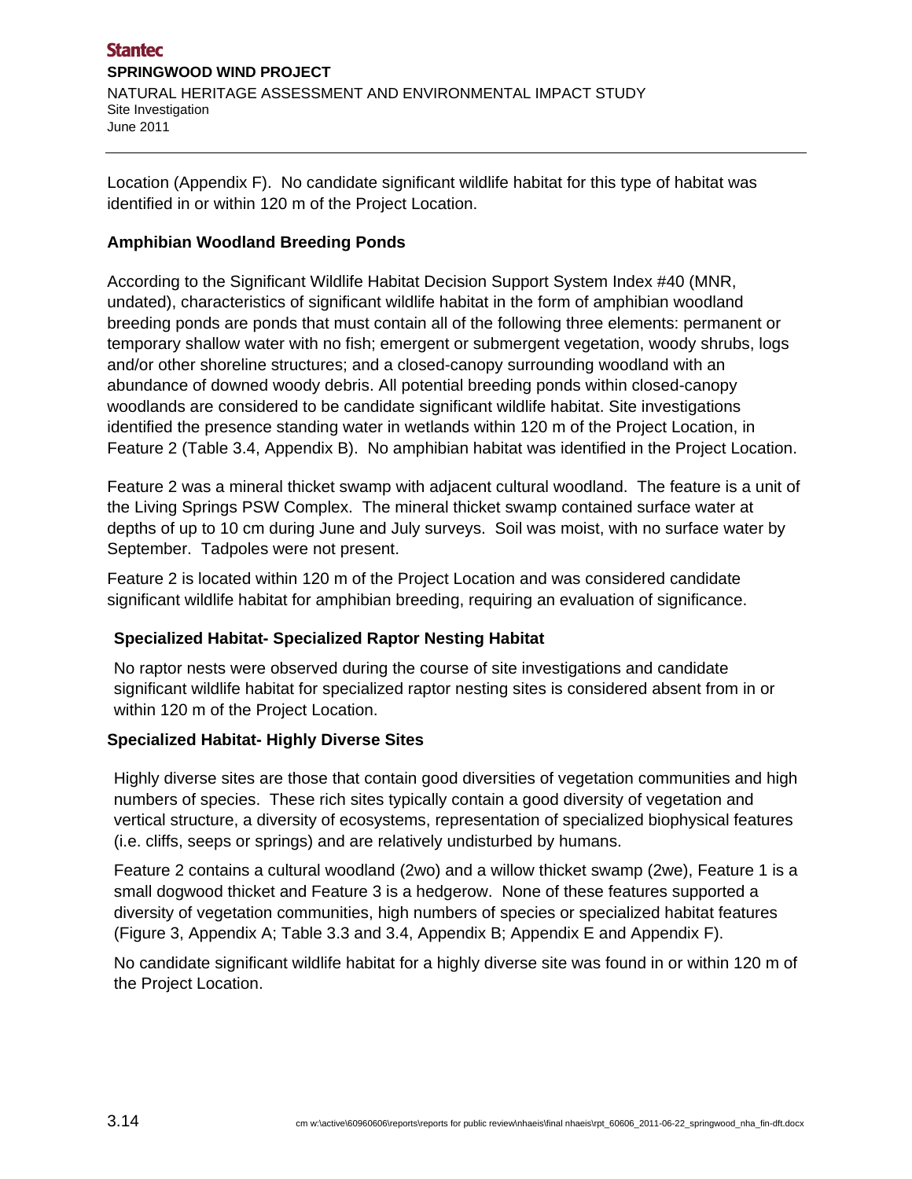Location (Appendix F). No candidate significant wildlife habitat for this type of habitat was identified in or within 120 m of the Project Location.

**Amphibian Woodland Breeding Ponds**

According to the Significant Wildlife Habitat Decision Support System Index #40 (MNR, undated), characteristics of significant wildlife habitat in the form of amphibian woodland breeding ponds are ponds that must contain all of the following three elements: permanent or temporary shallow water with no fish; emergent or submergent vegetation, woody shrubs, logs and/or other shoreline structures; and a closed-canopy surrounding woodland with an abundance of downed woody debris. All potential breeding ponds within closed-canopy woodlands are considered to be candidate significant wildlife habitat. Site investigations identified the presence standing water in wetlands within 120 m of the Project Location, in Feature 2 (Table 3.4, Appendix B). No amphibian habitat was identified in the Project Location.

Feature 2 was a mineral thicket swamp with adjacent cultural woodland. The feature is a unit of the Living Springs PSW Complex. The mineral thicket swamp contained surface water at depths of up to 10 cm during June and July surveys. Soil was moist, with no surface water by September. Tadpoles were not present.

Feature 2 is located within 120 m of the Project Location and was considered candidate significant wildlife habitat for amphibian breeding, requiring an evaluation of significance.

**Specialized Habitat- Specialized Raptor Nesting Habitat**

No raptor nests were observed during the course of site investigations and candidate significant wildlife habitat for specialized raptor nesting sites is considered absent from in or within 120 m of the Project Location.

**Specialized Habitat- Highly Diverse Sites**

Highly diverse sites are those that contain good diversities of vegetation communities and high numbers of species. These rich sites typically contain a good diversity of vegetation and vertical structure, a diversity of ecosystems, representation of specialized biophysical features (i.e. cliffs, seeps or springs) and are relatively undisturbed by humans.

Feature 2 contains a cultural woodland (2wo) and a willow thicket swamp (2we), Feature 1 is a small dogwood thicket and Feature 3 is a hedgerow. None of these features supported a diversity of vegetation communities, high numbers of species or specialized habitat features (Figure 3, Appendix A; Table 3.3 and 3.4, Appendix B; Appendix E and Appendix F).

No candidate significant wildlife habitat for a highly diverse site was found in or within 120 m of the Project Location.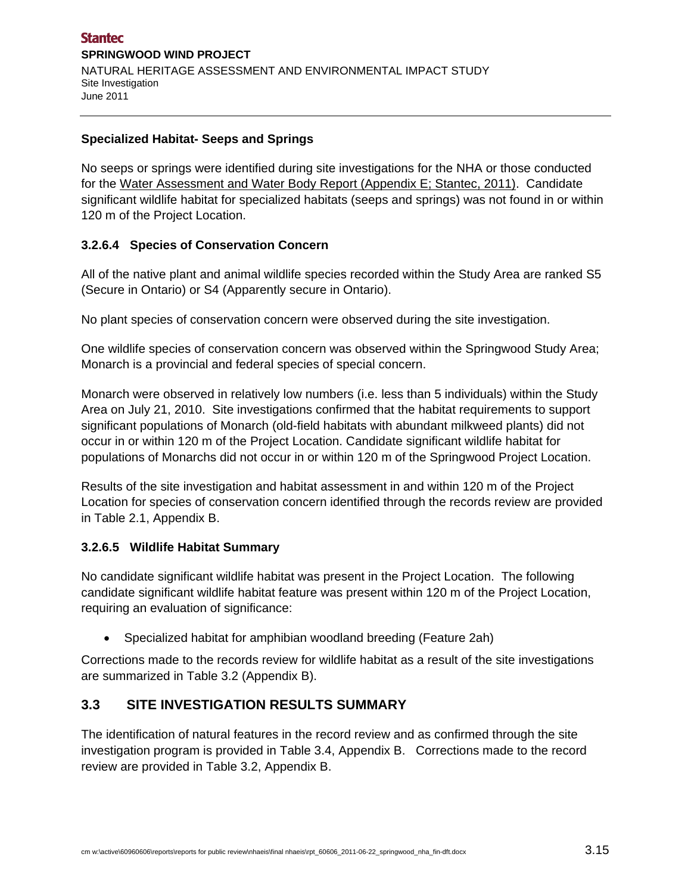**Specialized Habitat- Seeps and Springs**

No seeps or springs were identified during site investigations for the NHA or those conducted for the Water Assessment and Water Body Report (Appendix E; Stantec, 2011). Candidate significant wildlife habitat for specialized habitats (seeps and springs) was not found in or within 120 m of the Project Location.

#### 3.2.6.4 Species of Conservation Concern

All of the native plant and animal wildlife species recorded within the Study Area are ranked S5 (Secure in Ontario) or S4 (Apparently secure in Ontario).

No plant species of conservation concern were observed during the site investigation.

One wildlife species of conservation concern was observed within the Springwood Study Area; Monarch is a provincial and federal species of special concern.

Monarch were observed in relatively low numbers (i.e. less than 5 individuals) within the Study Area on July 21, 2010. Site investigations confirmed that the habitat requirements to support significant populations of Monarch (old-field habitats with abundant milkweed plants) did not occur in or within 120 m of the Project Location. Candidate significant wildlife habitat for populations of Monarchs did not occur in or within 120 m of the Springwood Project Location.

Results of the site investigation and habitat assessment in and within 120 m of the Project Location for species of conservation concern identified through the records review are provided in Table 2.1, Appendix B.

#### 3.2.6.5 Wildlife Habitat Summary

No candidate significant wildlife habitat was present in the Project Location. The following candidate significant wildlife habitat feature was present within 120 m of the Project Location, requiring an evaluation of significance:

- Specialized habitat for amphibian woodland breeding (Feature 2ah)

Corrections made to the records review for wildlife habitat as a result of the site investigations are summarized in Table 3.2 (Appendix B).

## 3.3 SITE INVESTIGATION RESULTS SUMMARY

The identification of natural features in the record review and as confirmed through the site investigation program is provided in Table 3.4, Appendix B. Corrections made to the record review are provided in Table 3.2, Appendix B.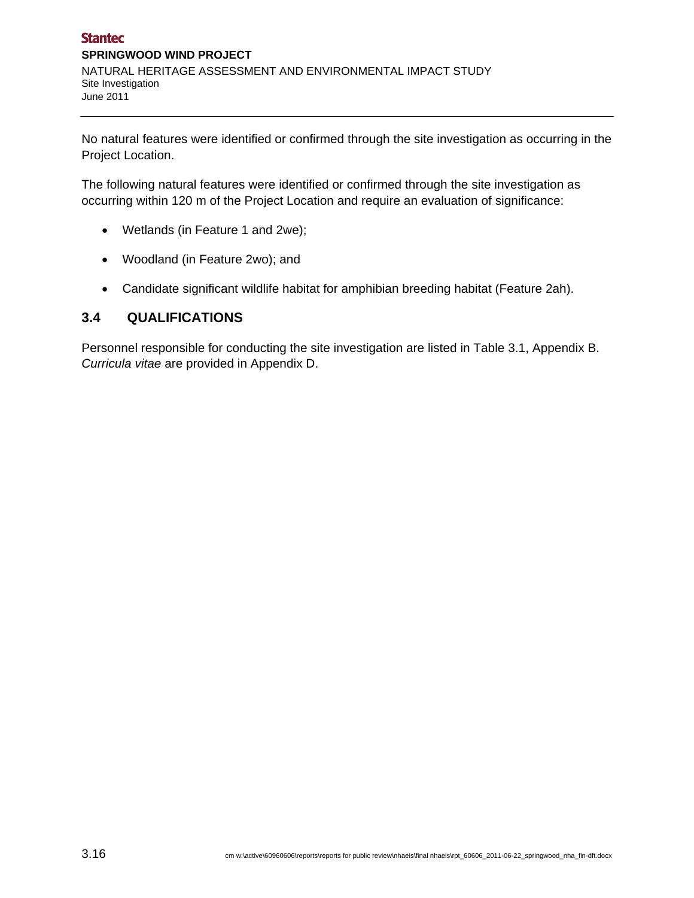No natural features were identified or confirmed through the site investigation as occurring in the Project Location.

The following natural features were identified or confirmed through the site investigation as occurring within 120 m of the Project Location and require an evaluation of significance:

- Wetlands (in Feature 1 and 2we);
- Woodland (in Feature 2wo); and
- Candidate significant wildlife habitat for amphibian breeding habitat (Feature 2ah).

## 3.4 QUALIFICATIONS

Personnel responsible for conducting the site investigation are listed in Table 3.1, Appendix B. *Curricula vitae* are provided in Appendix D.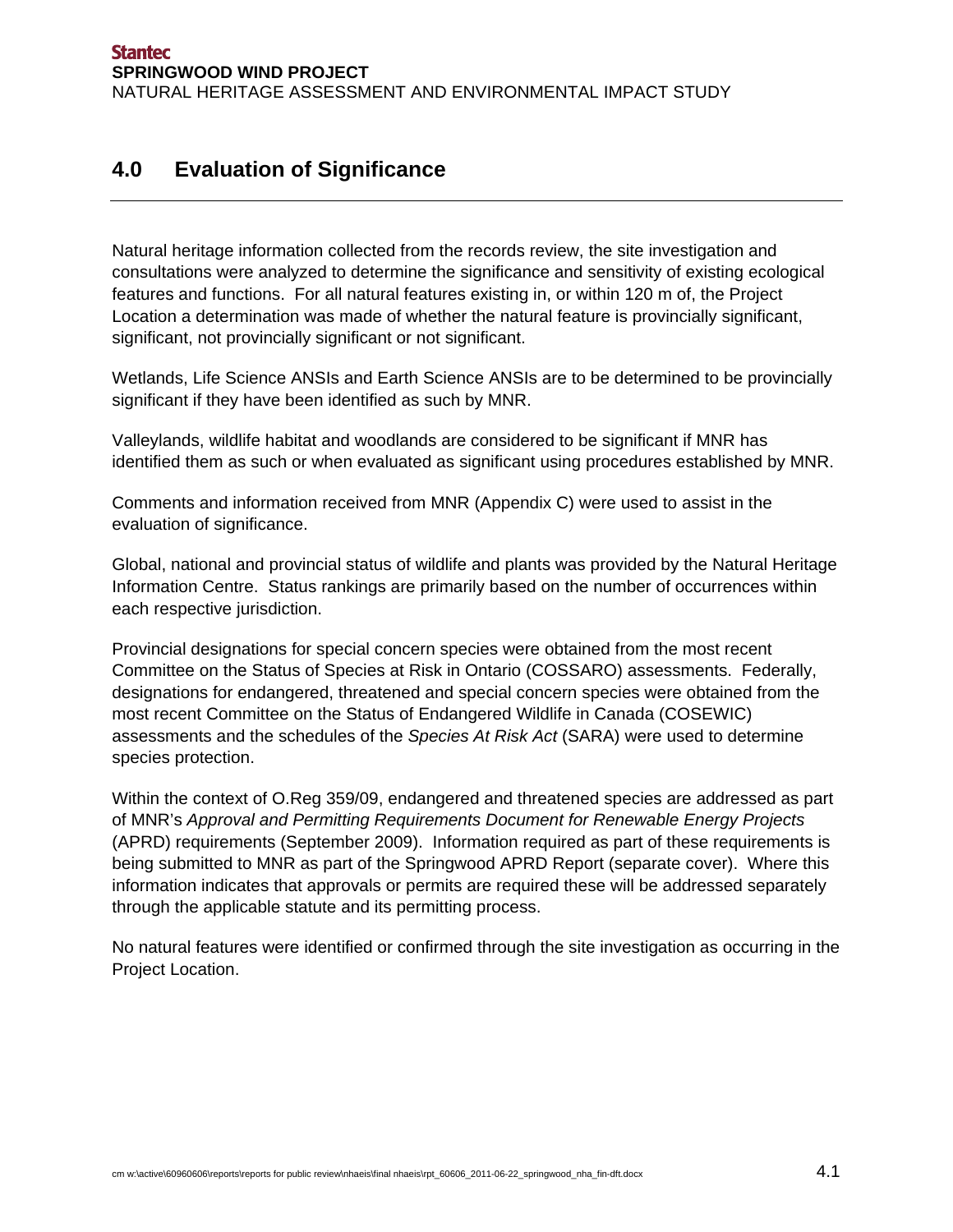# 4.0 Evaluation of Significance

Natural heritage information collected from the records review, the site investigation and consultations were analyzed to determine the significance and sensitivity of existing ecological features and functions. For all natural features existing in, or within 120 m of, the Project Location a determination was made of whether the natural feature is provincially significant, significant, not provincially significant or not significant.

Wetlands, Life Science ANSIs and Earth Science ANSIs are to be determined to be provincially significant if they have been identified as such by MNR.

Valleylands, wildlife habitat and woodlands are considered to be significant if MNR has identified them as such or when evaluated as significant using procedures established by MNR.

Comments and information received from MNR (Appendix C) were used to assist in the evaluation of significance.

Global, national and provincial status of wildlife and plants was provided by the Natural Heritage Information Centre. Status rankings are primarily based on the number of occurrences within each respective jurisdiction.

Provincial designations for special concern species were obtained from the most recent Committee on the Status of Species at Risk in Ontario (COSSARO) assessments. Federally, designations for endangered, threatened and special concern species were obtained from the most recent Committee on the Status of Endangered Wildlife in Canada (COSEWIC) assessments and the schedules of the *Species At Risk Act* (SARA) were used to determine species protection.

Within the context of O.Reg 359/09, endangered and threatened species are addressed as part of MNR's *Approval and Permitting Requirements Document for Renewable Energy Projects* (APRD) requirements (September 2009). Information required as part of these requirements is being submitted to MNR as part of the Springwood APRD Report (separate cover). Where this information indicates that approvals or permits are required these will be addressed separately through the applicable statute and its permitting process.

No natural features were identified or confirmed through the site investigation as occurring in the Project Location.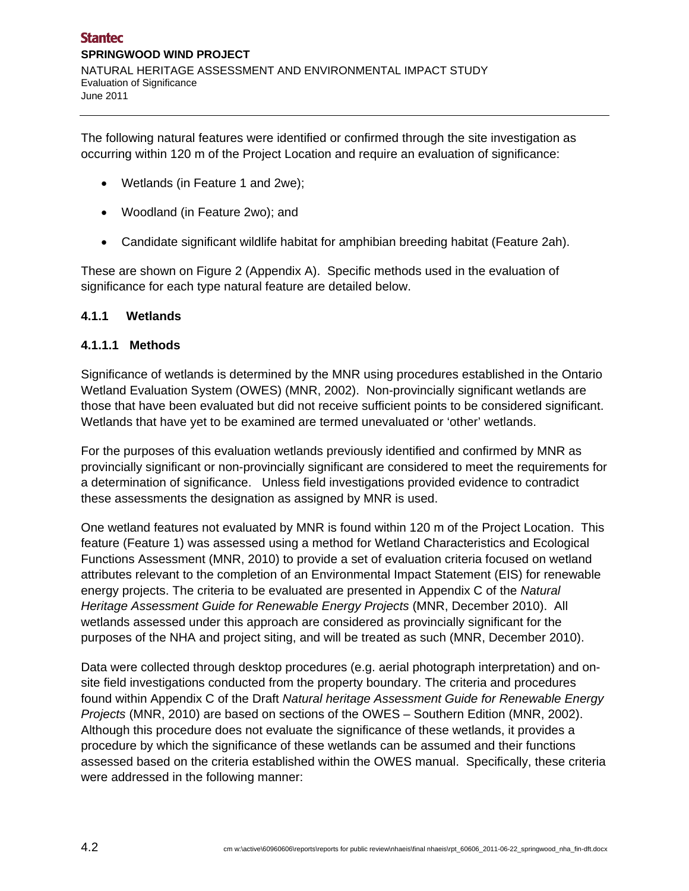The following natural features were identified or confirmed through the site investigation as occurring within 120 m of the Project Location and require an evaluation of significance:

- Wetlands (in Feature 1 and 2we);
- Woodland (in Feature 2wo); and
- Candidate significant wildlife habitat for amphibian breeding habitat (Feature 2ah).

These are shown on Figure 2 (Appendix A). Specific methods used in the evaluation of significance for each type natural feature are detailed below.

### 4.1.1 Wetlands

#### 4.1.1.1 Methods

Significance of wetlands is determined by the MNR using procedures established in the Ontario Wetland Evaluation System (OWES) (MNR, 2002). Non-provincially significant wetlands are those that have been evaluated but did not receive sufficient points to be considered significant. Wetlands that have yet to be examined are termed unevaluated or 'other' wetlands.

For the purposes of this evaluation wetlands previously identified and confirmed by MNR as provincially significant or non-provincially significant are considered to meet the requirements for a determination of significance. Unless field investigations provided evidence to contradict these assessments the designation as assigned by MNR is used.

One wetland features not evaluated by MNR is found within 120 m of the Project Location. This feature (Feature 1) was assessed using a method for Wetland Characteristics and Ecological Functions Assessment (MNR, 2010) to provide a set of evaluation criteria focused on wetland attributes relevant to the completion of an Environmental Impact Statement (EIS) for renewable energy projects. The criteria to be evaluated are presented in Appendix C of the *Natural Heritage Assessment Guide for Renewable Energy Projects* (MNR, December 2010). All wetlands assessed under this approach are considered as provincially significant for the purposes of the NHA and project siting, and will be treated as such (MNR, December 2010).

Data were collected through desktop procedures (e.g. aerial photograph interpretation) and on-site field investigations conducted from the property boundary. The criteria and procedures found within Appendix C of the Draft *Natural heritage Assessment Guide for Renewable Energy Projects* (MNR, 2010) are based on sections of the OWES – Southern Edition (MNR, 2002). Although this procedure does not evaluate the significance of these wetlands, it provides a procedure by which the significance of these wetlands can be assumed and their functions assessed based on the criteria established within the OWES manual. Specifically, these criteria were addressed in the following manner: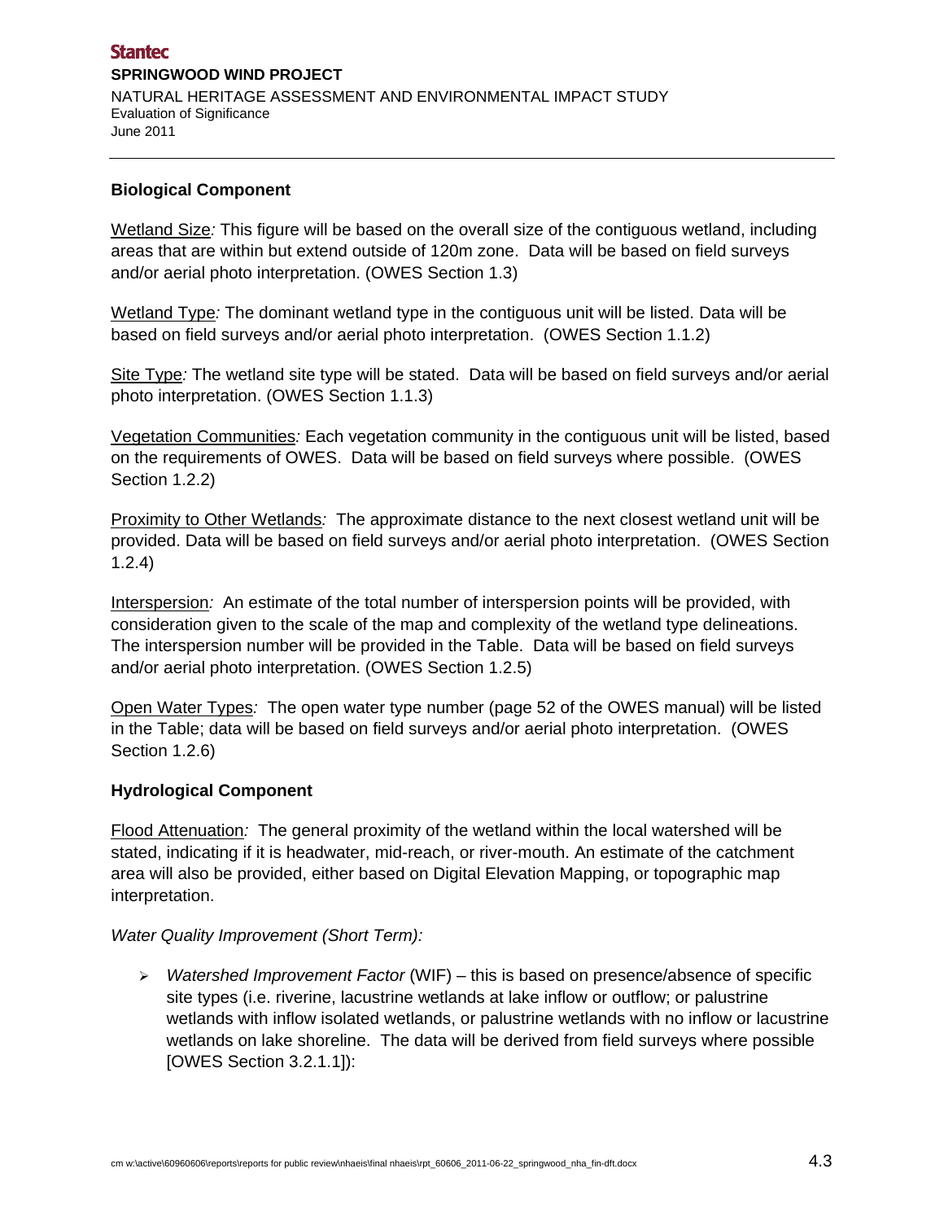**Biological Component**

Wetland Size*:* This figure will be based on the overall size of the contiguous wetland, including areas that are within but extend outside of 120m zone. Data will be based on field surveys and/or aerial photo interpretation. (OWES Section 1.3)

Wetland Type*:* The dominant wetland type in the contiguous unit will be listed. Data will be based on field surveys and/or aerial photo interpretation. (OWES Section 1.1.2)

Site Type*:* The wetland site type will be stated. Data will be based on field surveys and/or aerial photo interpretation. (OWES Section 1.1.3)

Vegetation Communities*:* Each vegetation community in the contiguous unit will be listed, based on the requirements of OWES. Data will be based on field surveys where possible. (OWES Section 1.2.2)

Proximity to Other Wetlands*:* The approximate distance to the next closest wetland unit will be provided. Data will be based on field surveys and/or aerial photo interpretation. (OWES Section 1.2.4)

Interspersion*:* An estimate of the total number of interspersion points will be provided, with consideration given to the scale of the map and complexity of the wetland type delineations. The interspersion number will be provided in the Table. Data will be based on field surveys and/or aerial photo interpretation. (OWES Section 1.2.5)

Open Water Types*:* The open water type number (page 52 of the OWES manual) will be listed in the Table; data will be based on field surveys and/or aerial photo interpretation. (OWES Section 1.2.6)

**Hydrological Component**

Flood Attenuation*:* The general proximity of the wetland within the local watershed will be stated, indicating if it is headwater, mid-reach, or river-mouth. An estimate of the catchment area will also be provided, either based on Digital Elevation Mapping, or topographic map interpretation.

*Water Quality Improvement (Short Term):*

- *Watershed Improvement Factor* (WIF) – this is based on presence/absence of specific site types (i.e. riverine, lacustrine wetlands at lake inflow or outflow; or palustrine wetlands with inflow isolated wetlands, or palustrine wetlands with no inflow or lacustrine wetlands on lake shoreline. The data will be derived from field surveys where possible [OWES Section 3.2.1.1]):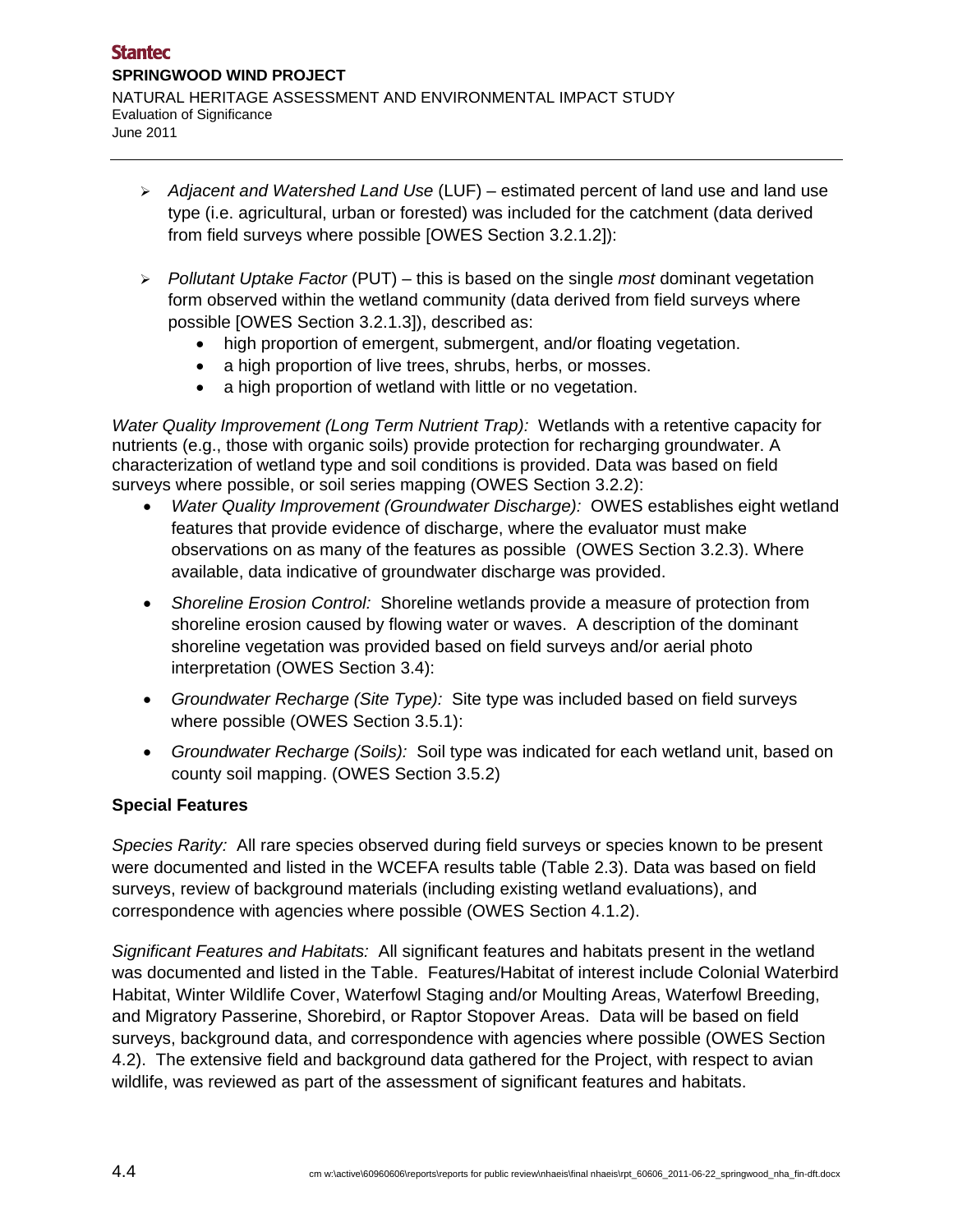- *Adjacent and Watershed Land Use* (LUF) – estimated percent of land use and land use type (i.e. agricultural, urban or forested) was included for the catchment (data derived from field surveys where possible [OWES Section 3.2.1.2]):

- *Pollutant Uptake Factor* (PUT) – this is based on the single *most* dominant vegetation form observed within the wetland community (data derived from field surveys where possible [OWES Section 3.2.1.3]), described as:
  - high proportion of emergent, submergent, and/or floating vegetation.
  - a high proportion of live trees, shrubs, herbs, or mosses.
  - a high proportion of wetland with little or no vegetation.

*Water Quality Improvement (Long Term Nutrient Trap):* Wetlands with a retentive capacity for nutrients (e.g., those with organic soils) provide protection for recharging groundwater. A characterization of wetland type and soil conditions is provided. Data was based on field surveys where possible, or soil series mapping (OWES Section 3.2.2):

- *Water Quality Improvement (Groundwater Discharge):* OWES establishes eight wetland features that provide evidence of discharge, where the evaluator must make observations on as many of the features as possible (OWES Section 3.2.3). Where available, data indicative of groundwater discharge was provided.

- *Shoreline Erosion Control:* Shoreline wetlands provide a measure of protection from shoreline erosion caused by flowing water or waves. A description of the dominant shoreline vegetation was provided based on field surveys and/or aerial photo interpretation (OWES Section 3.4):

- *Groundwater Recharge (Site Type):* Site type was included based on field surveys where possible (OWES Section 3.5.1):

- *Groundwater Recharge (Soils):* Soil type was indicated for each wetland unit, based on county soil mapping. (OWES Section 3.5.2)

**Special Features**

*Species Rarity:* All rare species observed during field surveys or species known to be present were documented and listed in the WCEFA results table (Table 2.3). Data was based on field surveys, review of background materials (including existing wetland evaluations), and correspondence with agencies where possible (OWES Section 4.1.2).

*Significant Features and Habitats:* All significant features and habitats present in the wetland was documented and listed in the Table. Features/Habitat of interest include Colonial Waterbird Habitat, Winter Wildlife Cover, Waterfowl Staging and/or Moulting Areas, Waterfowl Breeding, and Migratory Passerine, Shorebird, or Raptor Stopover Areas. Data will be based on field surveys, background data, and correspondence with agencies where possible (OWES Section 4.2). The extensive field and background data gathered for the Project, with respect to avian wildlife, was reviewed as part of the assessment of significant features and habitats.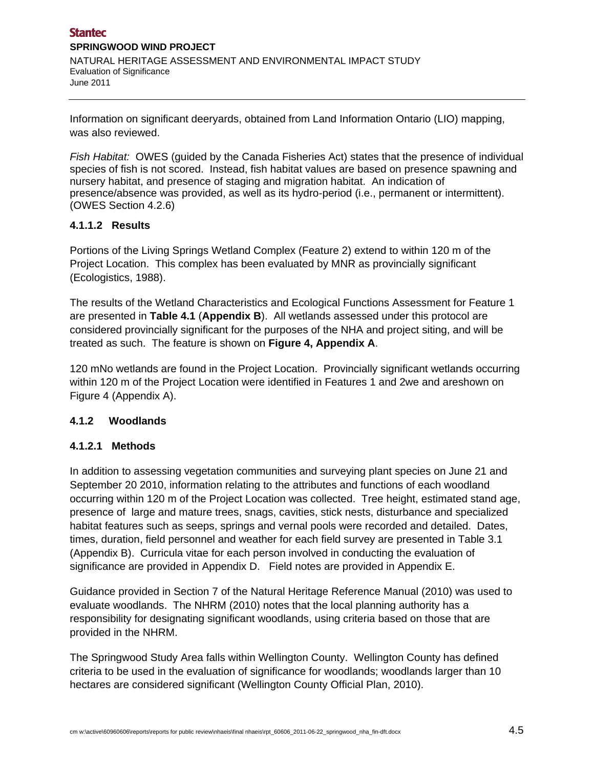Information on significant deeryards, obtained from Land Information Ontario (LIO) mapping, was also reviewed.

*Fish Habitat:* OWES (guided by the Canada Fisheries Act) states that the presence of individual species of fish is not scored. Instead, fish habitat values are based on presence spawning and nursery habitat, and presence of staging and migration habitat. An indication of presence/absence was provided, as well as its hydro-period (i.e., permanent or intermittent). (OWES Section 4.2.6)

#### 4.1.1.2 Results

Portions of the Living Springs Wetland Complex (Feature 2) extend to within 120 m of the Project Location. This complex has been evaluated by MNR as provincially significant (Ecologistics, 1988).

The results of the Wetland Characteristics and Ecological Functions Assessment for Feature 1 are presented in **Table 4.1** (**Appendix B**). All wetlands assessed under this protocol are considered provincially significant for the purposes of the NHA and project siting, and will be treated as such. The feature is shown on **Figure 4, Appendix A**.

120 mNo wetlands are found in the Project Location. Provincially significant wetlands occurring within 120 m of the Project Location were identified in Features 1 and 2we and areshown on Figure 4 (Appendix A).

### 4.1.2 Woodlands

#### 4.1.2.1 Methods

In addition to assessing vegetation communities and surveying plant species on June 21 and September 20 2010, information relating to the attributes and functions of each woodland occurring within 120 m of the Project Location was collected. Tree height, estimated stand age, presence of large and mature trees, snags, cavities, stick nests, disturbance and specialized habitat features such as seeps, springs and vernal pools were recorded and detailed. Dates, times, duration, field personnel and weather for each field survey are presented in Table 3.1 (Appendix B). Curricula vitae for each person involved in conducting the evaluation of significance are provided in Appendix D. Field notes are provided in Appendix E.

Guidance provided in Section 7 of the Natural Heritage Reference Manual (2010) was used to evaluate woodlands. The NHRM (2010) notes that the local planning authority has a responsibility for designating significant woodlands, using criteria based on those that are provided in the NHRM.

The Springwood Study Area falls within Wellington County. Wellington County has defined criteria to be used in the evaluation of significance for woodlands; woodlands larger than 10 hectares are considered significant (Wellington County Official Plan, 2010).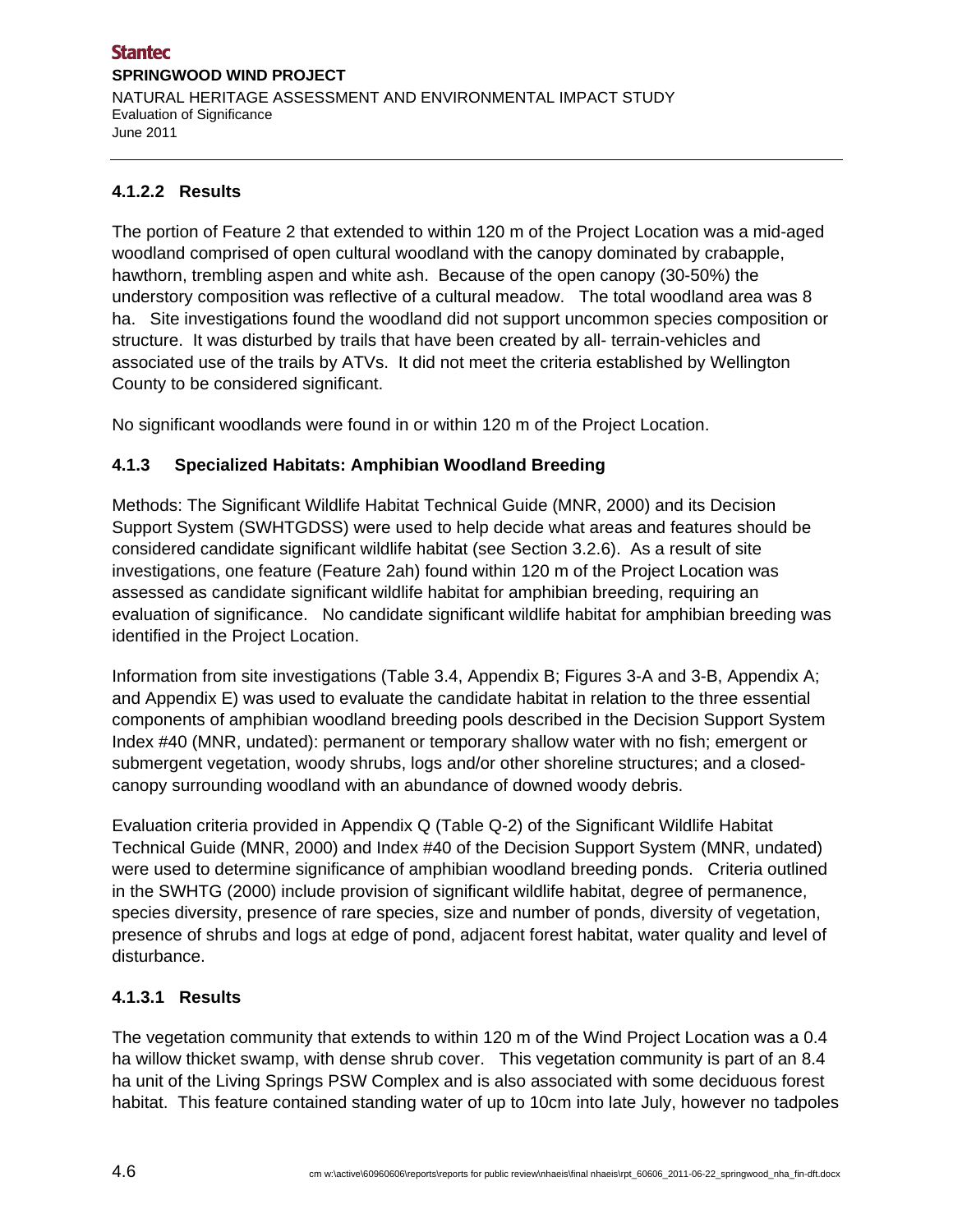#### 4.1.2.2 Results

The portion of Feature 2 that extended to within 120 m of the Project Location was a mid-aged woodland comprised of open cultural woodland with the canopy dominated by crabapple, hawthorn, trembling aspen and white ash. Because of the open canopy (30-50%) the understory composition was reflective of a cultural meadow. The total woodland area was 8 ha. Site investigations found the woodland did not support uncommon species composition or structure. It was disturbed by trails that have been created by all- terrain-vehicles and associated use of the trails by ATVs. It did not meet the criteria established by Wellington County to be considered significant.

No significant woodlands were found in or within 120 m of the Project Location.

### 4.1.3 Specialized Habitats: Amphibian Woodland Breeding

Methods: The Significant Wildlife Habitat Technical Guide (MNR, 2000) and its Decision Support System (SWHTGDSS) were used to help decide what areas and features should be considered candidate significant wildlife habitat (see Section 3.2.6). As a result of site investigations, one feature (Feature 2ah) found within 120 m of the Project Location was assessed as candidate significant wildlife habitat for amphibian breeding, requiring an evaluation of significance. No candidate significant wildlife habitat for amphibian breeding was identified in the Project Location.

Information from site investigations (Table 3.4, Appendix B; Figures 3-A and 3-B, Appendix A; and Appendix E) was used to evaluate the candidate habitat in relation to the three essential components of amphibian woodland breeding pools described in the Decision Support System Index #40 (MNR, undated): permanent or temporary shallow water with no fish; emergent or submergent vegetation, woody shrubs, logs and/or other shoreline structures; and a closed-canopy surrounding woodland with an abundance of downed woody debris.

Evaluation criteria provided in Appendix Q (Table Q-2) of the Significant Wildlife Habitat Technical Guide (MNR, 2000) and Index #40 of the Decision Support System (MNR, undated) were used to determine significance of amphibian woodland breeding ponds. Criteria outlined in the SWHTG (2000) include provision of significant wildlife habitat, degree of permanence, species diversity, presence of rare species, size and number of ponds, diversity of vegetation, presence of shrubs and logs at edge of pond, adjacent forest habitat, water quality and level of disturbance.

#### 4.1.3.1 Results

The vegetation community that extends to within 120 m of the Wind Project Location was a 0.4 ha willow thicket swamp, with dense shrub cover. This vegetation community is part of an 8.4 ha unit of the Living Springs PSW Complex and is also associated with some deciduous forest habitat. This feature contained standing water of up to 10cm into late July, however no tadpoles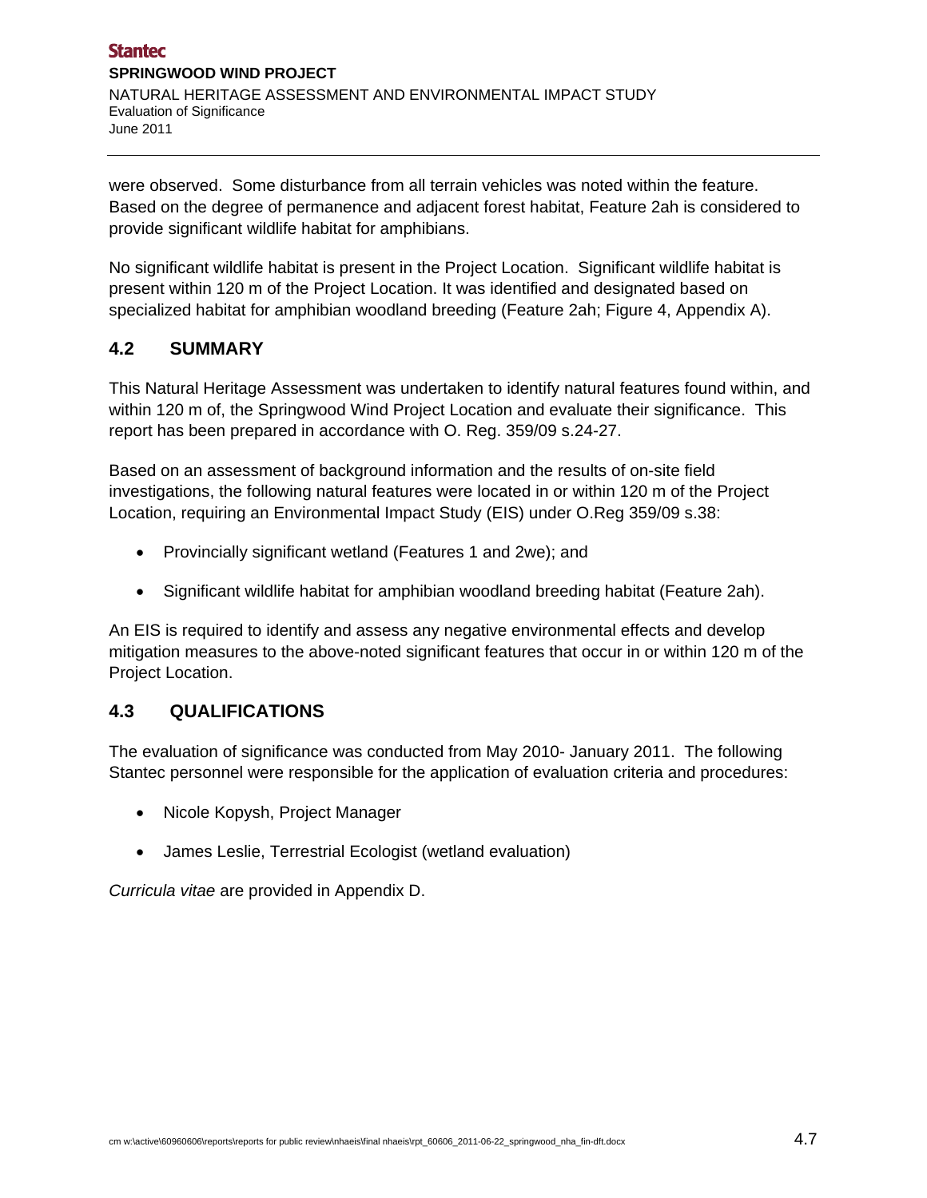were observed. Some disturbance from all terrain vehicles was noted within the feature. Based on the degree of permanence and adjacent forest habitat, Feature 2ah is considered to provide significant wildlife habitat for amphibians.

No significant wildlife habitat is present in the Project Location. Significant wildlife habitat is present within 120 m of the Project Location. It was identified and designated based on specialized habitat for amphibian woodland breeding (Feature 2ah; Figure 4, Appendix A).

## 4.2 SUMMARY

This Natural Heritage Assessment was undertaken to identify natural features found within, and within 120 m of, the Springwood Wind Project Location and evaluate their significance. This report has been prepared in accordance with O. Reg. 359/09 s.24-27.

Based on an assessment of background information and the results of on-site field investigations, the following natural features were located in or within 120 m of the Project Location, requiring an Environmental Impact Study (EIS) under O.Reg 359/09 s.38:

- Provincially significant wetland (Features 1 and 2we); and
- Significant wildlife habitat for amphibian woodland breeding habitat (Feature 2ah).

An EIS is required to identify and assess any negative environmental effects and develop mitigation measures to the above-noted significant features that occur in or within 120 m of the Project Location.

## 4.3 QUALIFICATIONS

The evaluation of significance was conducted from May 2010- January 2011. The following Stantec personnel were responsible for the application of evaluation criteria and procedures:

- Nicole Kopysh, Project Manager
- James Leslie, Terrestrial Ecologist (wetland evaluation)

*Curricula vitae* are provided in Appendix D.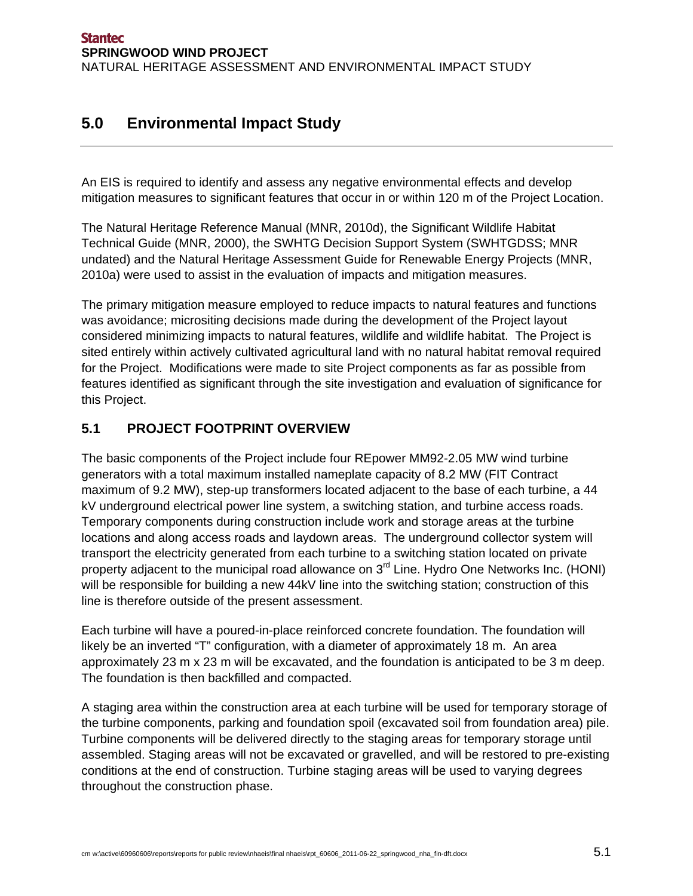# 5.0 Environmental Impact Study

An EIS is required to identify and assess any negative environmental effects and develop mitigation measures to significant features that occur in or within 120 m of the Project Location.

The Natural Heritage Reference Manual (MNR, 2010d), the Significant Wildlife Habitat Technical Guide (MNR, 2000), the SWHTG Decision Support System (SWHTGDSS; MNR undated) and the Natural Heritage Assessment Guide for Renewable Energy Projects (MNR, 2010a) were used to assist in the evaluation of impacts and mitigation measures.

The primary mitigation measure employed to reduce impacts to natural features and functions was avoidance; micrositing decisions made during the development of the Project layout considered minimizing impacts to natural features, wildlife and wildlife habitat. The Project is sited entirely within actively cultivated agricultural land with no natural habitat removal required for the Project. Modifications were made to site Project components as far as possible from features identified as significant through the site investigation and evaluation of significance for this Project.

## 5.1 PROJECT FOOTPRINT OVERVIEW

The basic components of the Project include four REpower MM92-2.05 MW wind turbine generators with a total maximum installed nameplate capacity of 8.2 MW (FIT Contract maximum of 9.2 MW), step-up transformers located adjacent to the base of each turbine, a 44 kV underground electrical power line system, a switching station, and turbine access roads. Temporary components during construction include work and storage areas at the turbine locations and along access roads and laydown areas. The underground collector system will transport the electricity generated from each turbine to a switching station located on private property adjacent to the municipal road allowance on 3rd Line. Hydro One Networks Inc. (HONI) will be responsible for building a new 44kV line into the switching station; construction of this line is therefore outside of the present assessment.

Each turbine will have a poured-in-place reinforced concrete foundation. The foundation will likely be an inverted "T" configuration, with a diameter of approximately 18 m. An area approximately 23 m x 23 m will be excavated, and the foundation is anticipated to be 3 m deep. The foundation is then backfilled and compacted.

A staging area within the construction area at each turbine will be used for temporary storage of the turbine components, parking and foundation spoil (excavated soil from foundation area) pile. Turbine components will be delivered directly to the staging areas for temporary storage until assembled. Staging areas will not be excavated or gravelled, and will be restored to pre-existing conditions at the end of construction. Turbine staging areas will be used to varying degrees throughout the construction phase.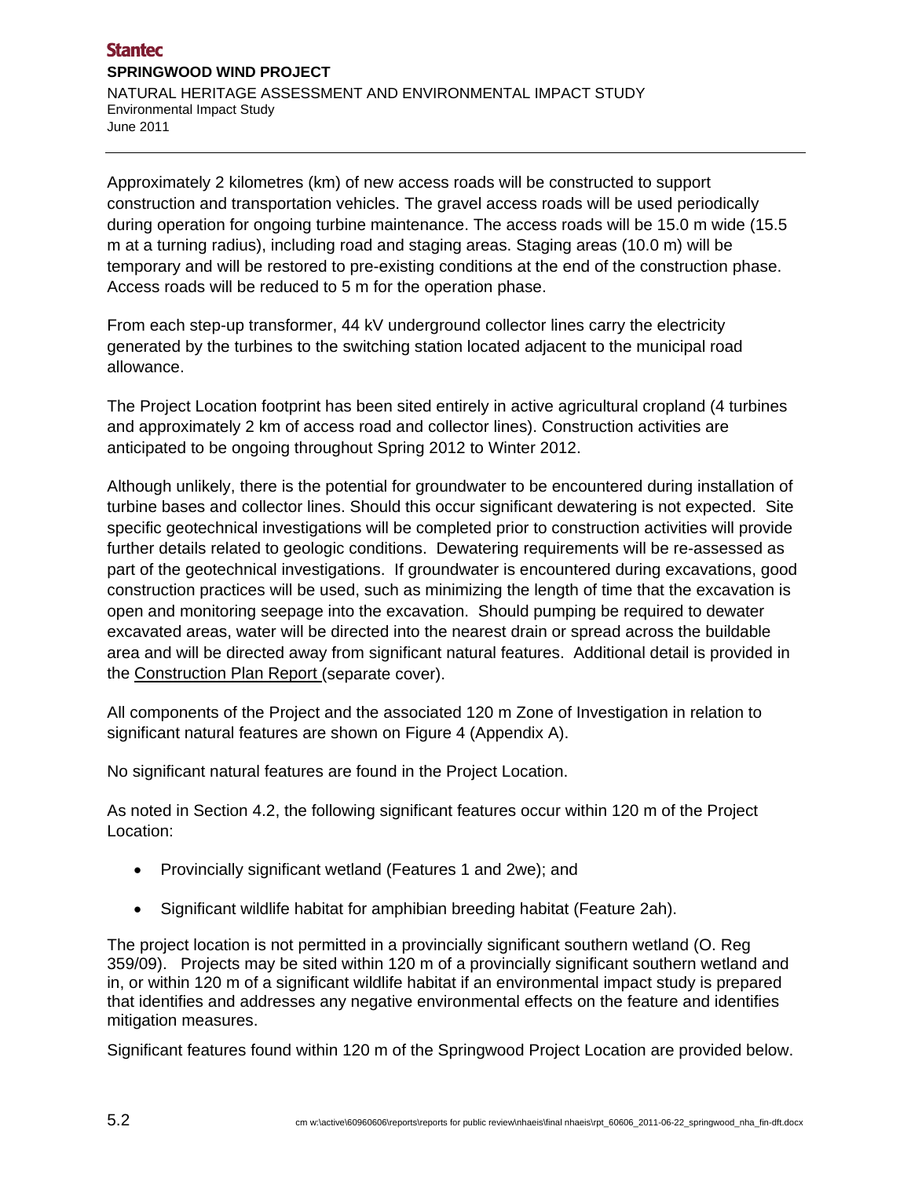Approximately 2 kilometres (km) of new access roads will be constructed to support construction and transportation vehicles. The gravel access roads will be used periodically during operation for ongoing turbine maintenance. The access roads will be 15.0 m wide (15.5 m at a turning radius), including road and staging areas. Staging areas (10.0 m) will be temporary and will be restored to pre-existing conditions at the end of the construction phase. Access roads will be reduced to 5 m for the operation phase.

From each step-up transformer, 44 kV underground collector lines carry the electricity generated by the turbines to the switching station located adjacent to the municipal road allowance.

The Project Location footprint has been sited entirely in active agricultural cropland (4 turbines and approximately 2 km of access road and collector lines). Construction activities are anticipated to be ongoing throughout Spring 2012 to Winter 2012.

Although unlikely, there is the potential for groundwater to be encountered during installation of turbine bases and collector lines. Should this occur significant dewatering is not expected. Site specific geotechnical investigations will be completed prior to construction activities will provide further details related to geologic conditions. Dewatering requirements will be re-assessed as part of the geotechnical investigations. If groundwater is encountered during excavations, good construction practices will be used, such as minimizing the length of time that the excavation is open and monitoring seepage into the excavation. Should pumping be required to dewater excavated areas, water will be directed into the nearest drain or spread across the buildable area and will be directed away from significant natural features. Additional detail is provided in the Construction Plan Report (separate cover).

All components of the Project and the associated 120 m Zone of Investigation in relation to significant natural features are shown on Figure 4 (Appendix A).

No significant natural features are found in the Project Location.

As noted in Section 4.2, the following significant features occur within 120 m of the Project Location:

- Provincially significant wetland (Features 1 and 2we); and
- Significant wildlife habitat for amphibian breeding habitat (Feature 2ah).

The project location is not permitted in a provincially significant southern wetland (O. Reg 359/09). Projects may be sited within 120 m of a provincially significant southern wetland and in, or within 120 m of a significant wildlife habitat if an environmental impact study is prepared that identifies and addresses any negative environmental effects on the feature and identifies mitigation measures.

Significant features found within 120 m of the Springwood Project Location are provided below.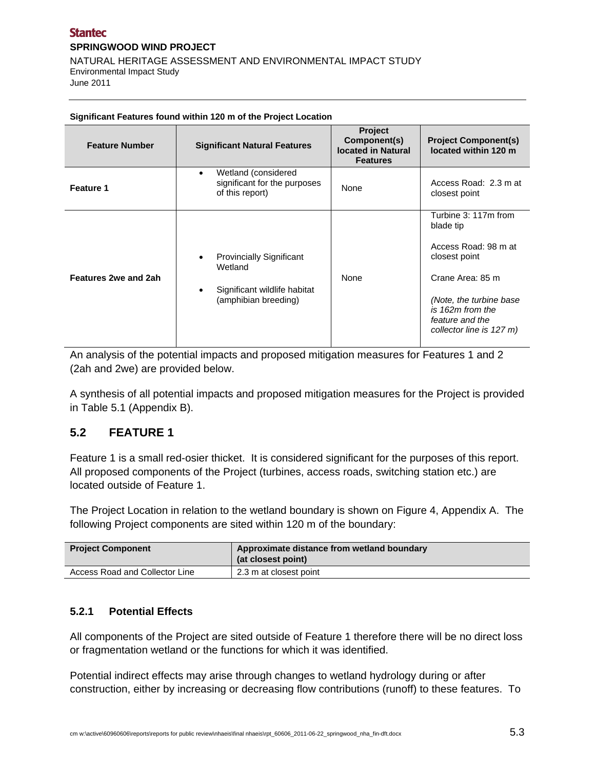**Significant Features found within 120 m of the Project Location**

| Feature Number | Significant Natural Features | Project Component(s) located in Natural Features | Project Component(s) located within 120 m |
|---|---|---|---|
| **Feature 1** | • Wetland (considered significant for the purposes of this report) | None | Access Road: 2.3 m at closest point |
| **Features 2we and 2ah** | • Provincially Significant Wetland<br>• Significant wildlife habitat (amphibian breeding) | None | Turbine 3: 117m from blade tip<br><br>Access Road: 98 m at closest point<br><br>Crane Area: 85 m<br><br>*(Note, the turbine base is 162m from the feature and the collector line is 127 m)* |

An analysis of the potential impacts and proposed mitigation measures for Features 1 and 2 (2ah and 2we) are provided below.

A synthesis of all potential impacts and proposed mitigation measures for the Project is provided in Table 5.1 (Appendix B).

## 5.2 FEATURE 1

Feature 1 is a small red-osier thicket. It is considered significant for the purposes of this report. All proposed components of the Project (turbines, access roads, switching station etc.) are located outside of Feature 1.

The Project Location in relation to the wetland boundary is shown on Figure 4, Appendix A. The following Project components are sited within 120 m of the boundary:

| Project Component | Approximate distance from wetland boundary (at closest point) |
|---|---|
| Access Road and Collector Line | 2.3 m at closest point |

### 5.2.1 Potential Effects

All components of the Project are sited outside of Feature 1 therefore there will be no direct loss or fragmentation wetland or the functions for which it was identified.

Potential indirect effects may arise through changes to wetland hydrology during or after construction, either by increasing or decreasing flow contributions (runoff) to these features. To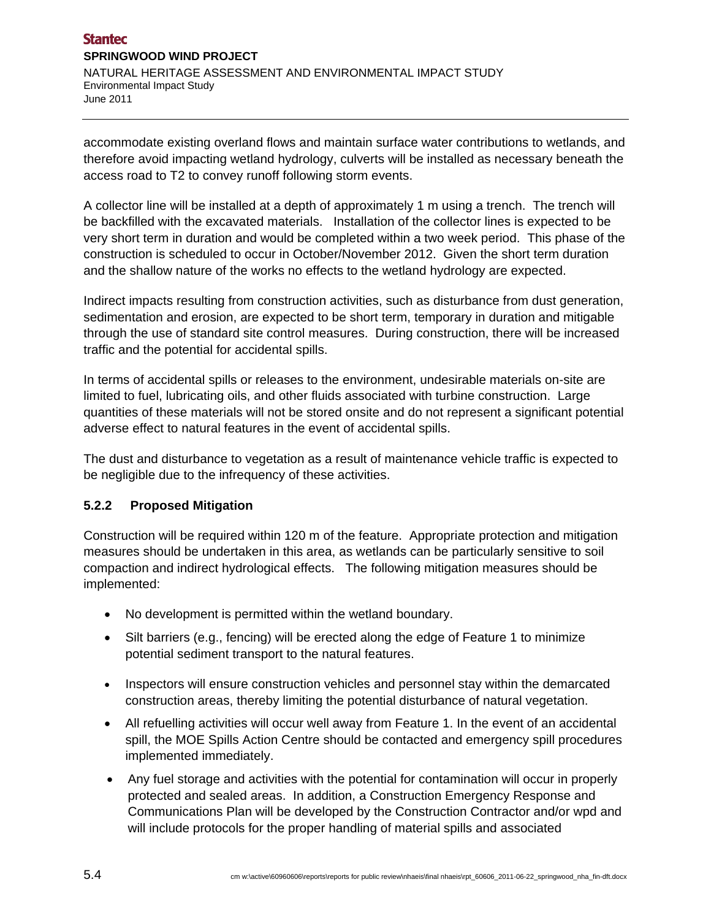accommodate existing overland flows and maintain surface water contributions to wetlands, and therefore avoid impacting wetland hydrology, culverts will be installed as necessary beneath the access road to T2 to convey runoff following storm events.

A collector line will be installed at a depth of approximately 1 m using a trench. The trench will be backfilled with the excavated materials. Installation of the collector lines is expected to be very short term in duration and would be completed within a two week period. This phase of the construction is scheduled to occur in October/November 2012. Given the short term duration and the shallow nature of the works no effects to the wetland hydrology are expected.

Indirect impacts resulting from construction activities, such as disturbance from dust generation, sedimentation and erosion, are expected to be short term, temporary in duration and mitigable through the use of standard site control measures. During construction, there will be increased traffic and the potential for accidental spills.

In terms of accidental spills or releases to the environment, undesirable materials on-site are limited to fuel, lubricating oils, and other fluids associated with turbine construction. Large quantities of these materials will not be stored onsite and do not represent a significant potential adverse effect to natural features in the event of accidental spills.

The dust and disturbance to vegetation as a result of maintenance vehicle traffic is expected to be negligible due to the infrequency of these activities.

### 5.2.2 Proposed Mitigation

Construction will be required within 120 m of the feature. Appropriate protection and mitigation measures should be undertaken in this area, as wetlands can be particularly sensitive to soil compaction and indirect hydrological effects. The following mitigation measures should be implemented:

- No development is permitted within the wetland boundary.
- Silt barriers (e.g., fencing) will be erected along the edge of Feature 1 to minimize potential sediment transport to the natural features.
- Inspectors will ensure construction vehicles and personnel stay within the demarcated construction areas, thereby limiting the potential disturbance of natural vegetation.
- All refuelling activities will occur well away from Feature 1. In the event of an accidental spill, the MOE Spills Action Centre should be contacted and emergency spill procedures implemented immediately.
- Any fuel storage and activities with the potential for contamination will occur in properly protected and sealed areas. In addition, a Construction Emergency Response and Communications Plan will be developed by the Construction Contractor and/or wpd and will include protocols for the proper handling of material spills and associated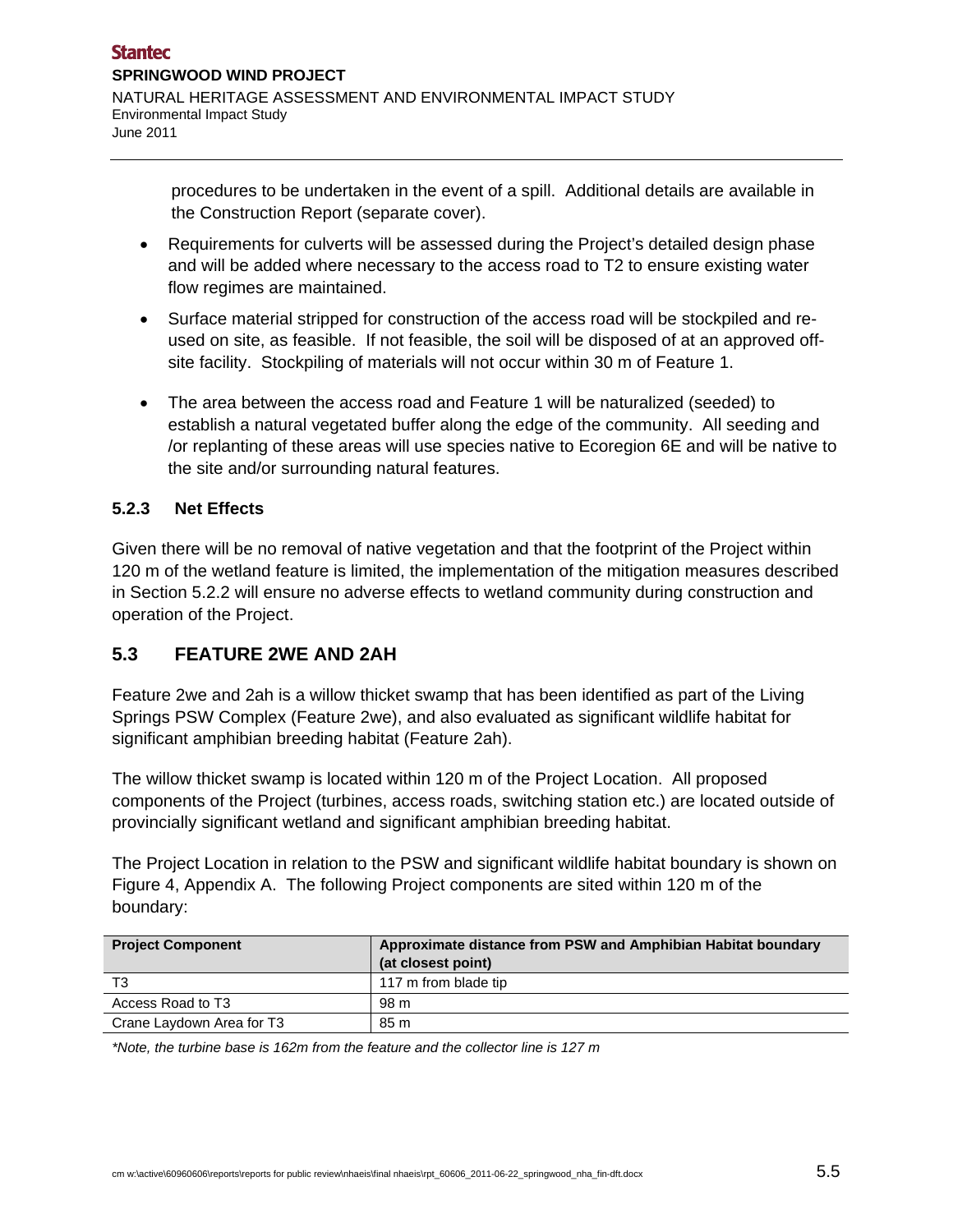procedures to be undertaken in the event of a spill. Additional details are available in the Construction Report (separate cover).

- Requirements for culverts will be assessed during the Project's detailed design phase and will be added where necessary to the access road to T2 to ensure existing water flow regimes are maintained.
- Surface material stripped for construction of the access road will be stockpiled and re-used on site, as feasible. If not feasible, the soil will be disposed of at an approved off-site facility. Stockpiling of materials will not occur within 30 m of Feature 1.
- The area between the access road and Feature 1 will be naturalized (seeded) to establish a natural vegetated buffer along the edge of the community. All seeding and /or replanting of these areas will use species native to Ecoregion 6E and will be native to the site and/or surrounding natural features.

### 5.2.3 Net Effects

Given there will be no removal of native vegetation and that the footprint of the Project within 120 m of the wetland feature is limited, the implementation of the mitigation measures described in Section 5.2.2 will ensure no adverse effects to wetland community during construction and operation of the Project.

## 5.3 FEATURE 2WE AND 2AH

Feature 2we and 2ah is a willow thicket swamp that has been identified as part of the Living Springs PSW Complex (Feature 2we), and also evaluated as significant wildlife habitat for significant amphibian breeding habitat (Feature 2ah).

The willow thicket swamp is located within 120 m of the Project Location. All proposed components of the Project (turbines, access roads, switching station etc.) are located outside of provincially significant wetland and significant amphibian breeding habitat.

The Project Location in relation to the PSW and significant wildlife habitat boundary is shown on Figure 4, Appendix A. The following Project components are sited within 120 m of the boundary:

| Project Component | Approximate distance from PSW and Amphibian Habitat boundary (at closest point) |
|---|---|
| T3 | 117 m from blade tip |
| Access Road to T3 | 98 m |
| Crane Laydown Area for T3 | 85 m |

*\*Note, the turbine base is 162m from the feature and the collector line is 127 m*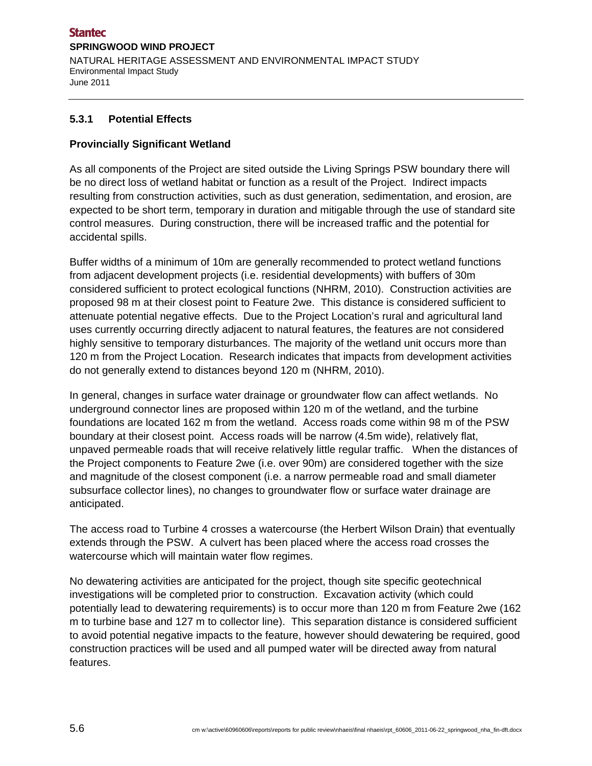### 5.3.1 Potential Effects

**Provincially Significant Wetland**

As all components of the Project are sited outside the Living Springs PSW boundary there will be no direct loss of wetland habitat or function as a result of the Project. Indirect impacts resulting from construction activities, such as dust generation, sedimentation, and erosion, are expected to be short term, temporary in duration and mitigable through the use of standard site control measures. During construction, there will be increased traffic and the potential for accidental spills.

Buffer widths of a minimum of 10m are generally recommended to protect wetland functions from adjacent development projects (i.e. residential developments) with buffers of 30m considered sufficient to protect ecological functions (NHRM, 2010). Construction activities are proposed 98 m at their closest point to Feature 2we. This distance is considered sufficient to attenuate potential negative effects. Due to the Project Location's rural and agricultural land uses currently occurring directly adjacent to natural features, the features are not considered highly sensitive to temporary disturbances. The majority of the wetland unit occurs more than 120 m from the Project Location. Research indicates that impacts from development activities do not generally extend to distances beyond 120 m (NHRM, 2010).

In general, changes in surface water drainage or groundwater flow can affect wetlands. No underground connector lines are proposed within 120 m of the wetland, and the turbine foundations are located 162 m from the wetland. Access roads come within 98 m of the PSW boundary at their closest point. Access roads will be narrow (4.5m wide), relatively flat, unpaved permeable roads that will receive relatively little regular traffic. When the distances of the Project components to Feature 2we (i.e. over 90m) are considered together with the size and magnitude of the closest component (i.e. a narrow permeable road and small diameter subsurface collector lines), no changes to groundwater flow or surface water drainage are anticipated.

The access road to Turbine 4 crosses a watercourse (the Herbert Wilson Drain) that eventually extends through the PSW. A culvert has been placed where the access road crosses the watercourse which will maintain water flow regimes.

No dewatering activities are anticipated for the project, though site specific geotechnical investigations will be completed prior to construction. Excavation activity (which could potentially lead to dewatering requirements) is to occur more than 120 m from Feature 2we (162 m to turbine base and 127 m to collector line). This separation distance is considered sufficient to avoid potential negative impacts to the feature, however should dewatering be required, good construction practices will be used and all pumped water will be directed away from natural features.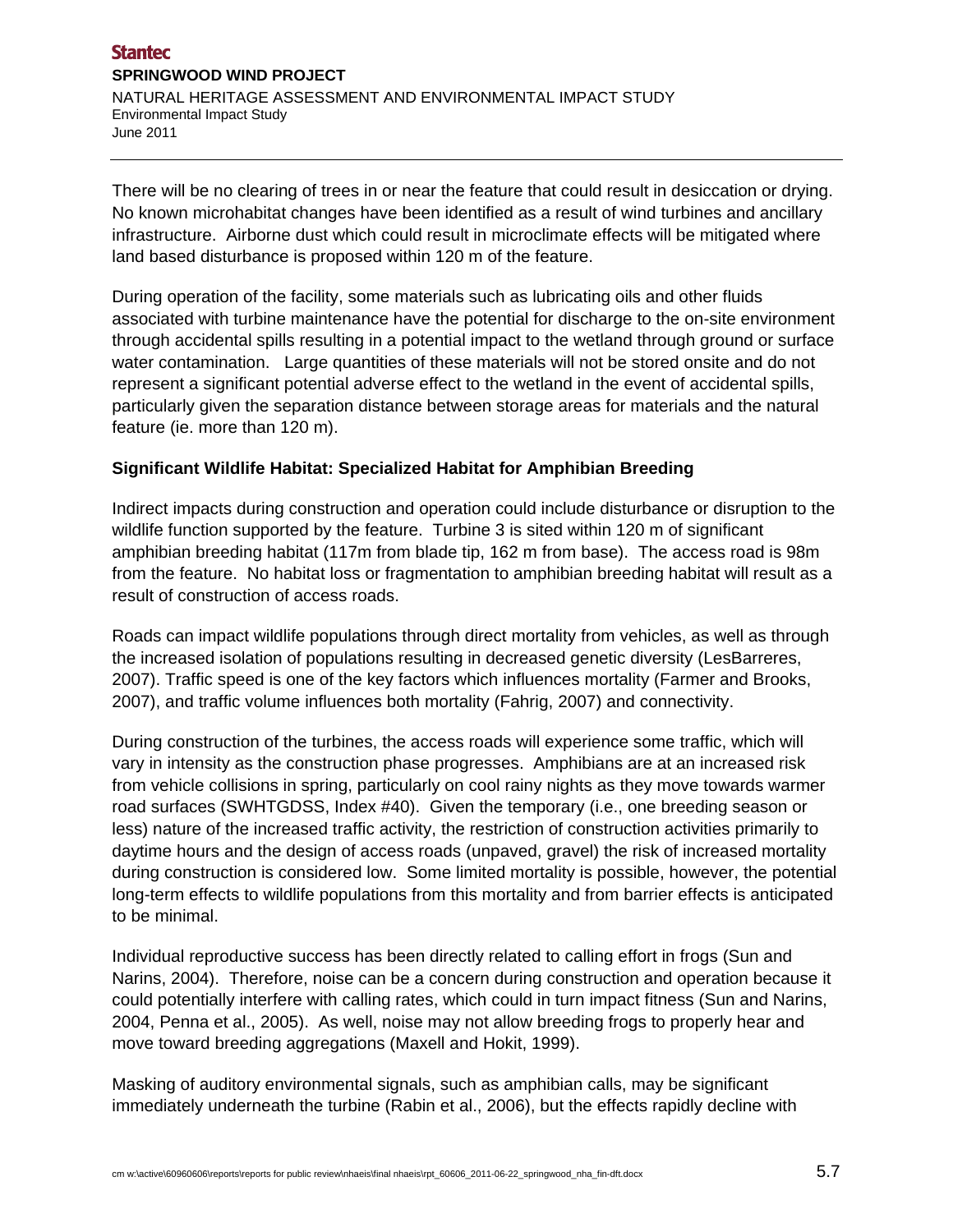There will be no clearing of trees in or near the feature that could result in desiccation or drying. No known microhabitat changes have been identified as a result of wind turbines and ancillary infrastructure. Airborne dust which could result in microclimate effects will be mitigated where land based disturbance is proposed within 120 m of the feature.

During operation of the facility, some materials such as lubricating oils and other fluids associated with turbine maintenance have the potential for discharge to the on-site environment through accidental spills resulting in a potential impact to the wetland through ground or surface water contamination. Large quantities of these materials will not be stored onsite and do not represent a significant potential adverse effect to the wetland in the event of accidental spills, particularly given the separation distance between storage areas for materials and the natural feature (ie. more than 120 m).

**Significant Wildlife Habitat: Specialized Habitat for Amphibian Breeding**

Indirect impacts during construction and operation could include disturbance or disruption to the wildlife function supported by the feature. Turbine 3 is sited within 120 m of significant amphibian breeding habitat (117m from blade tip, 162 m from base). The access road is 98m from the feature. No habitat loss or fragmentation to amphibian breeding habitat will result as a result of construction of access roads.

Roads can impact wildlife populations through direct mortality from vehicles, as well as through the increased isolation of populations resulting in decreased genetic diversity (LesBarreres, 2007). Traffic speed is one of the key factors which influences mortality (Farmer and Brooks, 2007), and traffic volume influences both mortality (Fahrig, 2007) and connectivity.

During construction of the turbines, the access roads will experience some traffic, which will vary in intensity as the construction phase progresses. Amphibians are at an increased risk from vehicle collisions in spring, particularly on cool rainy nights as they move towards warmer road surfaces (SWHTGDSS, Index #40). Given the temporary (i.e., one breeding season or less) nature of the increased traffic activity, the restriction of construction activities primarily to daytime hours and the design of access roads (unpaved, gravel) the risk of increased mortality during construction is considered low. Some limited mortality is possible, however, the potential long-term effects to wildlife populations from this mortality and from barrier effects is anticipated to be minimal.

Individual reproductive success has been directly related to calling effort in frogs (Sun and Narins, 2004). Therefore, noise can be a concern during construction and operation because it could potentially interfere with calling rates, which could in turn impact fitness (Sun and Narins, 2004, Penna et al., 2005). As well, noise may not allow breeding frogs to properly hear and move toward breeding aggregations (Maxell and Hokit, 1999).

Masking of auditory environmental signals, such as amphibian calls, may be significant immediately underneath the turbine (Rabin et al., 2006), but the effects rapidly decline with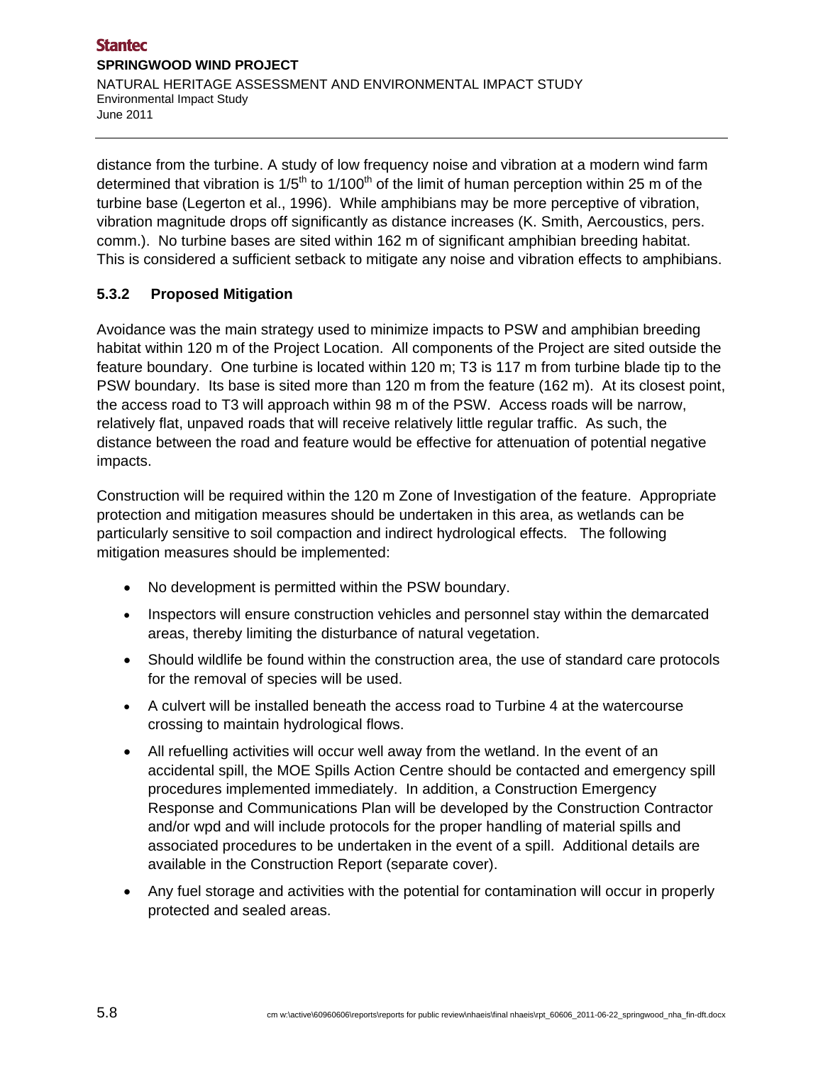distance from the turbine. A study of low frequency noise and vibration at a modern wind farm determined that vibration is 1/5$^{th}$ to 1/100$^{th}$ of the limit of human perception within 25 m of the turbine base (Legerton et al., 1996). While amphibians may be more perceptive of vibration, vibration magnitude drops off significantly as distance increases (K. Smith, Aercoustics, pers. comm.). No turbine bases are sited within 162 m of significant amphibian breeding habitat. This is considered a sufficient setback to mitigate any noise and vibration effects to amphibians.

### 5.3.2 Proposed Mitigation

Avoidance was the main strategy used to minimize impacts to PSW and amphibian breeding habitat within 120 m of the Project Location. All components of the Project are sited outside the feature boundary. One turbine is located within 120 m; T3 is 117 m from turbine blade tip to the PSW boundary. Its base is sited more than 120 m from the feature (162 m). At its closest point, the access road to T3 will approach within 98 m of the PSW. Access roads will be narrow, relatively flat, unpaved roads that will receive relatively little regular traffic. As such, the distance between the road and feature would be effective for attenuation of potential negative impacts.

Construction will be required within the 120 m Zone of Investigation of the feature. Appropriate protection and mitigation measures should be undertaken in this area, as wetlands can be particularly sensitive to soil compaction and indirect hydrological effects. The following mitigation measures should be implemented:

- No development is permitted within the PSW boundary.
- Inspectors will ensure construction vehicles and personnel stay within the demarcated areas, thereby limiting the disturbance of natural vegetation.
- Should wildlife be found within the construction area, the use of standard care protocols for the removal of species will be used.
- A culvert will be installed beneath the access road to Turbine 4 at the watercourse crossing to maintain hydrological flows.
- All refuelling activities will occur well away from the wetland. In the event of an accidental spill, the MOE Spills Action Centre should be contacted and emergency spill procedures implemented immediately. In addition, a Construction Emergency Response and Communications Plan will be developed by the Construction Contractor and/or wpd and will include protocols for the proper handling of material spills and associated procedures to be undertaken in the event of a spill. Additional details are available in the Construction Report (separate cover).
- Any fuel storage and activities with the potential for contamination will occur in properly protected and sealed areas.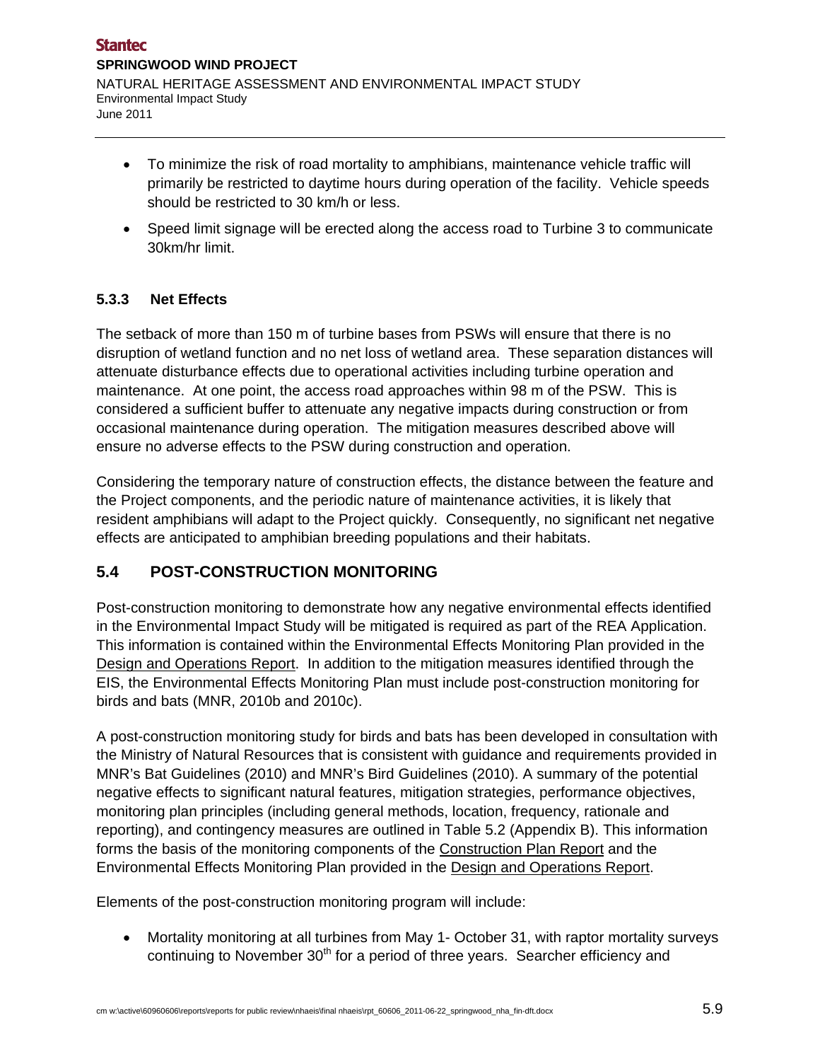- To minimize the risk of road mortality to amphibians, maintenance vehicle traffic will primarily be restricted to daytime hours during operation of the facility. Vehicle speeds should be restricted to 30 km/h or less.
- Speed limit signage will be erected along the access road to Turbine 3 to communicate 30km/hr limit.

### 5.3.3 Net Effects

The setback of more than 150 m of turbine bases from PSWs will ensure that there is no disruption of wetland function and no net loss of wetland area. These separation distances will attenuate disturbance effects due to operational activities including turbine operation and maintenance. At one point, the access road approaches within 98 m of the PSW. This is considered a sufficient buffer to attenuate any negative impacts during construction or from occasional maintenance during operation. The mitigation measures described above will ensure no adverse effects to the PSW during construction and operation.

Considering the temporary nature of construction effects, the distance between the feature and the Project components, and the periodic nature of maintenance activities, it is likely that resident amphibians will adapt to the Project quickly. Consequently, no significant net negative effects are anticipated to amphibian breeding populations and their habitats.

## 5.4 POST-CONSTRUCTION MONITORING

Post-construction monitoring to demonstrate how any negative environmental effects identified in the Environmental Impact Study will be mitigated is required as part of the REA Application. This information is contained within the Environmental Effects Monitoring Plan provided in the Design and Operations Report. In addition to the mitigation measures identified through the EIS, the Environmental Effects Monitoring Plan must include post-construction monitoring for birds and bats (MNR, 2010b and 2010c).

A post-construction monitoring study for birds and bats has been developed in consultation with the Ministry of Natural Resources that is consistent with guidance and requirements provided in MNR's Bat Guidelines (2010) and MNR's Bird Guidelines (2010). A summary of the potential negative effects to significant natural features, mitigation strategies, performance objectives, monitoring plan principles (including general methods, location, frequency, rationale and reporting), and contingency measures are outlined in Table 5.2 (Appendix B). This information forms the basis of the monitoring components of the Construction Plan Report and the Environmental Effects Monitoring Plan provided in the Design and Operations Report.

Elements of the post-construction monitoring program will include:

- Mortality monitoring at all turbines from May 1- October 31, with raptor mortality surveys continuing to November 30th for a period of three years. Searcher efficiency and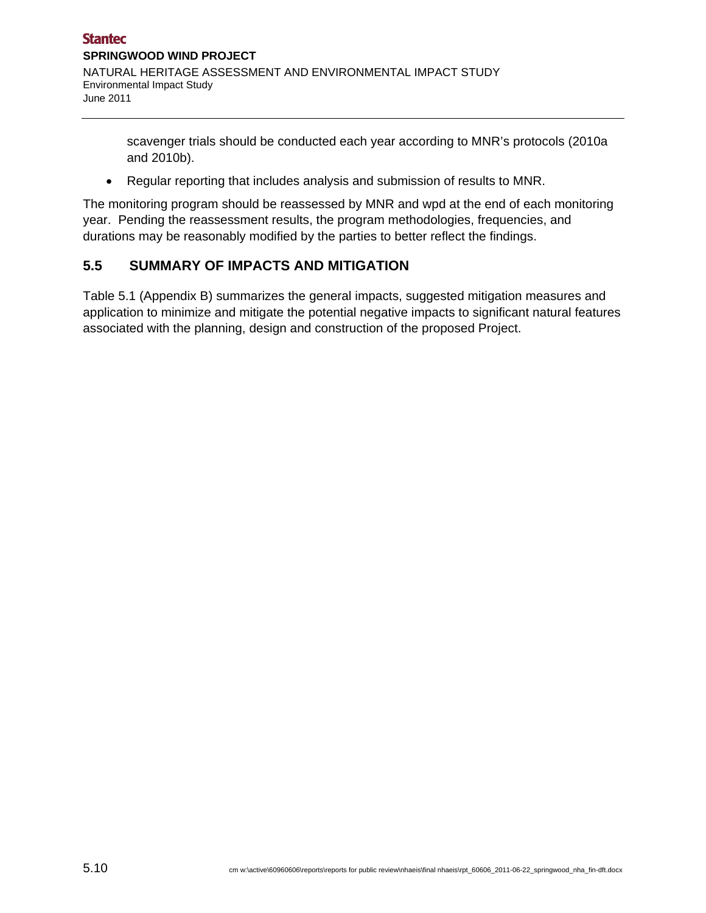scavenger trials should be conducted each year according to MNR's protocols (2010a and 2010b).

- Regular reporting that includes analysis and submission of results to MNR.

The monitoring program should be reassessed by MNR and wpd at the end of each monitoring year. Pending the reassessment results, the program methodologies, frequencies, and durations may be reasonably modified by the parties to better reflect the findings.

## 5.5 SUMMARY OF IMPACTS AND MITIGATION

Table 5.1 (Appendix B) summarizes the general impacts, suggested mitigation measures and application to minimize and mitigate the potential negative impacts to significant natural features associated with the planning, design and construction of the proposed Project.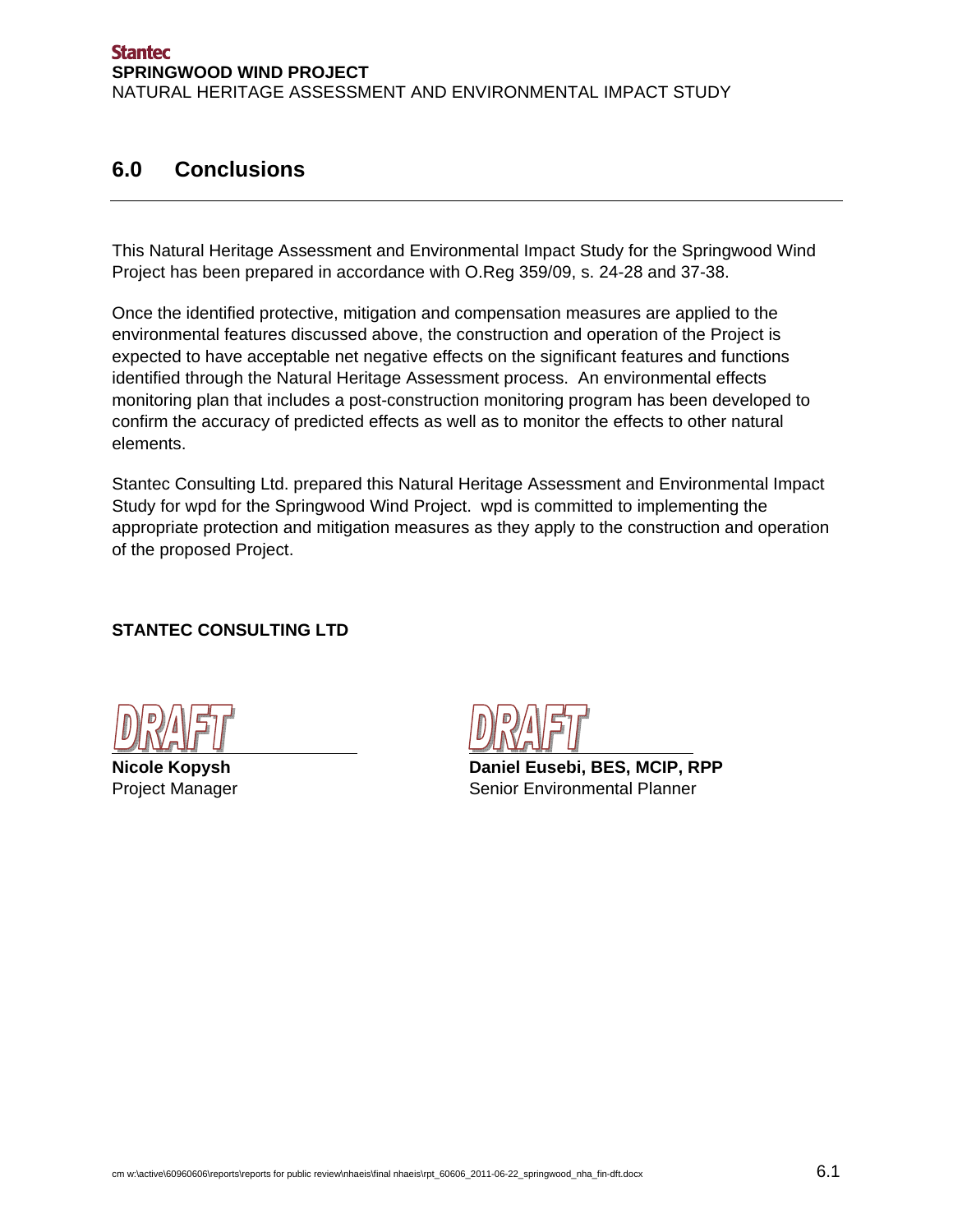## 6.0 Conclusions

This Natural Heritage Assessment and Environmental Impact Study for the Springwood Wind Project has been prepared in accordance with O.Reg 359/09, s. 24-28 and 37-38.

Once the identified protective, mitigation and compensation measures are applied to the environmental features discussed above, the construction and operation of the Project is expected to have acceptable net negative effects on the significant features and functions identified through the Natural Heritage Assessment process. An environmental effects monitoring plan that includes a post-construction monitoring program has been developed to confirm the accuracy of predicted effects as well as to monitor the effects to other natural elements.

Stantec Consulting Ltd. prepared this Natural Heritage Assessment and Environmental Impact Study for wpd for the Springwood Wind Project. wpd is committed to implementing the appropriate protection and mitigation measures as they apply to the construction and operation of the proposed Project.

**STANTEC CONSULTING LTD**

DRAFT

**Nicole Kopysh**
Project Manager

DRAFT

**Daniel Eusebi, BES, MCIP, RPP**
Senior Environmental Planner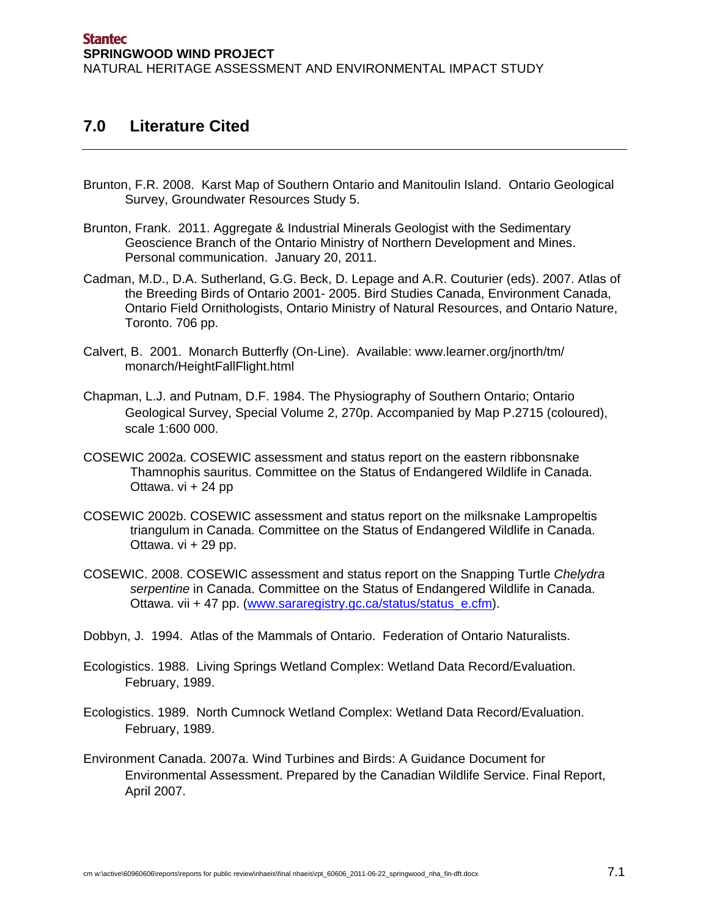## 7.0 Literature Cited

Brunton, F.R. 2008. Karst Map of Southern Ontario and Manitoulin Island. Ontario Geological Survey, Groundwater Resources Study 5.

Brunton, Frank. 2011. Aggregate & Industrial Minerals Geologist with the Sedimentary Geoscience Branch of the Ontario Ministry of Northern Development and Mines. Personal communication. January 20, 2011.

Cadman, M.D., D.A. Sutherland, G.G. Beck, D. Lepage and A.R. Couturier (eds). 2007. Atlas of the Breeding Birds of Ontario 2001- 2005. Bird Studies Canada, Environment Canada, Ontario Field Ornithologists, Ontario Ministry of Natural Resources, and Ontario Nature, Toronto. 706 pp.

Calvert, B. 2001. Monarch Butterfly (On-Line). Available: www.learner.org/jnorth/tm/monarch/HeightFallFlight.html

Chapman, L.J. and Putnam, D.F. 1984. The Physiography of Southern Ontario; Ontario Geological Survey, Special Volume 2, 270p. Accompanied by Map P.2715 (coloured), scale 1:600 000.

COSEWIC 2002a. COSEWIC assessment and status report on the eastern ribbonsnake Thamnophis sauritus. Committee on the Status of Endangered Wildlife in Canada. Ottawa. vi + 24 pp

COSEWIC 2002b. COSEWIC assessment and status report on the milksnake Lampropeltis triangulum in Canada. Committee on the Status of Endangered Wildlife in Canada. Ottawa. vi + 29 pp.

COSEWIC. 2008. COSEWIC assessment and status report on the Snapping Turtle *Chelydra serpentine* in Canada. Committee on the Status of Endangered Wildlife in Canada. Ottawa. vii + 47 pp. (www.sararegistry.gc.ca/status/status_e.cfm).

Dobbyn, J. 1994. Atlas of the Mammals of Ontario. Federation of Ontario Naturalists.

Ecologistics. 1988. Living Springs Wetland Complex: Wetland Data Record/Evaluation. February, 1989.

Ecologistics. 1989. North Cumnock Wetland Complex: Wetland Data Record/Evaluation. February, 1989.

Environment Canada. 2007a. Wind Turbines and Birds: A Guidance Document for Environmental Assessment. Prepared by the Canadian Wildlife Service. Final Report, April 2007.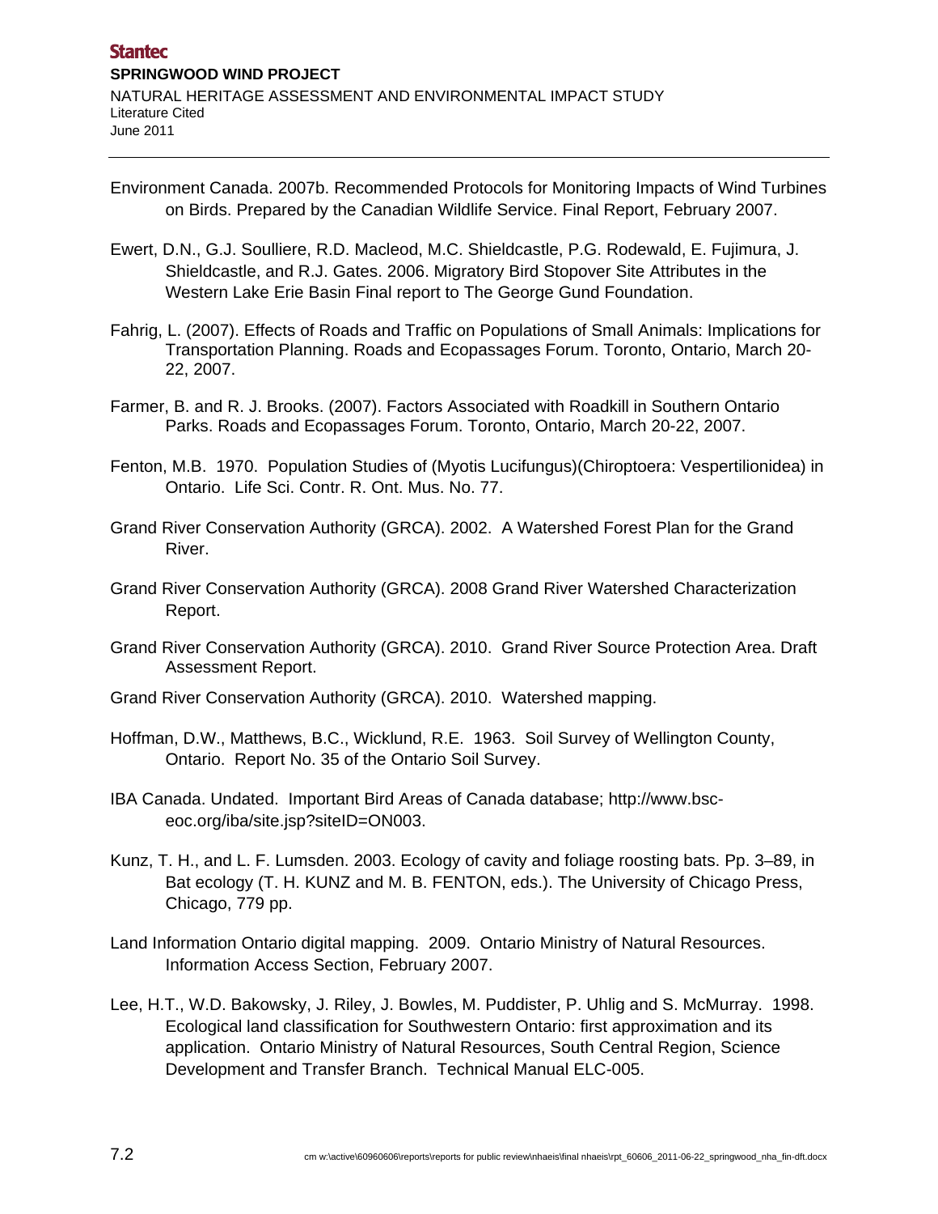Environment Canada. 2007b. Recommended Protocols for Monitoring Impacts of Wind Turbines on Birds. Prepared by the Canadian Wildlife Service. Final Report, February 2007.

Ewert, D.N., G.J. Soulliere, R.D. Macleod, M.C. Shieldcastle, P.G. Rodewald, E. Fujimura, J. Shieldcastle, and R.J. Gates. 2006. Migratory Bird Stopover Site Attributes in the Western Lake Erie Basin Final report to The George Gund Foundation.

Fahrig, L. (2007). Effects of Roads and Traffic on Populations of Small Animals: Implications for Transportation Planning. Roads and Ecopassages Forum. Toronto, Ontario, March 20-22, 2007.

Farmer, B. and R. J. Brooks. (2007). Factors Associated with Roadkill in Southern Ontario Parks. Roads and Ecopassages Forum. Toronto, Ontario, March 20-22, 2007.

Fenton, M.B. 1970. Population Studies of (Myotis Lucifungus)(Chiroptoera: Vespertilionidea) in Ontario. Life Sci. Contr. R. Ont. Mus. No. 77.

Grand River Conservation Authority (GRCA). 2002. A Watershed Forest Plan for the Grand River.

Grand River Conservation Authority (GRCA). 2008 Grand River Watershed Characterization Report.

Grand River Conservation Authority (GRCA). 2010. Grand River Source Protection Area. Draft Assessment Report.

Grand River Conservation Authority (GRCA). 2010. Watershed mapping.

Hoffman, D.W., Matthews, B.C., Wicklund, R.E. 1963. Soil Survey of Wellington County, Ontario. Report No. 35 of the Ontario Soil Survey.

IBA Canada. Undated. Important Bird Areas of Canada database; http://www.bsc-eoc.org/iba/site.jsp?siteID=ON003.

Kunz, T. H., and L. F. Lumsden. 2003. Ecology of cavity and foliage roosting bats. Pp. 3–89, in Bat ecology (T. H. KUNZ and M. B. FENTON, eds.). The University of Chicago Press, Chicago, 779 pp.

Land Information Ontario digital mapping. 2009. Ontario Ministry of Natural Resources. Information Access Section, February 2007.

Lee, H.T., W.D. Bakowsky, J. Riley, J. Bowles, M. Puddister, P. Uhlig and S. McMurray. 1998. Ecological land classification for Southwestern Ontario: first approximation and its application. Ontario Ministry of Natural Resources, South Central Region, Science Development and Transfer Branch. Technical Manual ELC-005.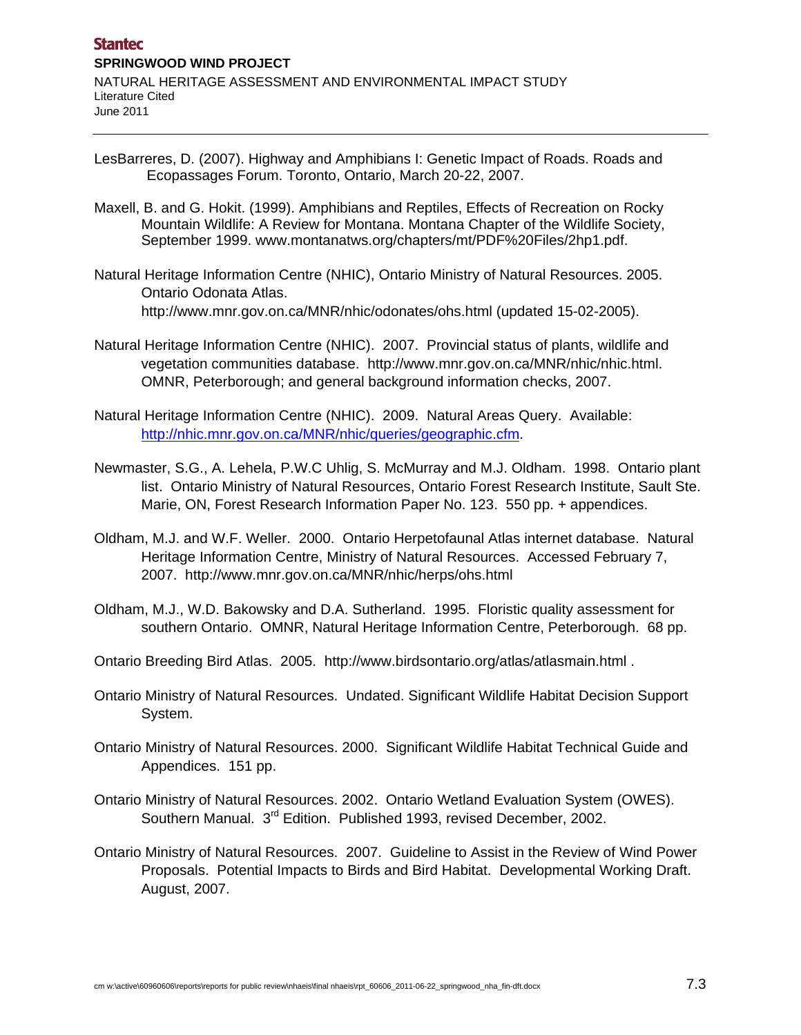LesBarreres, D. (2007). Highway and Amphibians I: Genetic Impact of Roads. Roads and Ecopassages Forum. Toronto, Ontario, March 20-22, 2007.

Maxell, B. and G. Hokit. (1999). Amphibians and Reptiles, Effects of Recreation on Rocky Mountain Wildlife: A Review for Montana. Montana Chapter of the Wildlife Society, September 1999. www.montanatws.org/chapters/mt/PDF%20Files/2hp1.pdf.

Natural Heritage Information Centre (NHIC), Ontario Ministry of Natural Resources. 2005. Ontario Odonata Atlas. http://www.mnr.gov.on.ca/MNR/nhic/odonates/ohs.html (updated 15-02-2005).

Natural Heritage Information Centre (NHIC). 2007. Provincial status of plants, wildlife and vegetation communities database. http://www.mnr.gov.on.ca/MNR/nhic/nhic.html. OMNR, Peterborough; and general background information checks, 2007.

Natural Heritage Information Centre (NHIC). 2009. Natural Areas Query. Available: http://nhic.mnr.gov.on.ca/MNR/nhic/queries/geographic.cfm.

Newmaster, S.G., A. Lehela, P.W.C Uhlig, S. McMurray and M.J. Oldham. 1998. Ontario plant list. Ontario Ministry of Natural Resources, Ontario Forest Research Institute, Sault Ste. Marie, ON, Forest Research Information Paper No. 123. 550 pp. + appendices.

Oldham, M.J. and W.F. Weller. 2000. Ontario Herpetofaunal Atlas internet database. Natural Heritage Information Centre, Ministry of Natural Resources. Accessed February 7, 2007. http://www.mnr.gov.on.ca/MNR/nhic/herps/ohs.html

Oldham, M.J., W.D. Bakowsky and D.A. Sutherland. 1995. Floristic quality assessment for southern Ontario. OMNR, Natural Heritage Information Centre, Peterborough. 68 pp.

Ontario Breeding Bird Atlas. 2005. http://www.birdsontario.org/atlas/atlasmain.html .

Ontario Ministry of Natural Resources. Undated. Significant Wildlife Habitat Decision Support System.

Ontario Ministry of Natural Resources. 2000. Significant Wildlife Habitat Technical Guide and Appendices. 151 pp.

Ontario Ministry of Natural Resources. 2002. Ontario Wetland Evaluation System (OWES). Southern Manual. 3rd Edition. Published 1993, revised December, 2002.

Ontario Ministry of Natural Resources. 2007. Guideline to Assist in the Review of Wind Power Proposals. Potential Impacts to Birds and Bird Habitat. Developmental Working Draft. August, 2007.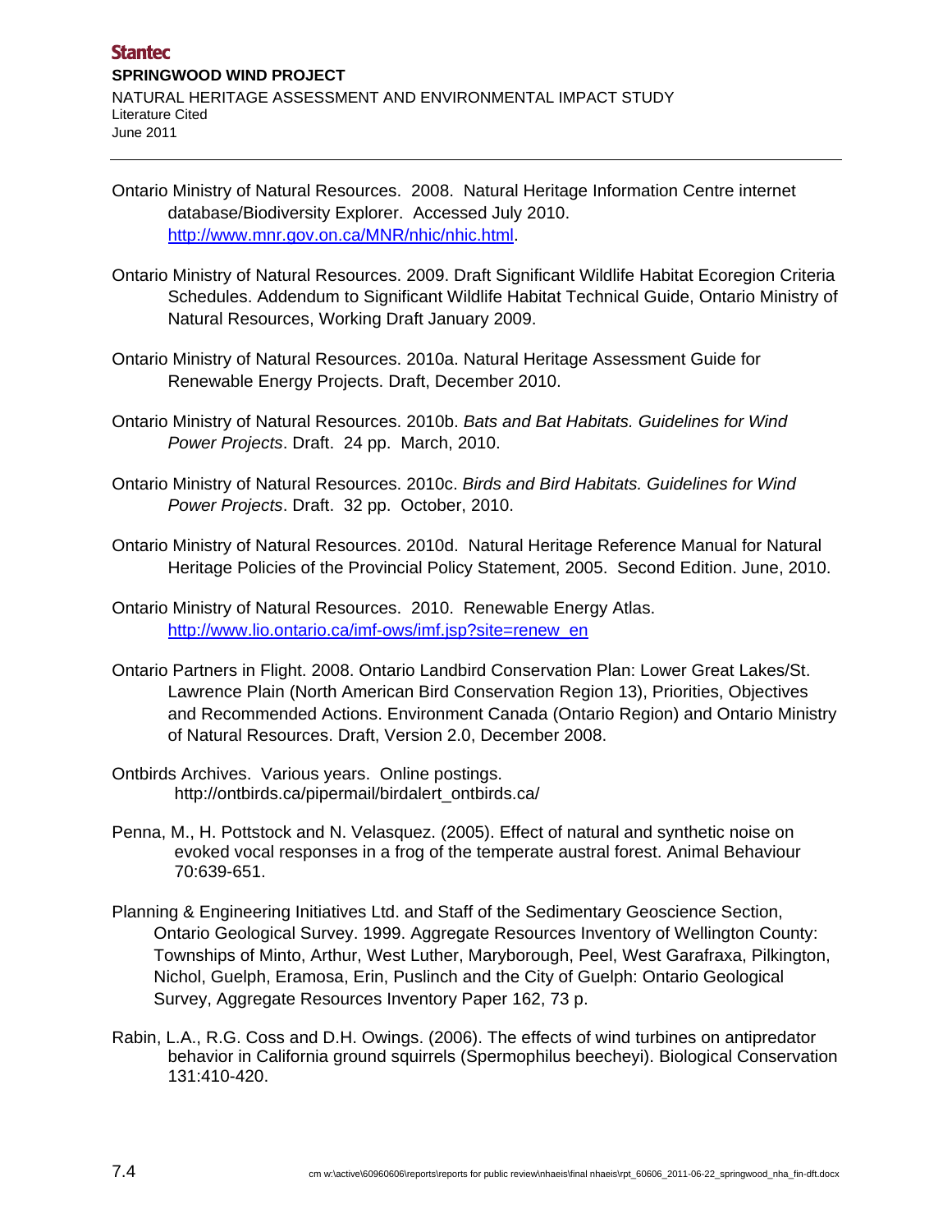Ontario Ministry of Natural Resources. 2008. Natural Heritage Information Centre internet database/Biodiversity Explorer. Accessed July 2010. http://www.mnr.gov.on.ca/MNR/nhic/nhic.html.

Ontario Ministry of Natural Resources. 2009. Draft Significant Wildlife Habitat Ecoregion Criteria Schedules. Addendum to Significant Wildlife Habitat Technical Guide, Ontario Ministry of Natural Resources, Working Draft January 2009.

Ontario Ministry of Natural Resources. 2010a. Natural Heritage Assessment Guide for Renewable Energy Projects. Draft, December 2010.

Ontario Ministry of Natural Resources. 2010b. *Bats and Bat Habitats. Guidelines for Wind Power Projects*. Draft. 24 pp. March, 2010.

Ontario Ministry of Natural Resources. 2010c. *Birds and Bird Habitats. Guidelines for Wind Power Projects*. Draft. 32 pp. October, 2010.

Ontario Ministry of Natural Resources. 2010d. Natural Heritage Reference Manual for Natural Heritage Policies of the Provincial Policy Statement, 2005. Second Edition. June, 2010.

Ontario Ministry of Natural Resources. 2010. Renewable Energy Atlas. http://www.lio.ontario.ca/imf-ows/imf.jsp?site=renew_en

Ontario Partners in Flight. 2008. Ontario Landbird Conservation Plan: Lower Great Lakes/St. Lawrence Plain (North American Bird Conservation Region 13), Priorities, Objectives and Recommended Actions. Environment Canada (Ontario Region) and Ontario Ministry of Natural Resources. Draft, Version 2.0, December 2008.

Ontbirds Archives. Various years. Online postings. http://ontbirds.ca/pipermail/birdalert_ontbirds.ca/

Penna, M., H. Pottstock and N. Velasquez. (2005). Effect of natural and synthetic noise on evoked vocal responses in a frog of the temperate austral forest. Animal Behaviour 70:639-651.

Planning & Engineering Initiatives Ltd. and Staff of the Sedimentary Geoscience Section, Ontario Geological Survey. 1999. Aggregate Resources Inventory of Wellington County: Townships of Minto, Arthur, West Luther, Maryborough, Peel, West Garafraxa, Pilkington, Nichol, Guelph, Eramosa, Erin, Puslinch and the City of Guelph: Ontario Geological Survey, Aggregate Resources Inventory Paper 162, 73 p.

Rabin, L.A., R.G. Coss and D.H. Owings. (2006). The effects of wind turbines on antipredator behavior in California ground squirrels (Spermophilus beecheyi). Biological Conservation 131:410-420.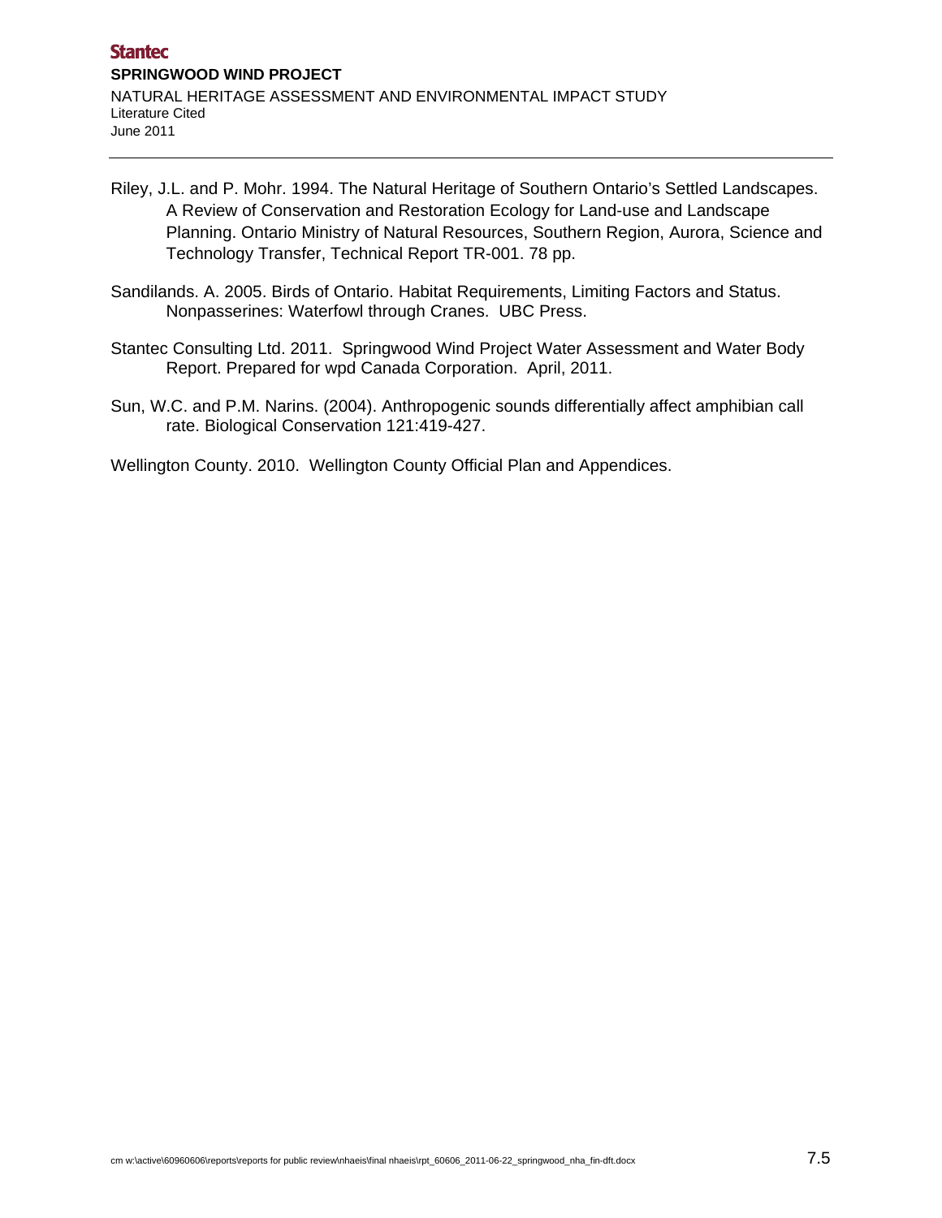Riley, J.L. and P. Mohr. 1994. The Natural Heritage of Southern Ontario's Settled Landscapes. A Review of Conservation and Restoration Ecology for Land-use and Landscape Planning. Ontario Ministry of Natural Resources, Southern Region, Aurora, Science and Technology Transfer, Technical Report TR-001. 78 pp.

Sandilands. A. 2005. Birds of Ontario. Habitat Requirements, Limiting Factors and Status. Nonpasserines: Waterfowl through Cranes. UBC Press.

Stantec Consulting Ltd. 2011. Springwood Wind Project Water Assessment and Water Body Report. Prepared for wpd Canada Corporation. April, 2011.

Sun, W.C. and P.M. Narins. (2004). Anthropogenic sounds differentially affect amphibian call rate. Biological Conservation 121:419-427.

Wellington County. 2010. Wellington County Official Plan and Appendices.